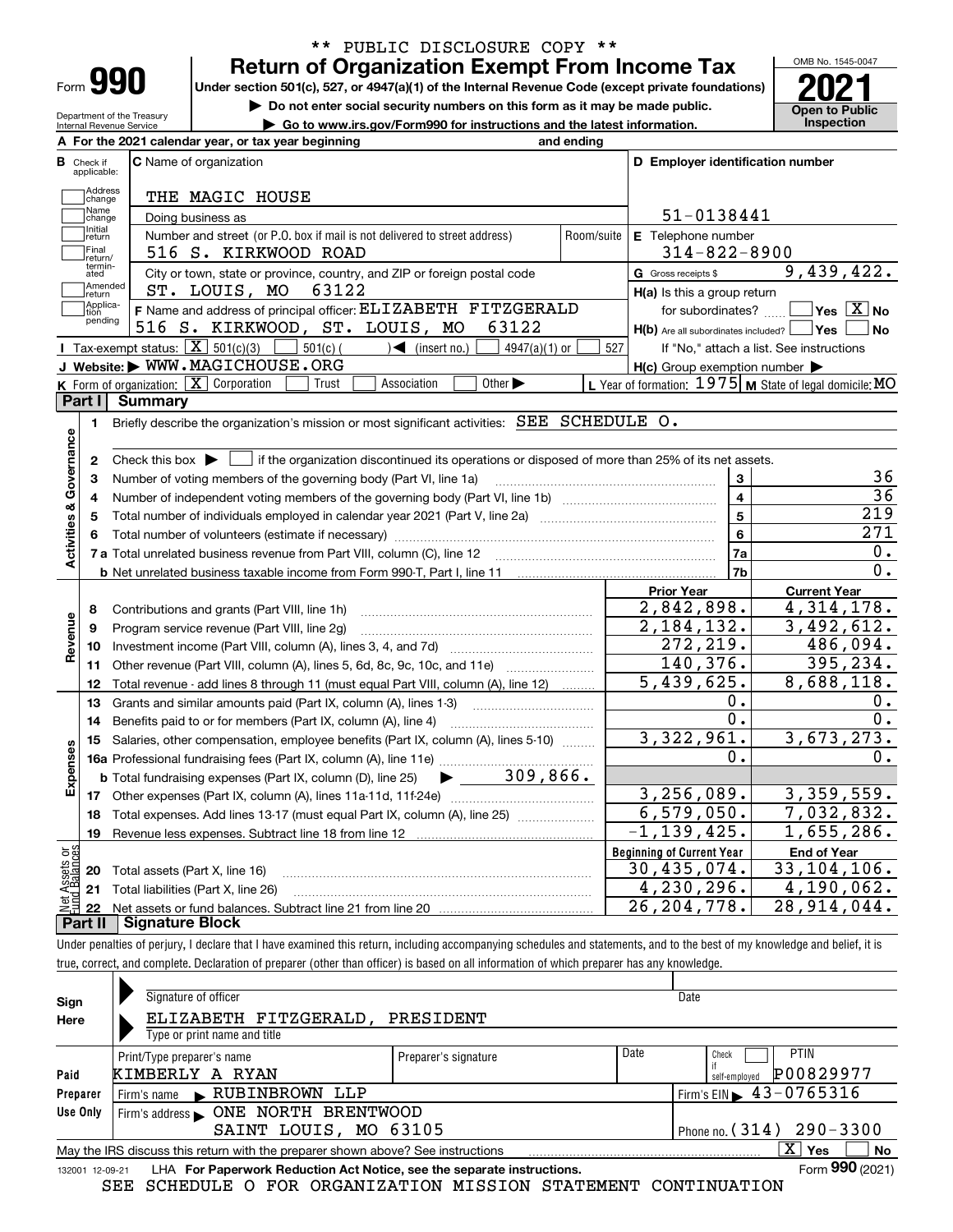** PUBLIC DISCLOSURE COPY **

# Form 990 — Return of Organization Exempt From Income Tax (2021)

Under section 501(c), 527, or 4947(a)(1) of the Internal Revenue Code (except private foundations)

▶ Do not enter social security numbers on this form as it may be made public.

▶ Go to www.irs.gov/Form990 for instructions and the latest information.

Department of the Treasury, Internal Revenue Service

OMB No. 1545-0047 — Open to Public Inspection

**A** For the 2021 calendar year, or tax year beginning and ending

**B** Check if applicable: Address change / Name change / Initial return / Final return/terminated / Amended return / Application pending

**C** Name of organization: THE MAGIC HOUSE

Doing business as

Number and street (or P.O. box if mail is not delivered to street address): 516 S. KIRKWOOD ROAD — Room/suite

City or town, state or province, country, and ZIP or foreign postal code: ST. LOUIS, MO 63122

**D** Employer identification number: 51-0138441

**E** Telephone number: 314-822-8900

**G** Gross receipts $ 9,439,422.

**F** Name and address of principal officer: ELIZABETH FITZGERALD, 516 S. KIRKWOOD, ST. LOUIS, MO 63122

**H(a)** Is this a group return for subordinates? ☐ Yes ☒ No

**H(b)** Are all subordinates included? ☐ Yes ☐ No — If "No," attach a list. See instructions

**H(c)** Group exemption number ▶

**I** Tax-exempt status: ☒ 501(c)(3) ☐ 501(c) ( ) ◀ (insert no.) ☐ 4947(a)(1) or ☐ 527

**J** Website: ▶ WWW.MAGICHOUSE.ORG

**K** Form of organization: ☒ Corporation ☐ Trust ☐ Association ☐ Other ▶

**L** Year of formation: 1975 **M** State of legal domicile: MO

## Part I Summary

**Activities & Governance**

1. Briefly describe the organization's mission or most significant activities: SEE SCHEDULE O.
2. Check this box ▶ ☐ if the organization discontinued its operations or disposed of more than 25% of its net assets.

| Line | Description | Box | Value |
|---|---|---|---|
| 3 | Number of voting members of the governing body (Part VI, line 1a) | 3 | 36 |
| 4 | Number of independent voting members of the governing body (Part VI, line 1b) | 4 | 36 |
| 5 | Total number of individuals employed in calendar year 2021 (Part V, line 2a) | 5 | 219 |
| 6 | Total number of volunteers (estimate if necessary) | 6 | 271 |
| 7a | Total unrelated business revenue from Part VIII, column (C), line 12 | 7a | 0. |
| 7b | Net unrelated business taxable income from Form 990-T, Part I, line 11 | 7b | 0. |

| Line | Description | Prior Year | Current Year |
|---|---|---|---|
| **Revenue** | | | |
| 8 | Contributions and grants (Part VIII, line 1h) | 2,842,898. | 4,314,178. |
| 9 | Program service revenue (Part VIII, line 2g) | 2,184,132. | 3,492,612. |
| 10 | Investment income (Part VIII, column (A), lines 3, 4, and 7d) | 272,219. | 486,094. |
| 11 | Other revenue (Part VIII, column (A), lines 5, 6d, 8c, 9c, 10c, and 11e) | 140,376. | 395,234. |
| 12 | Total revenue - add lines 8 through 11 (must equal Part VIII, column (A), line 12) | 5,439,625. | 8,688,118. |
| **Expenses** | | | |
| 13 | Grants and similar amounts paid (Part IX, column (A), lines 1-3) | 0. | 0. |
| 14 | Benefits paid to or for members (Part IX, column (A), line 4) | 0. | 0. |
| 15 | Salaries, other compensation, employee benefits (Part IX, column (A), lines 5-10) | 3,322,961. | 3,673,273. |
| 16a | Professional fundraising fees (Part IX, column (A), line 11e) | 0. | 0. |
| b | Total fundraising expenses (Part IX, column (D), line 25) ▶ 309,866. | | |
| 17 | Other expenses (Part IX, column (A), lines 11a-11d, 11f-24e) | 3,256,089. | 3,359,559. |
| 18 | Total expenses. Add lines 13-17 (must equal Part IX, column (A), line 25) | 6,579,050. | 7,032,832. |
| 19 | Revenue less expenses. Subtract line 18 from line 12 | -1,139,425. | 1,655,286. |
| **Net Assets or Fund Balances** | | **Beginning of Current Year** | **End of Year** |
| 20 | Total assets (Part X, line 16) | 30,435,074. | 33,104,106. |
| 21 | Total liabilities (Part X, line 26) | 4,230,296. | 4,190,062. |
| 22 | Net assets or fund balances. Subtract line 21 from line 20 | 26,204,778. | 28,914,044. |

## Part II Signature Block

Under penalties of perjury, I declare that I have examined this return, including accompanying schedules and statements, and to the best of my knowledge and belief, it is true, correct, and complete. Declaration of preparer (other than officer) is based on all information of which preparer has any knowledge.

**Sign Here**

Signature of officer — Date

ELIZABETH FITZGERALD, PRESIDENT

Type or print name and title

**Paid Preparer Use Only**

| Print/Type preparer's name | Preparer's signature | Date | Check ☐ if self-employed | PTIN |
|---|---|---|---|---|
| KIMBERLY A RYAN | | | | P00829977 |

Firm's name ▶ RUBINBROWN LLP — Firm's EIN ▶ 43-0765316

Firm's address ▶ ONE NORTH BRENTWOOD, SAINT LOUIS, MO 63105 — Phone no. (314) 290-3300

May the IRS discuss this return with the preparer shown above? See instructions ☒ Yes ☐ No

132001 12-09-21 LHA For Paperwork Reduction Act Notice, see the separate instructions. Form **990** (2021)

SEE SCHEDULE O FOR ORGANIZATION MISSION STATEMENT CONTINUATION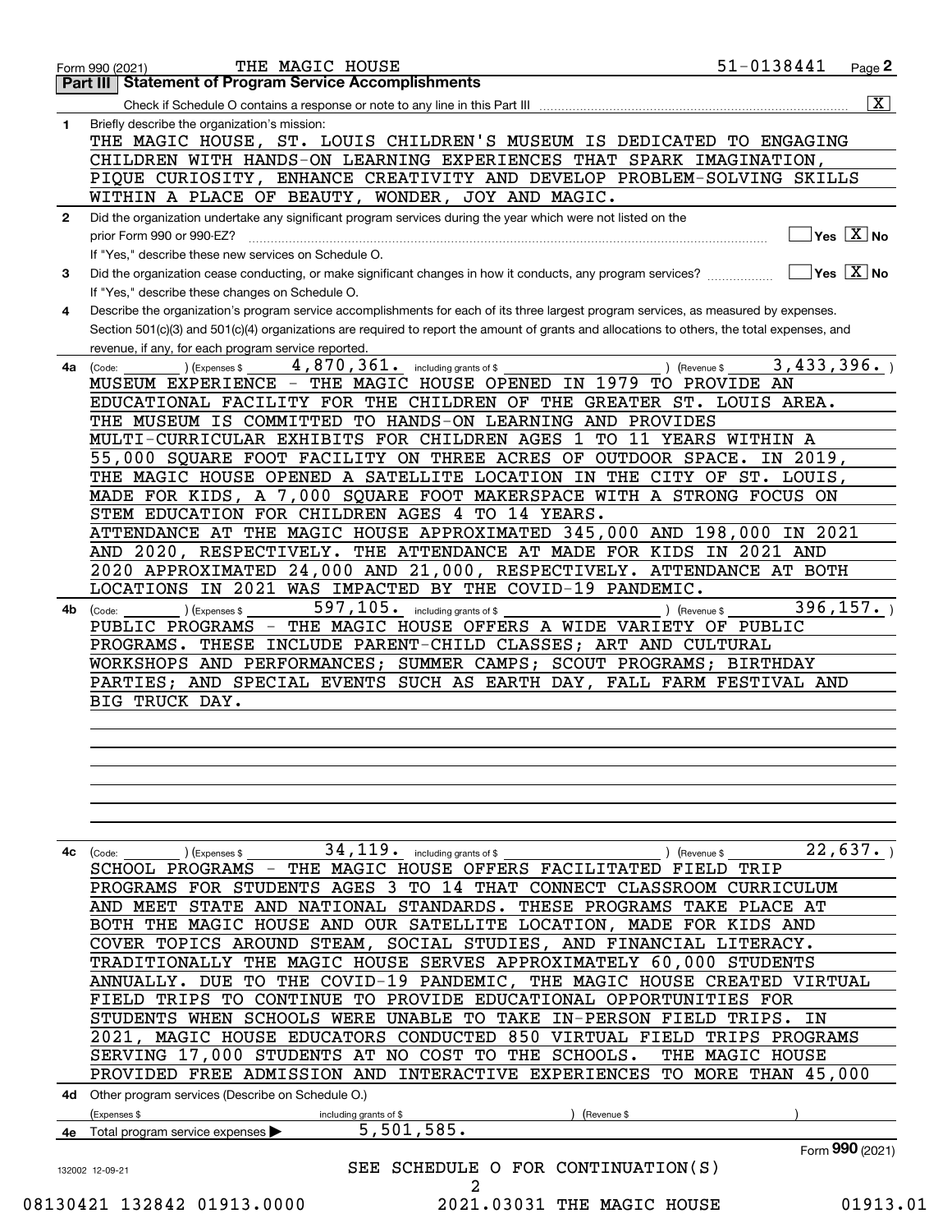Form 990 (2021) THE MAGIC HOUSE 51-0138441 Page **2**

## Part III | Statement of Program Service Accomplishments

Check if Schedule O contains a response or note to any line in this Part III ..... [X]

**1** Briefly describe the organization's mission:

THE MAGIC HOUSE, ST. LOUIS CHILDREN'S MUSEUM IS DEDICATED TO ENGAGING CHILDREN WITH HANDS-ON LEARNING EXPERIENCES THAT SPARK IMAGINATION, PIQUE CURIOSITY, ENHANCE CREATIVITY AND DEVELOP PROBLEM-SOLVING SKILLS WITHIN A PLACE OF BEAUTY, WONDER, JOY AND MAGIC.

**2** Did the organization undertake any significant program services during the year which were not listed on the prior Form 990 or 990-EZ? ..... [ ] Yes [X] No

If "Yes," describe these new services on Schedule O.

**3** Did the organization cease conducting, or make significant changes in how it conducts, any program services? ..... [ ] Yes [X] No

If "Yes," describe these changes on Schedule O.

**4** Describe the organization's program service accomplishments for each of its three largest program services, as measured by expenses. Section 501(c)(3) and 501(c)(4) organizations are required to report the amount of grants and allocations to others, the total expenses, and revenue, if any, for each program service reported.

**4a** (Code: ) (Expenses $ 4,870,361. including grants of $ ) (Revenue $ 3,433,396. )

MUSEUM EXPERIENCE - THE MAGIC HOUSE OPENED IN 1979 TO PROVIDE AN EDUCATIONAL FACILITY FOR THE CHILDREN OF THE GREATER ST. LOUIS AREA. THE MUSEUM IS COMMITTED TO HANDS-ON LEARNING AND PROVIDES MULTI-CURRICULAR EXHIBITS FOR CHILDREN AGES 1 TO 11 YEARS WITHIN A 55,000 SQUARE FOOT FACILITY ON THREE ACRES OF OUTDOOR SPACE. IN 2019, THE MAGIC HOUSE OPENED A SATELLITE LOCATION IN THE CITY OF ST. LOUIS, MADE FOR KIDS, A 7,000 SQUARE FOOT MAKERSPACE WITH A STRONG FOCUS ON STEM EDUCATION FOR CHILDREN AGES 4 TO 14 YEARS. ATTENDANCE AT THE MAGIC HOUSE APPROXIMATED 345,000 AND 198,000 IN 2021 AND 2020, RESPECTIVELY. THE ATTENDANCE AT MADE FOR KIDS IN 2021 AND 2020 APPROXIMATED 24,000 AND 21,000, RESPECTIVELY. ATTENDANCE AT BOTH LOCATIONS IN 2021 WAS IMPACTED BY THE COVID-19 PANDEMIC.

**4b** (Code: ) (Expenses $ 597,105. including grants of $ ) (Revenue $ 396,157. )

PUBLIC PROGRAMS - THE MAGIC HOUSE OFFERS A WIDE VARIETY OF PUBLIC PROGRAMS. THESE INCLUDE PARENT-CHILD CLASSES; ART AND CULTURAL WORKSHOPS AND PERFORMANCES; SUMMER CAMPS; SCOUT PROGRAMS; BIRTHDAY PARTIES; AND SPECIAL EVENTS SUCH AS EARTH DAY, FALL FARM FESTIVAL AND BIG TRUCK DAY.

**4c** (Code: ) (Expenses $ 34,119. including grants of $ ) (Revenue $ 22,637. )

SCHOOL PROGRAMS - THE MAGIC HOUSE OFFERS FACILITATED FIELD TRIP PROGRAMS FOR STUDENTS AGES 3 TO 14 THAT CONNECT CLASSROOM CURRICULUM AND MEET STATE AND NATIONAL STANDARDS. THESE PROGRAMS TAKE PLACE AT BOTH THE MAGIC HOUSE AND OUR SATELLITE LOCATION, MADE FOR KIDS AND COVER TOPICS AROUND STEAM, SOCIAL STUDIES, AND FINANCIAL LITERACY. TRADITIONALLY THE MAGIC HOUSE SERVES APPROXIMATELY 60,000 STUDENTS ANNUALLY. DUE TO THE COVID-19 PANDEMIC, THE MAGIC HOUSE CREATED VIRTUAL FIELD TRIPS TO CONTINUE TO PROVIDE EDUCATIONAL OPPORTUNITIES FOR STUDENTS WHEN SCHOOLS WERE UNABLE TO TAKE IN-PERSON FIELD TRIPS. IN 2021, MAGIC HOUSE EDUCATORS CONDUCTED 850 VIRTUAL FIELD TRIPS PROGRAMS SERVING 17,000 STUDENTS AT NO COST TO THE SCHOOLS. THE MAGIC HOUSE PROVIDED FREE ADMISSION AND INTERACTIVE EXPERIENCES TO MORE THAN 45,000

**4d** Other program services (Describe on Schedule O.)

(Expenses $ including grants of $ ) (Revenue $ )

**4e** Total program service expenses ▶ 5,501,585.

Form **990** (2021)

SEE SCHEDULE O FOR CONTINUATION(S)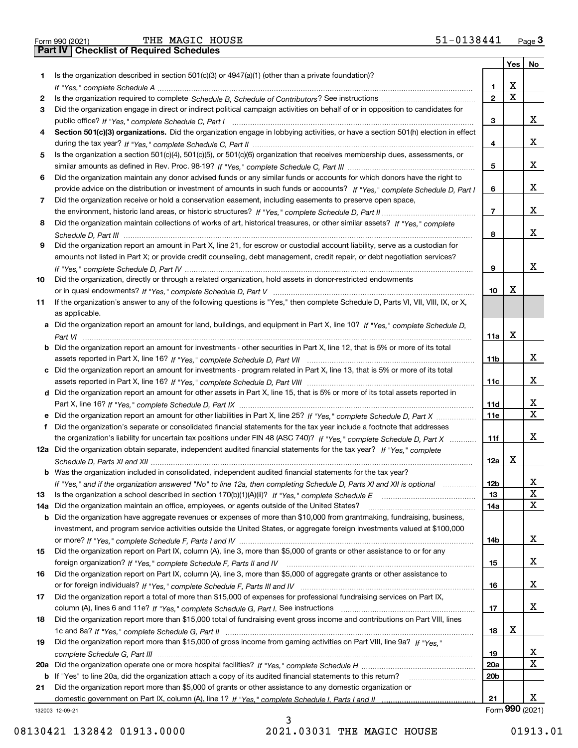Form 990 (2021) THE MAGIC HOUSE 51-0138441 Page 3

## Part IV Checklist of Required Schedules

| | | | Yes | No |
|---|---|---|---|---|
| 1 | Is the organization described in section 501(c)(3) or 4947(a)(1) (other than a private foundation)? *If "Yes," complete Schedule A* | 1 | X | |
| 2 | Is the organization required to complete *Schedule B, Schedule of Contributors*? See instructions | 2 | X | |
| 3 | Did the organization engage in direct or indirect political campaign activities on behalf of or in opposition to candidates for public office? *If "Yes," complete Schedule C, Part I* | 3 | | X |
| 4 | **Section 501(c)(3) organizations.** Did the organization engage in lobbying activities, or have a section 501(h) election in effect during the tax year? *If "Yes," complete Schedule C, Part II* | 4 | | X |
| 5 | Is the organization a section 501(c)(4), 501(c)(5), or 501(c)(6) organization that receives membership dues, assessments, or similar amounts as defined in Rev. Proc. 98-19? *If "Yes," complete Schedule C, Part III* | 5 | | X |
| 6 | Did the organization maintain any donor advised funds or any similar funds or accounts for which donors have the right to provide advice on the distribution or investment of amounts in such funds or accounts? *If "Yes," complete Schedule D, Part I* | 6 | | X |
| 7 | Did the organization receive or hold a conservation easement, including easements to preserve open space, the environment, historic land areas, or historic structures? *If "Yes," complete Schedule D, Part II* | 7 | | X |
| 8 | Did the organization maintain collections of works of art, historical treasures, or other similar assets? *If "Yes," complete Schedule D, Part III* | 8 | | X |
| 9 | Did the organization report an amount in Part X, line 21, for escrow or custodial account liability, serve as a custodian for amounts not listed in Part X; or provide credit counseling, debt management, credit repair, or debt negotiation services? *If "Yes," complete Schedule D, Part IV* | 9 | | X |
| 10 | Did the organization, directly or through a related organization, hold assets in donor-restricted endowments or in quasi endowments? *If "Yes," complete Schedule D, Part V* | 10 | X | |
| 11 | If the organization's answer to any of the following questions is "Yes," then complete Schedule D, Parts VI, VII, VIII, IX, or X, as applicable. | | | |
| a | Did the organization report an amount for land, buildings, and equipment in Part X, line 10? *If "Yes," complete Schedule D, Part VI* | 11a | X | |
| b | Did the organization report an amount for investments - other securities in Part X, line 12, that is 5% or more of its total assets reported in Part X, line 16? *If "Yes," complete Schedule D, Part VII* | 11b | | X |
| c | Did the organization report an amount for investments - program related in Part X, line 13, that is 5% or more of its total assets reported in Part X, line 16? *If "Yes," complete Schedule D, Part VIII* | 11c | | X |
| d | Did the organization report an amount for other assets in Part X, line 15, that is 5% or more of its total assets reported in Part X, line 16? *If "Yes," complete Schedule D, Part IX* | 11d | | X |
| e | Did the organization report an amount for other liabilities in Part X, line 25? *If "Yes," complete Schedule D, Part X* | 11e | | X |
| f | Did the organization's separate or consolidated financial statements for the tax year include a footnote that addresses the organization's liability for uncertain tax positions under FIN 48 (ASC 740)? *If "Yes," complete Schedule D, Part X* | 11f | | X |
| 12a | Did the organization obtain separate, independent audited financial statements for the tax year? *If "Yes," complete Schedule D, Parts XI and XII* | 12a | X | |
| b | Was the organization included in consolidated, independent audited financial statements for the tax year? *If "Yes," and if the organization answered "No" to line 12a, then completing Schedule D, Parts XI and XII is optional* | 12b | | X |
| 13 | Is the organization a school described in section 170(b)(1)(A)(ii)? *If "Yes," complete Schedule E* | 13 | | X |
| 14a | Did the organization maintain an office, employees, or agents outside of the United States? | 14a | | X |
| b | Did the organization have aggregate revenues or expenses of more than $10,000 from grantmaking, fundraising, business, investment, and program service activities outside the United States, or aggregate foreign investments valued at $100,000 or more? *If "Yes," complete Schedule F, Parts I and IV* | 14b | | X |
| 15 | Did the organization report on Part IX, column (A), line 3, more than $5,000 of grants or other assistance to or for any foreign organization? *If "Yes," complete Schedule F, Parts II and IV* | 15 | | X |
| 16 | Did the organization report on Part IX, column (A), line 3, more than $5,000 of aggregate grants or other assistance to or for foreign individuals? *If "Yes," complete Schedule F, Parts III and IV* | 16 | | X |
| 17 | Did the organization report a total of more than $15,000 of expenses for professional fundraising services on Part IX, column (A), lines 6 and 11e? *If "Yes," complete Schedule G, Part I.* See instructions | 17 | | X |
| 18 | Did the organization report more than $15,000 total of fundraising event gross income and contributions on Part VIII, lines 1c and 8a? *If "Yes," complete Schedule G, Part II* | 18 | X | |
| 19 | Did the organization report more than $15,000 of gross income from gaming activities on Part VIII, line 9a? *If "Yes," complete Schedule G, Part III* | 19 | | X |
| 20a | Did the organization operate one or more hospital facilities? *If "Yes," complete Schedule H* | 20a | | X |
| b | If "Yes" to line 20a, did the organization attach a copy of its audited financial statements to this return? | 20b | | |
| 21 | Did the organization report more than $5,000 of grants or other assistance to any domestic organization or domestic government on Part IX, column (A), line 1? *If "Yes," complete Schedule I, Parts I and II* | 21 | | X |

132003 12-09-21

Form **990** (2021)

08130421 132842 01913.0000 2021.03031 THE MAGIC HOUSE 01913.01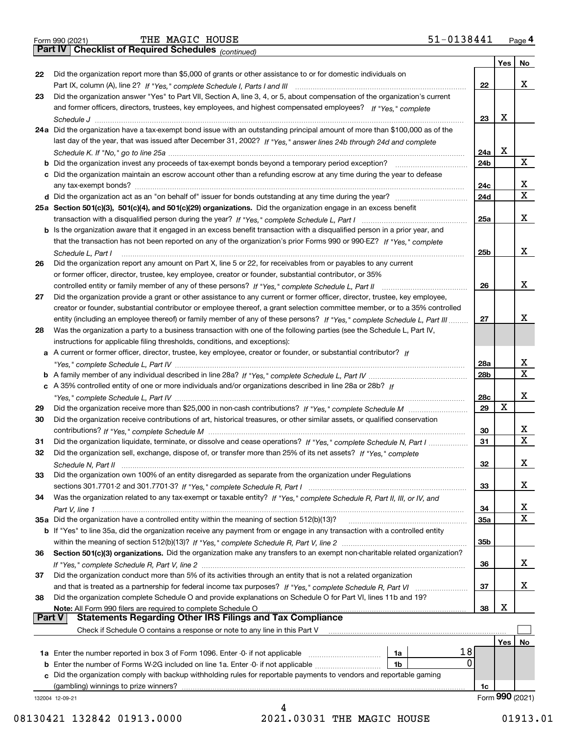Form 990 (2021) THE MAGIC HOUSE 51-0138441 Page 4

**Part IV Checklist of Required Schedules** *(continued)*

| | | | Yes | No |
|---|---|---|---|---|
| 22 | Did the organization report more than $5,000 of grants or other assistance to or for domestic individuals on Part IX, column (A), line 2? *If "Yes," complete Schedule I, Parts I and III* | 22 | | X |
| 23 | Did the organization answer "Yes" to Part VII, Section A, line 3, 4, or 5, about compensation of the organization's current and former officers, directors, trustees, key employees, and highest compensated employees? *If "Yes," complete Schedule J* | 23 | X | |
| 24a | Did the organization have a tax-exempt bond issue with an outstanding principal amount of more than $100,000 as of the last day of the year, that was issued after December 31, 2002? *If "Yes," answer lines 24b through 24d and complete Schedule K. If "No," go to line 25a* | 24a | X | |
| b | Did the organization invest any proceeds of tax-exempt bonds beyond a temporary period exception? | 24b | | X |
| c | Did the organization maintain an escrow account other than a refunding escrow at any time during the year to defease any tax-exempt bonds? | 24c | | X |
| d | Did the organization act as an "on behalf of" issuer for bonds outstanding at any time during the year? | 24d | | X |
| 25a | **Section 501(c)(3), 501(c)(4), and 501(c)(29) organizations.** Did the organization engage in an excess benefit transaction with a disqualified person during the year? *If "Yes," complete Schedule L, Part I* | 25a | | X |
| b | Is the organization aware that it engaged in an excess benefit transaction with a disqualified person in a prior year, and that the transaction has not been reported on any of the organization's prior Forms 990 or 990-EZ? *If "Yes," complete Schedule L, Part I* | 25b | | X |
| 26 | Did the organization report any amount on Part X, line 5 or 22, for receivables from or payables to any current or former officer, director, trustee, key employee, creator or founder, substantial contributor, or 35% controlled entity or family member of any of these persons? *If "Yes," complete Schedule L, Part II* | 26 | | X |
| 27 | Did the organization provide a grant or other assistance to any current or former officer, director, trustee, key employee, creator or founder, substantial contributor or employee thereof, a grant selection committee member, or to a 35% controlled entity (including an employee thereof) or family member of any of these persons? *If "Yes," complete Schedule L, Part III* | 27 | | X |
| 28 | Was the organization a party to a business transaction with one of the following parties (see the Schedule L, Part IV, instructions for applicable filing thresholds, conditions, and exceptions): | | | |
| a | A current or former officer, director, trustee, key employee, creator or founder, or substantial contributor? *If "Yes," complete Schedule L, Part IV* | 28a | | X |
| b | A family member of any individual described in line 28a? *If "Yes," complete Schedule L, Part IV* | 28b | | X |
| c | A 35% controlled entity of one or more individuals and/or organizations described in line 28a or 28b? *If "Yes," complete Schedule L, Part IV* | 28c | | X |
| 29 | Did the organization receive more than $25,000 in non-cash contributions? *If "Yes," complete Schedule M* | 29 | X | |
| 30 | Did the organization receive contributions of art, historical treasures, or other similar assets, or qualified conservation contributions? *If "Yes," complete Schedule M* | 30 | | X |
| 31 | Did the organization liquidate, terminate, or dissolve and cease operations? *If "Yes," complete Schedule N, Part I* | 31 | | X |
| 32 | Did the organization sell, exchange, dispose of, or transfer more than 25% of its net assets? *If "Yes," complete Schedule N, Part II* | 32 | | X |
| 33 | Did the organization own 100% of an entity disregarded as separate from the organization under Regulations sections 301.7701-2 and 301.7701-3? *If "Yes," complete Schedule R, Part I* | 33 | | X |
| 34 | Was the organization related to any tax-exempt or taxable entity? *If "Yes," complete Schedule R, Part II, III, or IV, and Part V, line 1* | 34 | | X |
| 35a | Did the organization have a controlled entity within the meaning of section 512(b)(13)? | 35a | | X |
| b | If "Yes" to line 35a, did the organization receive any payment from or engage in any transaction with a controlled entity within the meaning of section 512(b)(13)? *If "Yes," complete Schedule R, Part V, line 2* | 35b | | |
| 36 | **Section 501(c)(3) organizations.** Did the organization make any transfers to an exempt non-charitable related organization? *If "Yes," complete Schedule R, Part V, line 2* | 36 | | X |
| 37 | Did the organization conduct more than 5% of its activities through an entity that is not a related organization and that is treated as a partnership for federal income tax purposes? *If "Yes," complete Schedule R, Part VI* | 37 | | X |
| 38 | Did the organization complete Schedule O and provide explanations on Schedule O for Part VI, lines 11b and 19? **Note:** All Form 990 filers are required to complete Schedule O | 38 | X | |

**Part V Statements Regarding Other IRS Filings and Tax Compliance**

Check if Schedule O contains a response or note to any line in this Part V ☐

| | | | | | Yes | No |
|---|---|---|---|---|---|---|
| 1a | Enter the number reported in box 3 of Form 1096. Enter -0- if not applicable | 1a | 18 | | | |
| b | Enter the number of Forms W-2G included on line 1a. Enter -0- if not applicable | 1b | 0 | | | |
| c | Did the organization comply with backup withholding rules for reportable payments to vendors and reportable gaming (gambling) winnings to prize winners? | | | 1c | | |

132004 12-09-21 Form **990** (2021)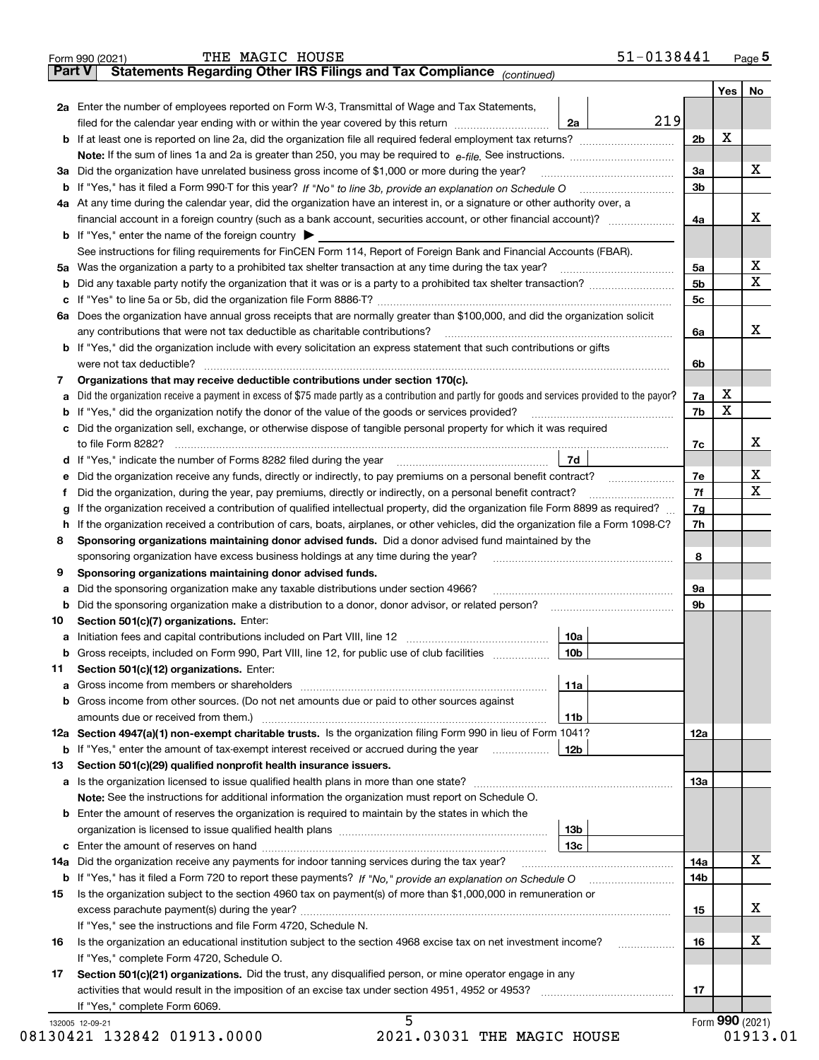Form 990 (2021) THE MAGIC HOUSE 51-0138441 Page 5

**Part V Statements Regarding Other IRS Filings and Tax Compliance** *(continued)*

| | | | | Yes | No |
|---|---|---|---|---|---|
| **2a** | Enter the number of employees reported on Form W-3, Transmittal of Wage and Tax Statements, filed for the calendar year ending with or within the year covered by this return | 2a | 219 | | |
| **b** | If at least one is reported on line 2a, did the organization file all required federal employment tax returns? | | 2b | X | |
| | **Note:** If the sum of lines 1a and 2a is greater than 250, you may be required to *e-file*. See instructions. | | | | |
| **3a** | Did the organization have unrelated business gross income of $1,000 or more during the year? | | 3a | | X |
| **b** | If "Yes," has it filed a Form 990-T for this year? *If "No" to line 3b, provide an explanation on Schedule O* | | 3b | | |
| **4a** | At any time during the calendar year, did the organization have an interest in, or a signature or other authority over, a financial account in a foreign country (such as a bank account, securities account, or other financial account)? | | 4a | | X |
| **b** | If "Yes," enter the name of the foreign country ▶ | | | | |
| | See instructions for filing requirements for FinCEN Form 114, Report of Foreign Bank and Financial Accounts (FBAR). | | | | |
| **5a** | Was the organization a party to a prohibited tax shelter transaction at any time during the tax year? | | 5a | | X |
| **b** | Did any taxable party notify the organization that it was or is a party to a prohibited tax shelter transaction? | | 5b | | X |
| **c** | If "Yes" to line 5a or 5b, did the organization file Form 8886-T? | | 5c | | |
| **6a** | Does the organization have annual gross receipts that are normally greater than $100,000, and did the organization solicit any contributions that were not tax deductible as charitable contributions? | | 6a | | X |
| **b** | If "Yes," did the organization include with every solicitation an express statement that such contributions or gifts were not tax deductible? | | 6b | | |
| **7** | **Organizations that may receive deductible contributions under section 170(c).** | | | | |
| **a** | Did the organization receive a payment in excess of $75 made partly as a contribution and partly for goods and services provided to the payor? | | 7a | X | |
| **b** | If "Yes," did the organization notify the donor of the value of the goods or services provided? | | 7b | X | |
| **c** | Did the organization sell, exchange, or otherwise dispose of tangible personal property for which it was required to file Form 8282? | | 7c | | X |
| **d** | If "Yes," indicate the number of Forms 8282 filed during the year | 7d | | | |
| **e** | Did the organization receive any funds, directly or indirectly, to pay premiums on a personal benefit contract? | | 7e | | X |
| **f** | Did the organization, during the year, pay premiums, directly or indirectly, on a personal benefit contract? | | 7f | | X |
| **g** | If the organization received a contribution of qualified intellectual property, did the organization file Form 8899 as required? | | 7g | | |
| **h** | If the organization received a contribution of cars, boats, airplanes, or other vehicles, did the organization file a Form 1098-C? | | 7h | | |
| **8** | **Sponsoring organizations maintaining donor advised funds.** Did a donor advised fund maintained by the sponsoring organization have excess business holdings at any time during the year? | | 8 | | |
| **9** | **Sponsoring organizations maintaining donor advised funds.** | | | | |
| **a** | Did the sponsoring organization make any taxable distributions under section 4966? | | 9a | | |
| **b** | Did the sponsoring organization make a distribution to a donor, donor advisor, or related person? | | 9b | | |
| **10** | **Section 501(c)(7) organizations.** Enter: | | | | |
| **a** | Initiation fees and capital contributions included on Part VIII, line 12 | 10a | | | |
| **b** | Gross receipts, included on Form 990, Part VIII, line 12, for public use of club facilities | 10b | | | |
| **11** | **Section 501(c)(12) organizations.** Enter: | | | | |
| **a** | Gross income from members or shareholders | 11a | | | |
| **b** | Gross income from other sources. (Do not net amounts due or paid to other sources against amounts due or received from them.) | 11b | | | |
| **12a** | **Section 4947(a)(1) non-exempt charitable trusts.** Is the organization filing Form 990 in lieu of Form 1041? | | 12a | | |
| **b** | If "Yes," enter the amount of tax-exempt interest received or accrued during the year | 12b | | | |
| **13** | **Section 501(c)(29) qualified nonprofit health insurance issuers.** | | | | |
| **a** | Is the organization licensed to issue qualified health plans in more than one state? | | 13a | | |
| | **Note:** See the instructions for additional information the organization must report on Schedule O. | | | | |
| **b** | Enter the amount of reserves the organization is required to maintain by the states in which the organization is licensed to issue qualified health plans | 13b | | | |
| **c** | Enter the amount of reserves on hand | 13c | | | |
| **14a** | Did the organization receive any payments for indoor tanning services during the tax year? | | 14a | | X |
| **b** | If "Yes," has it filed a Form 720 to report these payments? *If "No," provide an explanation on Schedule O* | | 14b | | |
| **15** | Is the organization subject to the section 4960 tax on payment(s) of more than $1,000,000 in remuneration or excess parachute payment(s) during the year? | | 15 | | X |
| | If "Yes," see the instructions and file Form 4720, Schedule N. | | | | |
| **16** | Is the organization an educational institution subject to the section 4968 excise tax on net investment income? | | 16 | | X |
| | If "Yes," complete Form 4720, Schedule O. | | | | |
| **17** | **Section 501(c)(21) organizations.** Did the trust, any disqualified person, or mine operator engage in any activities that would result in the imposition of an excise tax under section 4951, 4952 or 4953? | | 17 | | |
| | If "Yes," complete Form 6069. | | | | |

Form **990** (2021)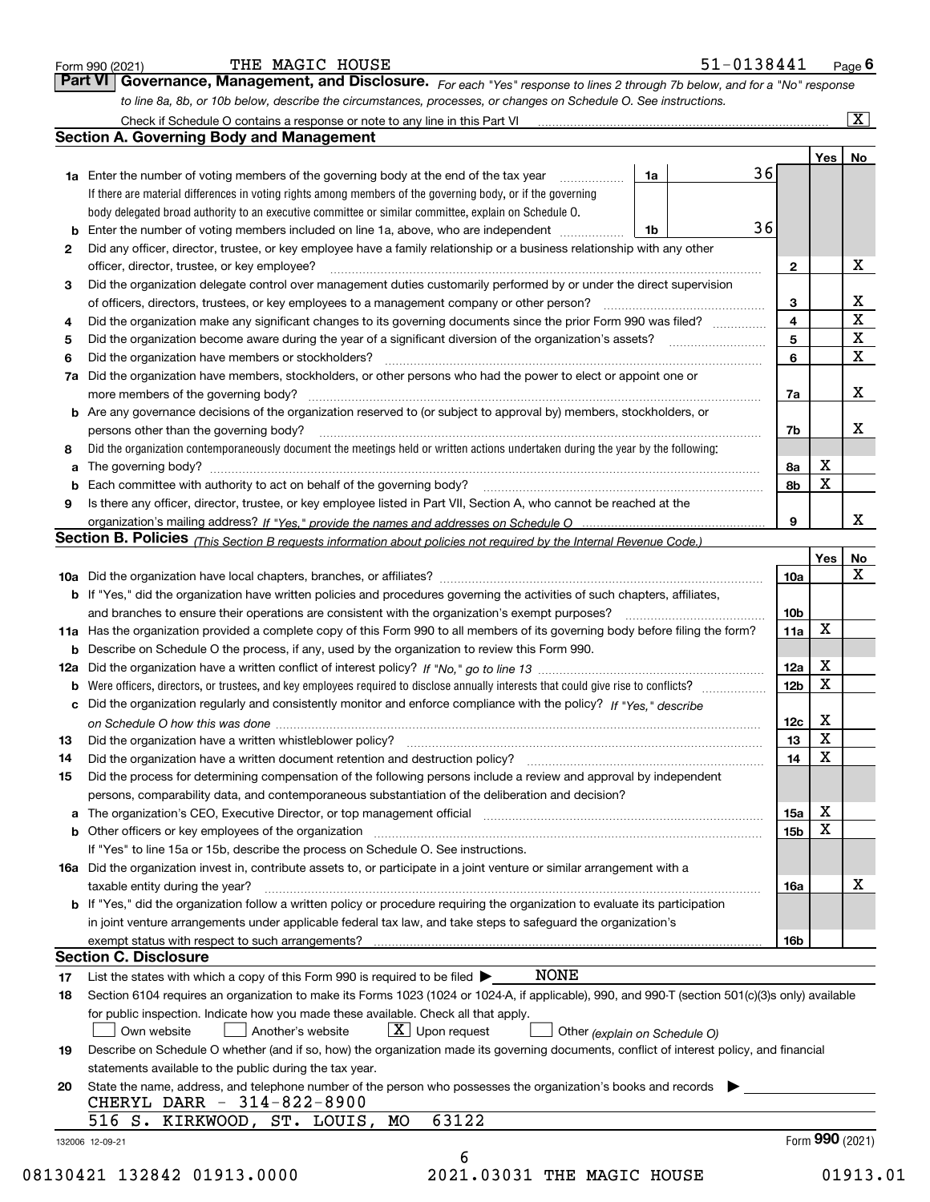Form 990 (2021) THE MAGIC HOUSE 51-0138441 Page 6

## Part VI Governance, Management, and Disclosure.

*For each "Yes" response to lines 2 through 7b below, and for a "No" response to line 8a, 8b, or 10b below, describe the circumstances, processes, or changes on Schedule O. See instructions.*

Check if Schedule O contains a response or note to any line in this Part VI [X]

### Section A. Governing Body and Management

| | | | | Yes | No |
|---|---|---|---|---|---|
| **1a** | Enter the number of voting members of the governing body at the end of the tax year | 1a | 36 | | |
| | If there are material differences in voting rights among members of the governing body, or if the governing body delegated broad authority to an executive committee or similar committee, explain on Schedule O. | | | | |
| **b** | Enter the number of voting members included on line 1a, above, who are independent | 1b | 36 | | |
| **2** | Did any officer, director, trustee, or key employee have a family relationship or a business relationship with any other officer, director, trustee, or key employee? | 2 | | | X |
| **3** | Did the organization delegate control over management duties customarily performed by or under the direct supervision of officers, directors, trustees, or key employees to a management company or other person? | 3 | | | X |
| **4** | Did the organization make any significant changes to its governing documents since the prior Form 990 was filed? | 4 | | | X |
| **5** | Did the organization become aware during the year of a significant diversion of the organization's assets? | 5 | | | X |
| **6** | Did the organization have members or stockholders? | 6 | | | X |
| **7a** | Did the organization have members, stockholders, or other persons who had the power to elect or appoint one or more members of the governing body? | 7a | | | X |
| **b** | Are any governance decisions of the organization reserved to (or subject to approval by) members, stockholders, or persons other than the governing body? | 7b | | | X |
| **8** | Did the organization contemporaneously document the meetings held or written actions undertaken during the year by the following: | | | | |
| **a** | The governing body? | 8a | | X | |
| **b** | Each committee with authority to act on behalf of the governing body? | 8b | | X | |
| **9** | Is there any officer, director, trustee, or key employee listed in Part VII, Section A, who cannot be reached at the organization's mailing address? *If "Yes," provide the names and addresses on Schedule O* | 9 | | | X |

### Section B. Policies *(This Section B requests information about policies not required by the Internal Revenue Code.)*

| | | | Yes | No |
|---|---|---|---|---|
| **10a** | Did the organization have local chapters, branches, or affiliates? | 10a | | X |
| **b** | If "Yes," did the organization have written policies and procedures governing the activities of such chapters, affiliates, and branches to ensure their operations are consistent with the organization's exempt purposes? | 10b | | |
| **11a** | Has the organization provided a complete copy of this Form 990 to all members of its governing body before filing the form? | 11a | X | |
| **b** | Describe on Schedule O the process, if any, used by the organization to review this Form 990. | | | |
| **12a** | Did the organization have a written conflict of interest policy? *If "No," go to line 13* | 12a | X | |
| **b** | Were officers, directors, or trustees, and key employees required to disclose annually interests that could give rise to conflicts? | 12b | X | |
| **c** | Did the organization regularly and consistently monitor and enforce compliance with the policy? *If "Yes," describe on Schedule O how this was done* | 12c | X | |
| **13** | Did the organization have a written whistleblower policy? | 13 | X | |
| **14** | Did the organization have a written document retention and destruction policy? | 14 | X | |
| **15** | Did the process for determining compensation of the following persons include a review and approval by independent persons, comparability data, and contemporaneous substantiation of the deliberation and decision? | | | |
| **a** | The organization's CEO, Executive Director, or top management official | 15a | X | |
| **b** | Other officers or key employees of the organization | 15b | X | |
| | If "Yes" to line 15a or 15b, describe the process on Schedule O. See instructions. | | | |
| **16a** | Did the organization invest in, contribute assets to, or participate in a joint venture or similar arrangement with a taxable entity during the year? | 16a | | X |
| **b** | If "Yes," did the organization follow a written policy or procedure requiring the organization to evaluate its participation in joint venture arrangements under applicable federal tax law, and take steps to safeguard the organization's exempt status with respect to such arrangements? | 16b | | |

### Section C. Disclosure

**17** List the states with which a copy of this Form 990 is required to be filed ▶ NONE

**18** Section 6104 requires an organization to make its Forms 1023 (1024 or 1024-A, if applicable), 990, and 990-T (section 501(c)(3)s only) available for public inspection. Indicate how you made these available. Check all that apply.

[ ] Own website [ ] Another's website [X] Upon request [ ] Other *(explain on Schedule O)*

**19** Describe on Schedule O whether (and if so, how) the organization made its governing documents, conflict of interest policy, and financial statements available to the public during the tax year.

**20** State the name, address, and telephone number of the person who possesses the organization's books and records ▶

CHERYL DARR - 314-822-8900
516 S. KIRKWOOD, ST. LOUIS, MO 63122

Form **990** (2021)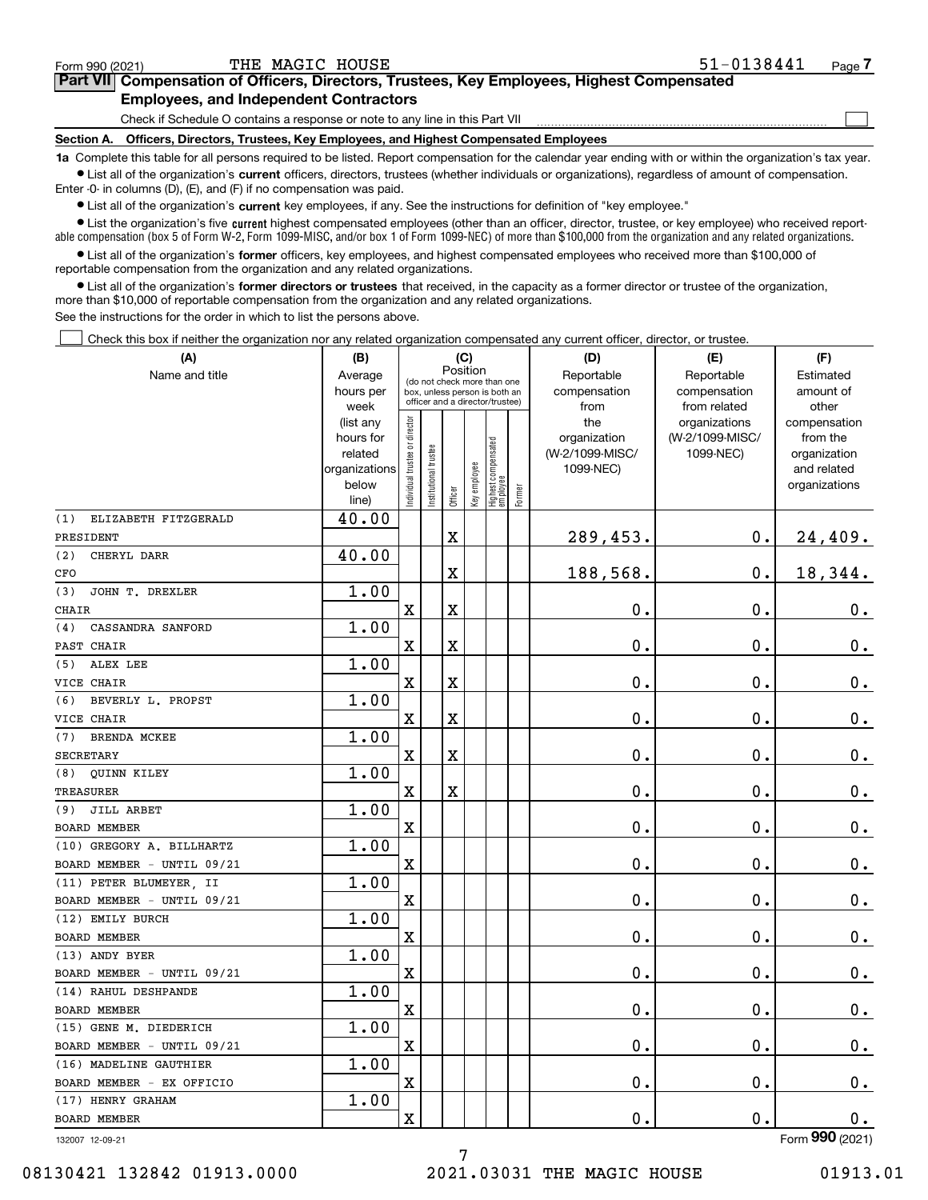Form 990 (2021) THE MAGIC HOUSE 51-0138441 Page 7

## Part VII Compensation of Officers, Directors, Trustees, Key Employees, Highest Compensated Employees, and Independent Contractors

Check if Schedule O contains a response or note to any line in this Part VII ☐

### Section A. Officers, Directors, Trustees, Key Employees, and Highest Compensated Employees

**1a** Complete this table for all persons required to be listed. Report compensation for the calendar year ending with or within the organization's tax year.

- List all of the organization's **current** officers, directors, trustees (whether individuals or organizations), regardless of amount of compensation. Enter -0- in columns (D), (E), and (F) if no compensation was paid.
- List all of the organization's **current** key employees, if any. See the instructions for definition of "key employee."
- List the organization's five **current** highest compensated employees (other than an officer, director, trustee, or key employee) who received reportable compensation (box 5 of Form W-2, Form 1099-MISC, and/or box 1 of Form 1099-NEC) of more than $100,000 from the organization and any related organizations.
- List all of the organization's **former** officers, key employees, and highest compensated employees who received more than $100,000 of reportable compensation from the organization and any related organizations.
- List all of the organization's **former directors or trustees** that received, in the capacity as a former director or trustee of the organization, more than $10,000 of reportable compensation from the organization and any related organizations.

See the instructions for the order in which to list the persons above.

☐ Check this box if neither the organization nor any related organization compensated any current officer, director, or trustee.

| (A) Name and title | (B) Average hours per week (list any hours for related organizations below line) | (C) Position: Individual trustee or director | Institutional trustee | Officer | Key employee | Highest compensated employee | Former | (D) Reportable compensation from the organization (W-2/1099-MISC/1099-NEC) | (E) Reportable compensation from related organizations (W-2/1099-MISC/1099-NEC) | (F) Estimated amount of other compensation from the organization and related organizations |
|---|---|---|---|---|---|---|---|---|---|---|
| (1) ELIZABETH FITZGERALD<br>PRESIDENT | 40.00 | | | X | | | | 289,453. | 0. | 24,409. |
| (2) CHERYL DARR<br>CFO | 40.00 | | | X | | | | 188,568. | 0. | 18,344. |
| (3) JOHN T. DREXLER<br>CHAIR | 1.00 | X | | X | | | | 0. | 0. | 0. |
| (4) CASSANDRA SANFORD<br>PAST CHAIR | 1.00 | X | | X | | | | 0. | 0. | 0. |
| (5) ALEX LEE<br>VICE CHAIR | 1.00 | X | | X | | | | 0. | 0. | 0. |
| (6) BEVERLY L. PROPST<br>VICE CHAIR | 1.00 | X | | X | | | | 0. | 0. | 0. |
| (7) BRENDA MCKEE<br>SECRETARY | 1.00 | X | | X | | | | 0. | 0. | 0. |
| (8) QUINN KILEY<br>TREASURER | 1.00 | X | | X | | | | 0. | 0. | 0. |
| (9) JILL ARBET<br>BOARD MEMBER | 1.00 | X | | | | | | 0. | 0. | 0. |
| (10) GREGORY A. BILLHARTZ<br>BOARD MEMBER - UNTIL 09/21 | 1.00 | X | | | | | | 0. | 0. | 0. |
| (11) PETER BLUMEYER, II<br>BOARD MEMBER - UNTIL 09/21 | 1.00 | X | | | | | | 0. | 0. | 0. |
| (12) EMILY BURCH<br>BOARD MEMBER | 1.00 | X | | | | | | 0. | 0. | 0. |
| (13) ANDY BYER<br>BOARD MEMBER - UNTIL 09/21 | 1.00 | X | | | | | | 0. | 0. | 0. |
| (14) RAHUL DESHPANDE<br>BOARD MEMBER | 1.00 | X | | | | | | 0. | 0. | 0. |
| (15) GENE M. DIEDERICH<br>BOARD MEMBER - UNTIL 09/21 | 1.00 | X | | | | | | 0. | 0. | 0. |
| (16) MADELINE GAUTHIER<br>BOARD MEMBER - EX OFFICIO | 1.00 | X | | | | | | 0. | 0. | 0. |
| (17) HENRY GRAHAM<br>BOARD MEMBER | 1.00 | X | | | | | | 0. | 0. | 0. |

132007 12-09-21 Form **990** (2021)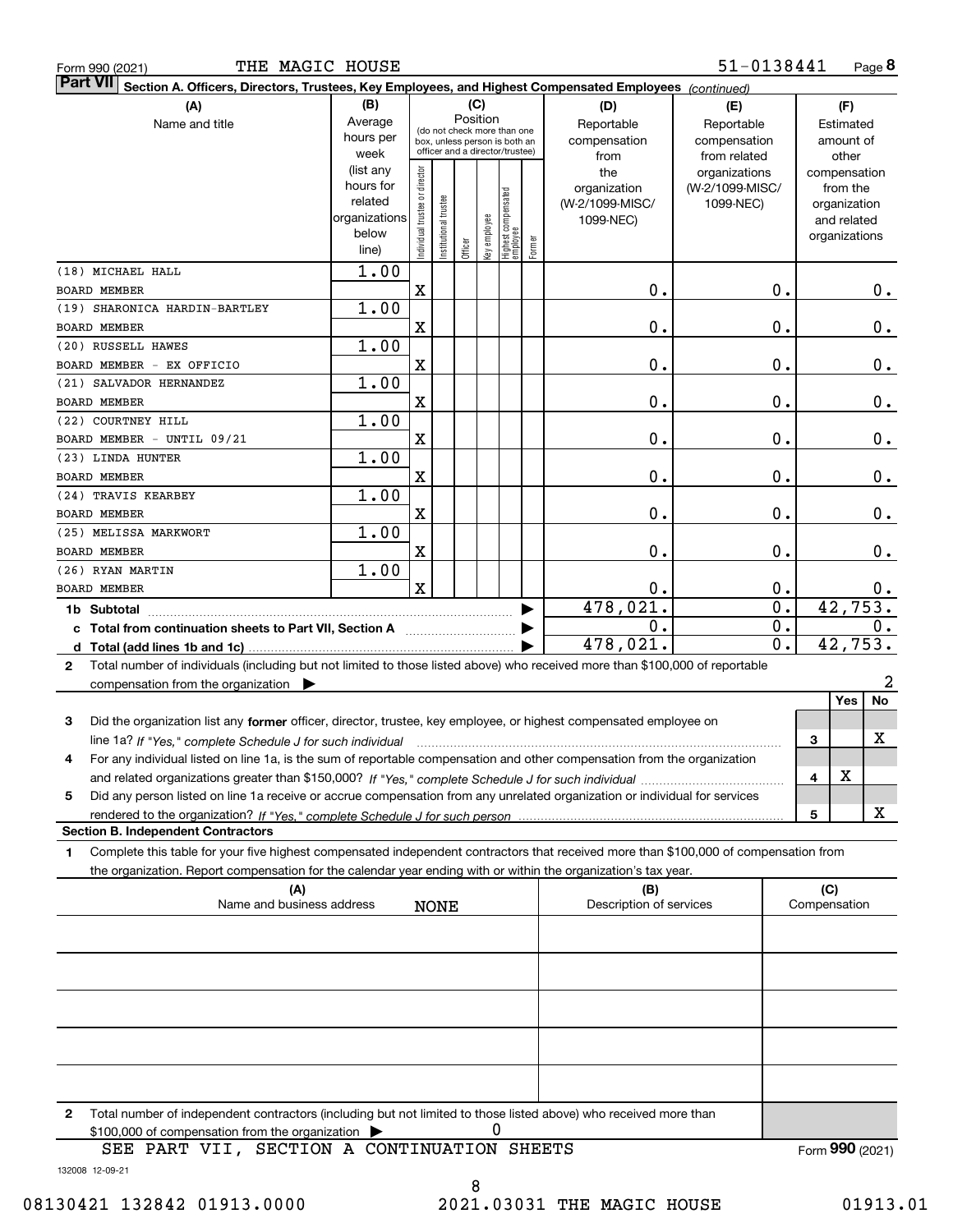Form 990 (2021) THE MAGIC HOUSE 51-0138441 Page 8

**Part VII Section A. Officers, Directors, Trustees, Key Employees, and Highest Compensated Employees** *(continued)*

| (A) Name and title | (B) Average hours per week (list any hours for related organizations below line) | (C) Position: Individual trustee or director | Institutional trustee | Officer | Key employee | Highest compensated employee | Former | (D) Reportable compensation from the organization (W-2/1099-MISC/1099-NEC) | (E) Reportable compensation from related organizations (W-2/1099-MISC/1099-NEC) | (F) Estimated amount of other compensation from the organization and related organizations |
|---|---|---|---|---|---|---|---|---|---|---|
| (18) MICHAEL HALL<br>BOARD MEMBER | 1.00 | X | | | | | | 0. | 0. | 0. |
| (19) SHARONICA HARDIN-BARTLEY<br>BOARD MEMBER | 1.00 | X | | | | | | 0. | 0. | 0. |
| (20) RUSSELL HAWES<br>BOARD MEMBER - EX OFFICIO | 1.00 | X | | | | | | 0. | 0. | 0. |
| (21) SALVADOR HERNANDEZ<br>BOARD MEMBER | 1.00 | X | | | | | | 0. | 0. | 0. |
| (22) COURTNEY HILL<br>BOARD MEMBER - UNTIL 09/21 | 1.00 | X | | | | | | 0. | 0. | 0. |
| (23) LINDA HUNTER<br>BOARD MEMBER | 1.00 | X | | | | | | 0. | 0. | 0. |
| (24) TRAVIS KEARBEY<br>BOARD MEMBER | 1.00 | X | | | | | | 0. | 0. | 0. |
| (25) MELISSA MARKWORT<br>BOARD MEMBER | 1.00 | X | | | | | | 0. | 0. | 0. |
| (26) RYAN MARTIN<br>BOARD MEMBER | 1.00 | X | | | | | | 0. | 0. | 0. |
| 1b Subtotal | | | | | | | | 478,021. | 0. | 42,753. |
| c Total from continuation sheets to Part VII, Section A | | | | | | | | 0. | 0. | 0. |
| d Total (add lines 1b and 1c) | | | | | | | | 478,021. | 0. | 42,753. |

2 Total number of individuals (including but not limited to those listed above) who received more than $100,000 of reportable compensation from the organization ▶ 2

| | | Yes | No |
|---|---|---|---|
| 3 Did the organization list any **former** officer, director, trustee, key employee, or highest compensated employee on line 1a? *If "Yes," complete Schedule J for such individual* | 3 | | X |
| 4 For any individual listed on line 1a, is the sum of reportable compensation and other compensation from the organization and related organizations greater than $150,000? *If "Yes," complete Schedule J for such individual* | 4 | X | |
| 5 Did any person listed on line 1a receive or accrue compensation from any unrelated organization or individual for services rendered to the organization? *If "Yes," complete Schedule J for such person* | 5 | | X |

**Section B. Independent Contractors**

1 Complete this table for your five highest compensated independent contractors that received more than $100,000 of compensation from the organization. Report compensation for the calendar year ending with or within the organization's tax year.

| (A) Name and business address | (B) Description of services | (C) Compensation |
|---|---|---|
| NONE | | |
| | | |
| | | |
| | | |
| | | |

2 Total number of independent contractors (including but not limited to those listed above) who received more than $100,000 of compensation from the organization ▶ 0

SEE PART VII, SECTION A CONTINUATION SHEETS

Form **990** (2021)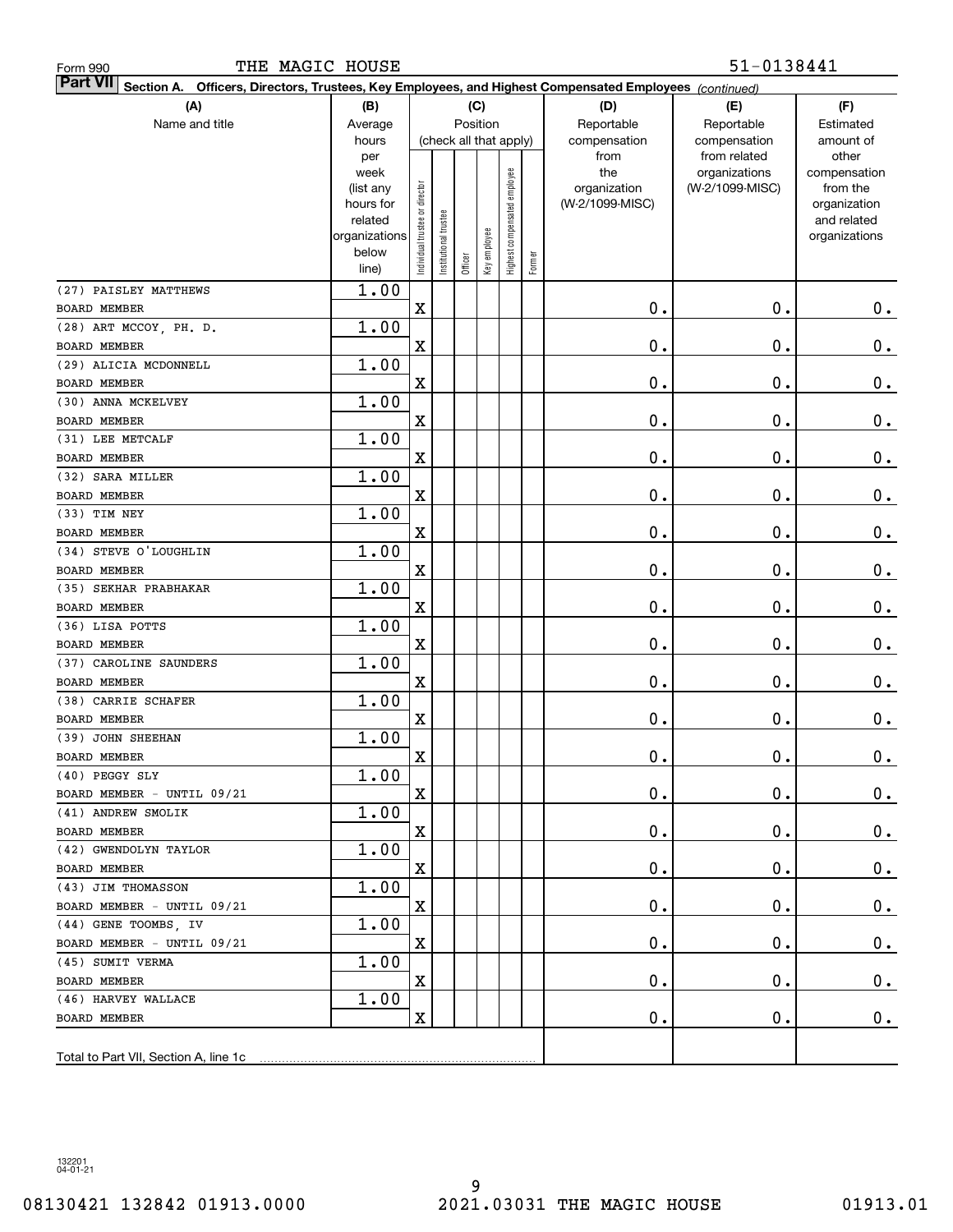Form 990 THE MAGIC HOUSE 51-0138441

**Part VII Section A. Officers, Directors, Trustees, Key Employees, and Highest Compensated Employees** *(continued)*

| (A) Name and title | (B) Average hours per week (list any hours for related organizations below line) | (C) Position (check all that apply): Individual trustee or director | Institutional trustee | Officer | Key employee | Highest compensated employee | Former | (D) Reportable compensation from the organization (W-2/1099-MISC) | (E) Reportable compensation from related organizations (W-2/1099-MISC) | (F) Estimated amount of other compensation from the organization and related organizations |
|---|---|---|---|---|---|---|---|---|---|---|
| (27) PAISLEY MATTHEWS<br>BOARD MEMBER | 1.00 | X | | | | | | 0. | 0. | 0. |
| (28) ART MCCOY, PH. D.<br>BOARD MEMBER | 1.00 | X | | | | | | 0. | 0. | 0. |
| (29) ALICIA MCDONNELL<br>BOARD MEMBER | 1.00 | X | | | | | | 0. | 0. | 0. |
| (30) ANNA MCKELVEY<br>BOARD MEMBER | 1.00 | X | | | | | | 0. | 0. | 0. |
| (31) LEE METCALF<br>BOARD MEMBER | 1.00 | X | | | | | | 0. | 0. | 0. |
| (32) SARA MILLER<br>BOARD MEMBER | 1.00 | X | | | | | | 0. | 0. | 0. |
| (33) TIM NEY<br>BOARD MEMBER | 1.00 | X | | | | | | 0. | 0. | 0. |
| (34) STEVE O'LOUGHLIN<br>BOARD MEMBER | 1.00 | X | | | | | | 0. | 0. | 0. |
| (35) SEKHAR PRABHAKAR<br>BOARD MEMBER | 1.00 | X | | | | | | 0. | 0. | 0. |
| (36) LISA POTTS<br>BOARD MEMBER | 1.00 | X | | | | | | 0. | 0. | 0. |
| (37) CAROLINE SAUNDERS<br>BOARD MEMBER | 1.00 | X | | | | | | 0. | 0. | 0. |
| (38) CARRIE SCHAFER<br>BOARD MEMBER | 1.00 | X | | | | | | 0. | 0. | 0. |
| (39) JOHN SHEEHAN<br>BOARD MEMBER | 1.00 | X | | | | | | 0. | 0. | 0. |
| (40) PEGGY SLY<br>BOARD MEMBER - UNTIL 09/21 | 1.00 | X | | | | | | 0. | 0. | 0. |
| (41) ANDREW SMOLIK<br>BOARD MEMBER | 1.00 | X | | | | | | 0. | 0. | 0. |
| (42) GWENDOLYN TAYLOR<br>BOARD MEMBER | 1.00 | X | | | | | | 0. | 0. | 0. |
| (43) JIM THOMASSON<br>BOARD MEMBER - UNTIL 09/21 | 1.00 | X | | | | | | 0. | 0. | 0. |
| (44) GENE TOOMBS, IV<br>BOARD MEMBER - UNTIL 09/21 | 1.00 | X | | | | | | 0. | 0. | 0. |
| (45) SUMIT VERMA<br>BOARD MEMBER | 1.00 | X | | | | | | 0. | 0. | 0. |
| (46) HARVEY WALLACE<br>BOARD MEMBER | 1.00 | X | | | | | | 0. | 0. | 0. |
| Total to Part VII, Section A, line 1c | | | | | | | | | | |

132201 04-01-21

08130421 132842 01913.0000 2021.03031 THE MAGIC HOUSE 01913.01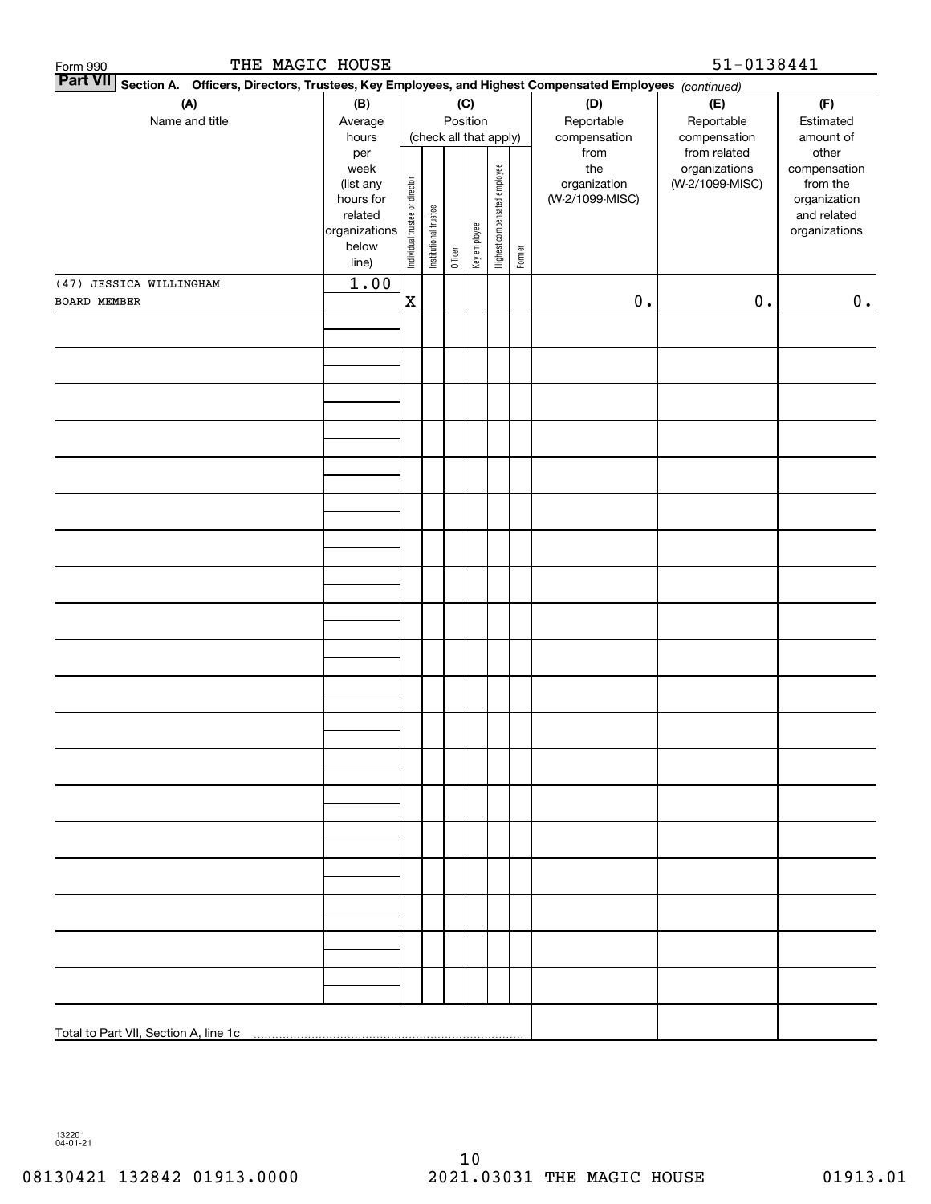Form 990 THE MAGIC HOUSE 51-0138441

**Part VII Section A. Officers, Directors, Trustees, Key Employees, and Highest Compensated Employees** *(continued)*

| (A) Name and title | (B) Average hours per week (list any hours for related organizations below line) | (C) Position (check all that apply): Individual trustee or director | Institutional trustee | Officer | Key employee | Highest compensated employee | Former | (D) Reportable compensation from the organization (W-2/1099-MISC) | (E) Reportable compensation from related organizations (W-2/1099-MISC) | (F) Estimated amount of other compensation from the organization and related organizations |
|---|---|---|---|---|---|---|---|---|---|---|
| (47) JESSICA WILLINGHAM BOARD MEMBER | 1.00 | X | | | | | | 0. | 0. | 0. |
| Total to Part VII, Section A, line 1c | | | | | | | | | | |

132201 04-01-21

08130421 132842 01913.0000 2021.03031 THE MAGIC HOUSE 01913.01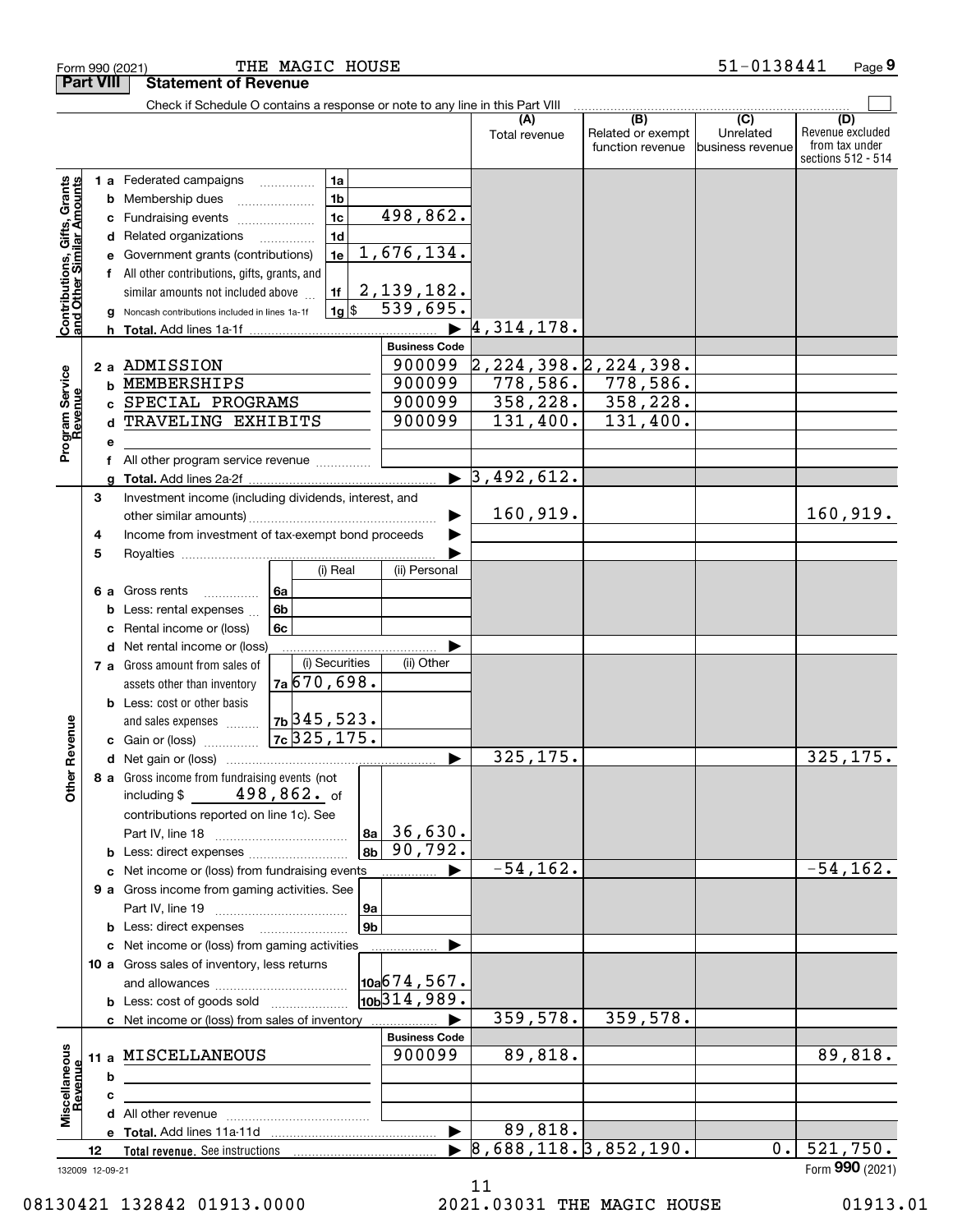Form 990 (2021) THE MAGIC HOUSE 51-0138441 Page 9

## Part VIII Statement of Revenue

Check if Schedule O contains a response or note to any line in this Part VIII

| | | | | (A) Total revenue | (B) Related or exempt function revenue | (C) Unrelated business revenue | (D) Revenue excluded from tax under sections 512 - 514 |
|---|---|---|---|---|---|---|---|
| **Contributions, Gifts, Grants and Other Similar Amounts** | 1 a Federated campaigns | 1a | | | | | |
| | b Membership dues | 1b | | | | | |
| | c Fundraising events | 1c | 498,862. | | | | |
| | d Related organizations | 1d | | | | | |
| | e Government grants (contributions) | 1e | 1,676,134. | | | | |
| | f All other contributions, gifts, grants, and similar amounts not included above | 1f | 2,139,182. | | | | |
| | g Noncash contributions included in lines 1a-1f | 1g | $ 539,695. | | | | |
| | h Total. Add lines 1a-1f | | | 4,314,178. | | | |
| | | | **Business Code** | | | | |
| **Program Service Revenue** | 2 a ADMISSION | | 900099 | 2,224,398. | 2,224,398. | | |
| | b MEMBERSHIPS | | 900099 | 778,586. | 778,586. | | |
| | c SPECIAL PROGRAMS | | 900099 | 358,228. | 358,228. | | |
| | d TRAVELING EXHIBITS | | 900099 | 131,400. | 131,400. | | |
| | e | | | | | | |
| | f All other program service revenue | | | | | | |
| | g Total. Add lines 2a-2f | | | 3,492,612. | | | |
| **Other Revenue** | 3 Investment income (including dividends, interest, and other similar amounts) | | | 160,919. | | | 160,919. |
| | 4 Income from investment of tax-exempt bond proceeds | | | | | | |
| | 5 Royalties | | | | | | |
| | | (i) Real | (ii) Personal | | | | |
| | 6 a Gross rents (6a) | | | | | | |
| | b Less: rental expenses (6b) | | | | | | |
| | c Rental income or (loss) (6c) | | | | | | |
| | d Net rental income or (loss) | | | | | | |
| | | (i) Securities | (ii) Other | | | | |
| | 7 a Gross amount from sales of assets other than inventory (7a) | 670,698. | | | | | |
| | b Less: cost or other basis and sales expenses (7b) | 345,523. | | | | | |
| | c Gain or (loss) (7c) | 325,175. | | | | | |
| | d Net gain or (loss) | | | 325,175. | | | 325,175. |
| | 8 a Gross income from fundraising events (not including $ 498,862. of contributions reported on line 1c). See Part IV, line 18 | 8a | 36,630. | | | | |
| | b Less: direct expenses | 8b | 90,792. | | | | |
| | c Net income or (loss) from fundraising events | | | -54,162. | | | -54,162. |
| | 9 a Gross income from gaming activities. See Part IV, line 19 | 9a | | | | | |
| | b Less: direct expenses | 9b | | | | | |
| | c Net income or (loss) from gaming activities | | | | | | |
| | 10 a Gross sales of inventory, less returns and allowances | 10a | 674,567. | | | | |
| | b Less: cost of goods sold | 10b | 314,989. | | | | |
| | c Net income or (loss) from sales of inventory | | | 359,578. | 359,578. | | |
| | | | **Business Code** | | | | |
| **Miscellaneous Revenue** | 11 a MISCELLANEOUS | | 900099 | 89,818. | | | 89,818. |
| | b | | | | | | |
| | c | | | | | | |
| | d All other revenue | | | | | | |
| | e Total. Add lines 11a-11d | | | 89,818. | | | |
| | 12 Total revenue. See instructions | | | 8,688,118. | 3,852,190. | 0. | 521,750. |

132009 12-09-21 Form **990** (2021)

08130421 132842 01913.0000 2021.03031 THE MAGIC HOUSE 01913.01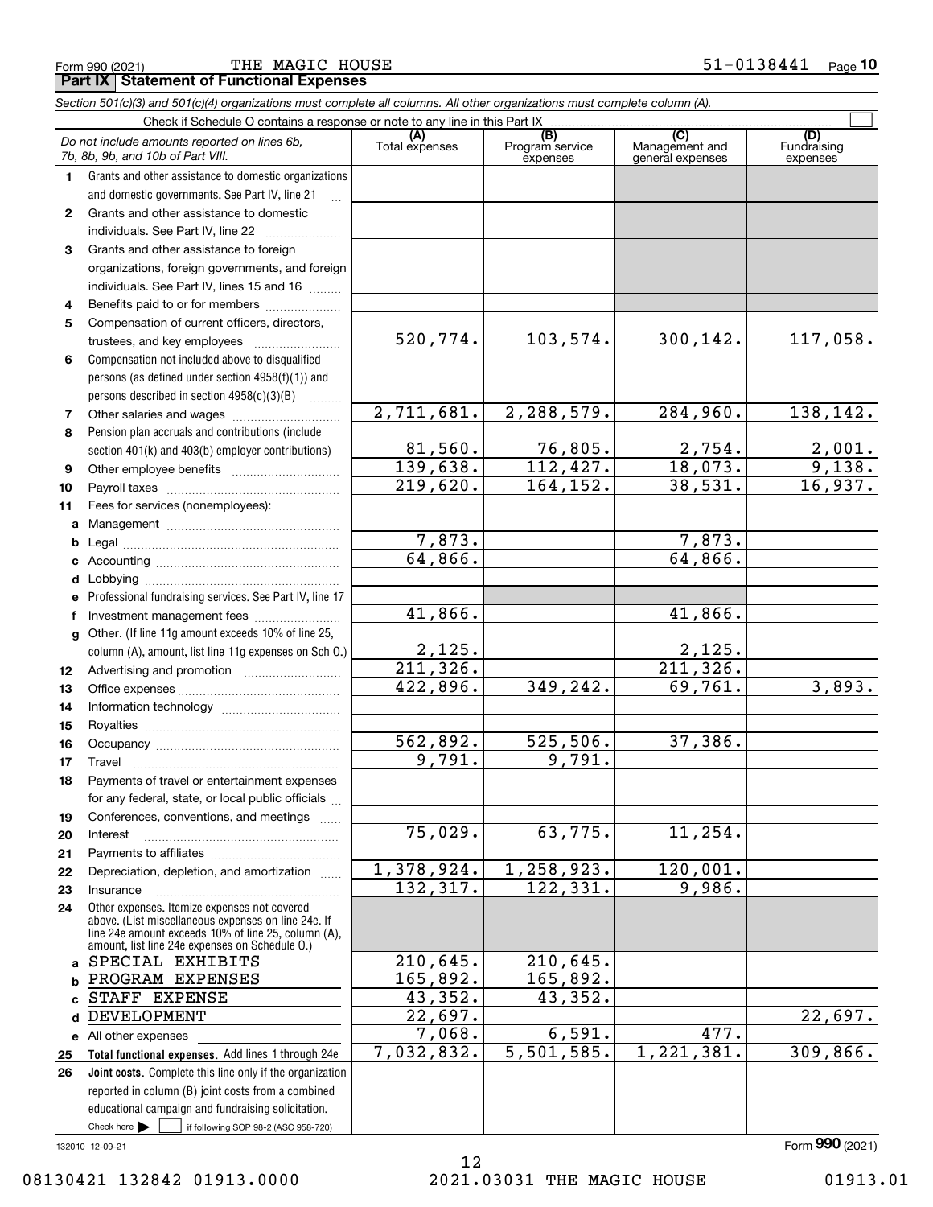Form 990 (2021) THE MAGIC HOUSE 51-0138441 Page **10**

**Part IX Statement of Functional Expenses**

*Section 501(c)(3) and 501(c)(4) organizations must complete all columns. All other organizations must complete column (A).*

Check if Schedule O contains a response or note to any line in this Part IX ☐

| *Do not include amounts reported on lines 6b, 7b, 8b, 9b, and 10b of Part VIII.* | (A) Total expenses | (B) Program service expenses | (C) Management and general expenses | (D) Fundraising expenses |
|---|---|---|---|---|
| **1** Grants and other assistance to domestic organizations and domestic governments. See Part IV, line 21 | | | | |
| **2** Grants and other assistance to domestic individuals. See Part IV, line 22 | | | | |
| **3** Grants and other assistance to foreign organizations, foreign governments, and foreign individuals. See Part IV, lines 15 and 16 | | | | |
| **4** Benefits paid to or for members | | | | |
| **5** Compensation of current officers, directors, trustees, and key employees | 520,774. | 103,574. | 300,142. | 117,058. |
| **6** Compensation not included above to disqualified persons (as defined under section 4958(f)(1)) and persons described in section 4958(c)(3)(B) | | | | |
| **7** Other salaries and wages | 2,711,681. | 2,288,579. | 284,960. | 138,142. |
| **8** Pension plan accruals and contributions (include section 401(k) and 403(b) employer contributions) | 81,560. | 76,805. | 2,754. | 2,001. |
| **9** Other employee benefits | 139,638. | 112,427. | 18,073. | 9,138. |
| **10** Payroll taxes | 219,620. | 164,152. | 38,531. | 16,937. |
| **11** Fees for services (nonemployees): | | | | |
| **a** Management | | | | |
| **b** Legal | 7,873. | | 7,873. | |
| **c** Accounting | 64,866. | | 64,866. | |
| **d** Lobbying | | | | |
| **e** Professional fundraising services. See Part IV, line 17 | | | | |
| **f** Investment management fees | 41,866. | | 41,866. | |
| **g** Other. (If line 11g amount exceeds 10% of line 25, column (A), amount, list line 11g expenses on Sch O.) | 2,125. | | 2,125. | |
| **12** Advertising and promotion | 211,326. | | 211,326. | |
| **13** Office expenses | 422,896. | 349,242. | 69,761. | 3,893. |
| **14** Information technology | | | | |
| **15** Royalties | | | | |
| **16** Occupancy | 562,892. | 525,506. | 37,386. | |
| **17** Travel | 9,791. | 9,791. | | |
| **18** Payments of travel or entertainment expenses for any federal, state, or local public officials | | | | |
| **19** Conferences, conventions, and meetings | | | | |
| **20** Interest | 75,029. | 63,775. | 11,254. | |
| **21** Payments to affiliates | | | | |
| **22** Depreciation, depletion, and amortization | 1,378,924. | 1,258,923. | 120,001. | |
| **23** Insurance | 132,317. | 122,331. | 9,986. | |
| **24** Other expenses. Itemize expenses not covered above. (List miscellaneous expenses on line 24e. If line 24e amount exceeds 10% of line 25, column (A), amount, list line 24e expenses on Schedule O.) | | | | |
| **a** SPECIAL EXHIBITS | 210,645. | 210,645. | | |
| **b** PROGRAM EXPENSES | 165,892. | 165,892. | | |
| **c** STAFF EXPENSE | 43,352. | 43,352. | | |
| **d** DEVELOPMENT | 22,697. | | | 22,697. |
| **e** All other expenses | 7,068. | 6,591. | 477. | |
| **25** **Total functional expenses.** Add lines 1 through 24e | 7,032,832. | 5,501,585. | 1,221,381. | 309,866. |
| **26** **Joint costs.** Complete this line only if the organization reported in column (B) joint costs from a combined educational campaign and fundraising solicitation. Check here ☐ if following SOP 98-2 (ASC 958-720) | | | | |

132010 12-09-21 Form **990** (2021)

08130421 132842 01913.0000 2021.03031 THE MAGIC HOUSE 01913.01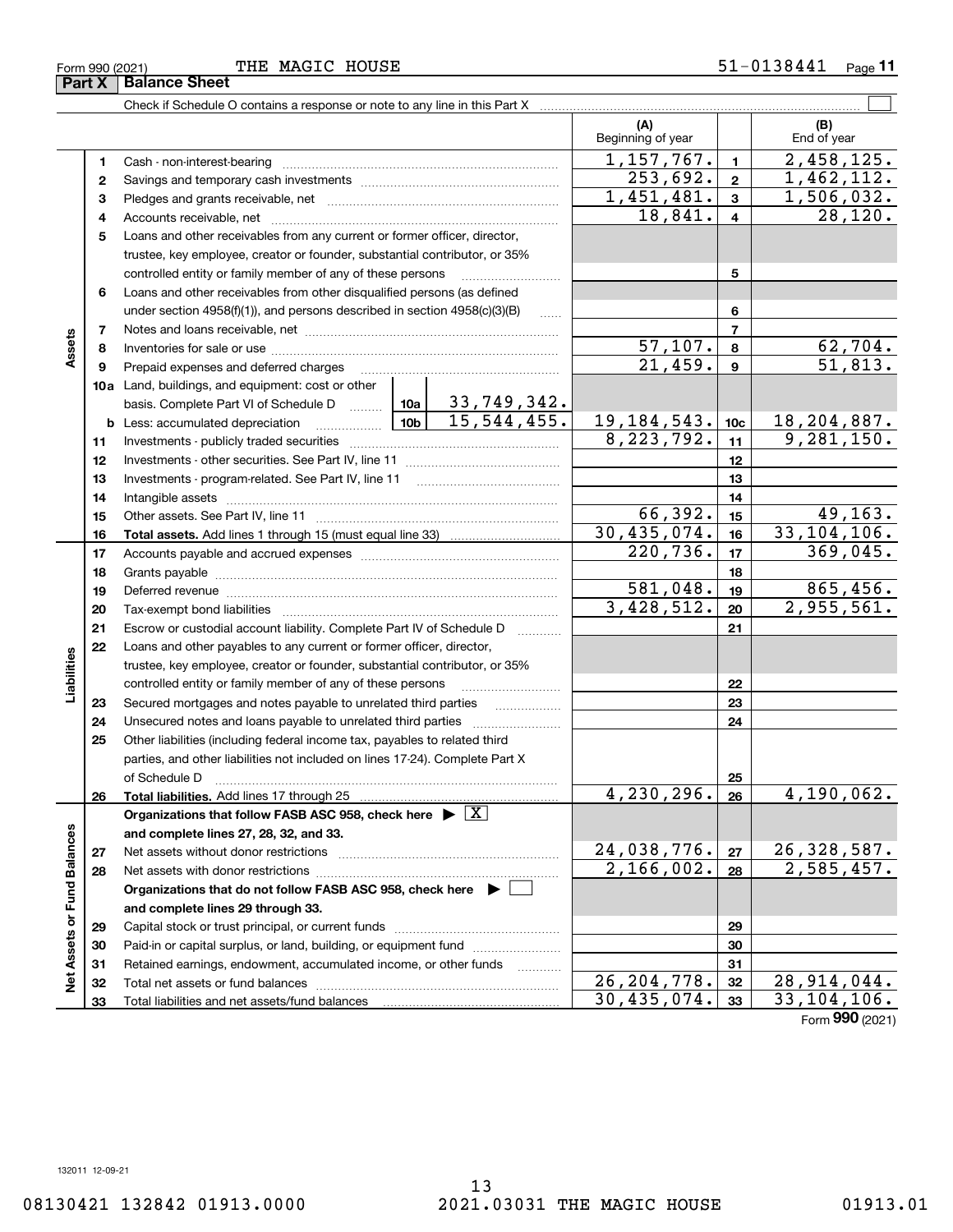Form 990 (2021) THE MAGIC HOUSE 51-0138441 Page 11

## Part X Balance Sheet

Check if Schedule O contains a response or note to any line in this Part X

| | | | | | (A) Beginning of year | | (B) End of year |
|---|---|---|---|---|---|---|---|
| Assets | 1 | Cash - non-interest-bearing | | | 1,157,767. | 1 | 2,458,125. |
| | 2 | Savings and temporary cash investments | | | 253,692. | 2 | 1,462,112. |
| | 3 | Pledges and grants receivable, net | | | 1,451,481. | 3 | 1,506,032. |
| | 4 | Accounts receivable, net | | | 18,841. | 4 | 28,120. |
| | 5 | Loans and other receivables from any current or former officer, director, trustee, key employee, creator or founder, substantial contributor, or 35% controlled entity or family member of any of these persons | | | | 5 | |
| | 6 | Loans and other receivables from other disqualified persons (as defined under section 4958(f)(1)), and persons described in section 4958(c)(3)(B) | | | | 6 | |
| | 7 | Notes and loans receivable, net | | | | 7 | |
| | 8 | Inventories for sale or use | | | 57,107. | 8 | 62,704. |
| | 9 | Prepaid expenses and deferred charges | | | 21,459. | 9 | 51,813. |
| | 10a | Land, buildings, and equipment: cost or other basis. Complete Part VI of Schedule D | 10a | 33,749,342. | | | |
| | b | Less: accumulated depreciation | 10b | 15,544,455. | 19,184,543. | 10c | 18,204,887. |
| | 11 | Investments - publicly traded securities | | | 8,223,792. | 11 | 9,281,150. |
| | 12 | Investments - other securities. See Part IV, line 11 | | | | 12 | |
| | 13 | Investments - program-related. See Part IV, line 11 | | | | 13 | |
| | 14 | Intangible assets | | | | 14 | |
| | 15 | Other assets. See Part IV, line 11 | | | 66,392. | 15 | 49,163. |
| | 16 | **Total assets.** Add lines 1 through 15 (must equal line 33) | | | 30,435,074. | 16 | 33,104,106. |
| Liabilities | 17 | Accounts payable and accrued expenses | | | 220,736. | 17 | 369,045. |
| | 18 | Grants payable | | | | 18 | |
| | 19 | Deferred revenue | | | 581,048. | 19 | 865,456. |
| | 20 | Tax-exempt bond liabilities | | | 3,428,512. | 20 | 2,955,561. |
| | 21 | Escrow or custodial account liability. Complete Part IV of Schedule D | | | | 21 | |
| | 22 | Loans and other payables to any current or former officer, director, trustee, key employee, creator or founder, substantial contributor, or 35% controlled entity or family member of any of these persons | | | | 22 | |
| | 23 | Secured mortgages and notes payable to unrelated third parties | | | | 23 | |
| | 24 | Unsecured notes and loans payable to unrelated third parties | | | | 24 | |
| | 25 | Other liabilities (including federal income tax, payables to related third parties, and other liabilities not included on lines 17-24). Complete Part X of Schedule D | | | | 25 | |
| | 26 | **Total liabilities.** Add lines 17 through 25 | | | 4,230,296. | 26 | 4,190,062. |
| Net Assets or Fund Balances | | **Organizations that follow FASB ASC 958, check here ▶ [X] and complete lines 27, 28, 32, and 33.** | | | | | |
| | 27 | Net assets without donor restrictions | | | 24,038,776. | 27 | 26,328,587. |
| | 28 | Net assets with donor restrictions | | | 2,166,002. | 28 | 2,585,457. |
| | | **Organizations that do not follow FASB ASC 958, check here ▶ [ ] and complete lines 29 through 33.** | | | | | |
| | 29 | Capital stock or trust principal, or current funds | | | | 29 | |
| | 30 | Paid-in or capital surplus, or land, building, or equipment fund | | | | 30 | |
| | 31 | Retained earnings, endowment, accumulated income, or other funds | | | | 31 | |
| | 32 | Total net assets or fund balances | | | 26,204,778. | 32 | 28,914,044. |
| | 33 | Total liabilities and net assets/fund balances | | | 30,435,074. | 33 | 33,104,106. |

Form 990 (2021)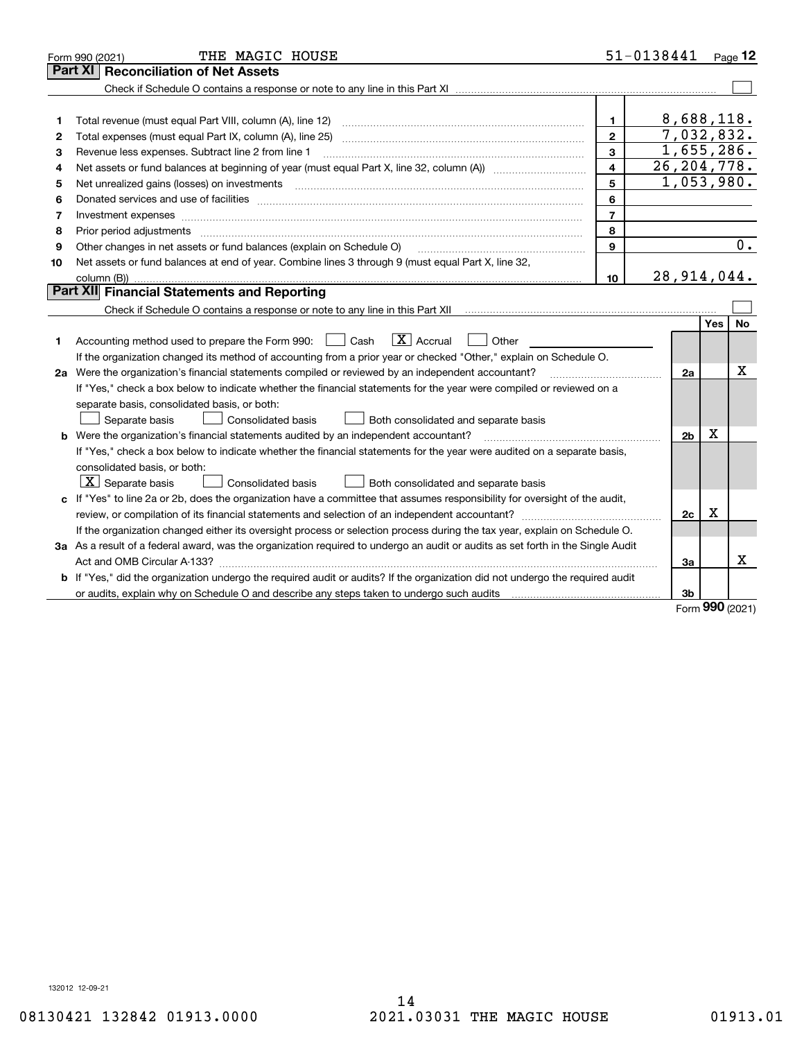Form 990 (2021) THE MAGIC HOUSE 51-0138441 Page 12

## Part XI Reconciliation of Net Assets

Check if Schedule O contains a response or note to any line in this Part XI ☐

| | | | |
|---|---|---|---|
| 1 | Total revenue (must equal Part VIII, column (A), line 12) | 1 | 8,688,118. |
| 2 | Total expenses (must equal Part IX, column (A), line 25) | 2 | 7,032,832. |
| 3 | Revenue less expenses. Subtract line 2 from line 1 | 3 | 1,655,286. |
| 4 | Net assets or fund balances at beginning of year (must equal Part X, line 32, column (A)) | 4 | 26,204,778. |
| 5 | Net unrealized gains (losses) on investments | 5 | 1,053,980. |
| 6 | Donated services and use of facilities | 6 | |
| 7 | Investment expenses | 7 | |
| 8 | Prior period adjustments | 8 | |
| 9 | Other changes in net assets or fund balances (explain on Schedule O) | 9 | 0. |
| 10 | Net assets or fund balances at end of year. Combine lines 3 through 9 (must equal Part X, line 32, column (B)) | 10 | 28,914,044. |

## Part XII Financial Statements and Reporting

Check if Schedule O contains a response or note to any line in this Part XII ☐

| | | | Yes | No |
|---|---|---|---|---|
| 1 | Accounting method used to prepare the Form 990: ☐ Cash ☒ Accrual ☐ Other | | | |
| | If the organization changed its method of accounting from a prior year or checked "Other," explain on Schedule O. | | | |
| 2a | Were the organization's financial statements compiled or reviewed by an independent accountant? | 2a | | X |
| | If "Yes," check a box below to indicate whether the financial statements for the year were compiled or reviewed on a separate basis, consolidated basis, or both: ☐ Separate basis ☐ Consolidated basis ☐ Both consolidated and separate basis | | | |
| b | Were the organization's financial statements audited by an independent accountant? | 2b | X | |
| | If "Yes," check a box below to indicate whether the financial statements for the year were audited on a separate basis, consolidated basis, or both: ☒ Separate basis ☐ Consolidated basis ☐ Both consolidated and separate basis | | | |
| c | If "Yes" to line 2a or 2b, does the organization have a committee that assumes responsibility for oversight of the audit, review, or compilation of its financial statements and selection of an independent accountant? | 2c | X | |
| | If the organization changed either its oversight process or selection process during the tax year, explain on Schedule O. | | | |
| 3a | As a result of a federal award, was the organization required to undergo an audit or audits as set forth in the Single Audit Act and OMB Circular A-133? | 3a | | X |
| b | If "Yes," did the organization undergo the required audit or audits? If the organization did not undergo the required audit or audits, explain why on Schedule O and describe any steps taken to undergo such audits | 3b | | |

Form 990 (2021)

132012 12-09-21

08130421 132842 01913.0000 2021.03031 THE MAGIC HOUSE 01913.01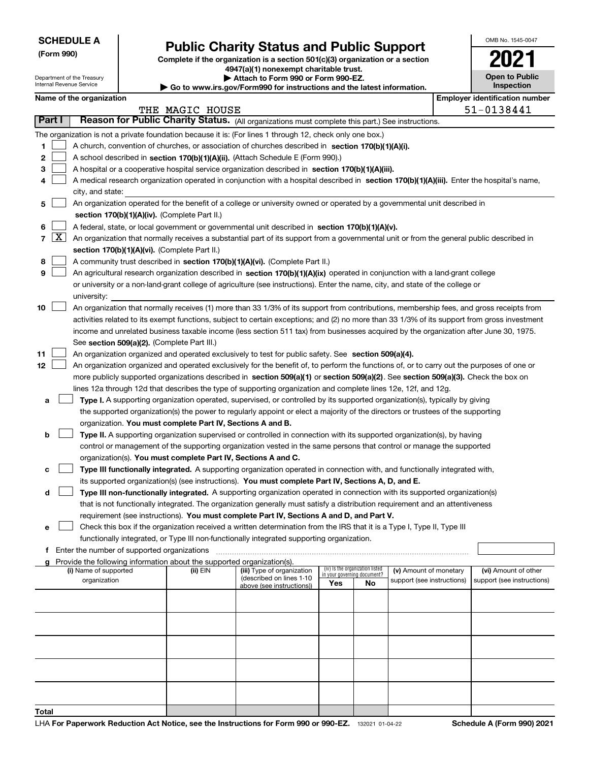**SCHEDULE A**
**(Form 990)**

Department of the Treasury
Internal Revenue Service

# Public Charity Status and Public Support

**Complete if the organization is a section 501(c)(3) organization or a section 4947(a)(1) nonexempt charitable trust.**
**▶ Attach to Form 990 or Form 990-EZ.**
**▶ Go to www.irs.gov/Form990 for instructions and the latest information.**

OMB No. 1545-0047

**2021**

**Open to Public Inspection**

**Name of the organization**
THE MAGIC HOUSE

**Employer identification number**
51-0138441

**Part I Reason for Public Charity Status.** (All organizations must complete this part.) See instructions.

The organization is not a private foundation because it is: (For lines 1 through 12, check only one box.)

1 ☐ A church, convention of churches, or association of churches described in **section 170(b)(1)(A)(i).**

2 ☐ A school described in **section 170(b)(1)(A)(ii).** (Attach Schedule E (Form 990).)

3 ☐ A hospital or a cooperative hospital service organization described in **section 170(b)(1)(A)(iii).**

4 ☐ A medical research organization operated in conjunction with a hospital described in **section 170(b)(1)(A)(iii).** Enter the hospital's name, city, and state:

5 ☐ An organization operated for the benefit of a college or university owned or operated by a governmental unit described in **section 170(b)(1)(A)(iv).** (Complete Part II.)

6 ☐ A federal, state, or local government or governmental unit described in **section 170(b)(1)(A)(v).**

7 ☒ An organization that normally receives a substantial part of its support from a governmental unit or from the general public described in **section 170(b)(1)(A)(vi).** (Complete Part II.)

8 ☐ A community trust described in **section 170(b)(1)(A)(vi).** (Complete Part II.)

9 ☐ An agricultural research organization described in **section 170(b)(1)(A)(ix)** operated in conjunction with a land-grant college or university or a non-land-grant college of agriculture (see instructions). Enter the name, city, and state of the college or university:

10 ☐ An organization that normally receives (1) more than 33 1/3% of its support from contributions, membership fees, and gross receipts from activities related to its exempt functions, subject to certain exceptions; and (2) no more than 33 1/3% of its support from gross investment income and unrelated business taxable income (less section 511 tax) from businesses acquired by the organization after June 30, 1975. See **section 509(a)(2).** (Complete Part III.)

11 ☐ An organization organized and operated exclusively to test for public safety. See **section 509(a)(4).**

12 ☐ An organization organized and operated exclusively for the benefit of, to perform the functions of, or to carry out the purposes of one or more publicly supported organizations described in **section 509(a)(1)** or **section 509(a)(2)**. See **section 509(a)(3).** Check the box on lines 12a through 12d that describes the type of supporting organization and complete lines 12e, 12f, and 12g.

a ☐ **Type I.** A supporting organization operated, supervised, or controlled by its supported organization(s), typically by giving the supported organization(s) the power to regularly appoint or elect a majority of the directors or trustees of the supporting organization. **You must complete Part IV, Sections A and B.**

b ☐ **Type II.** A supporting organization supervised or controlled in connection with its supported organization(s), by having control or management of the supporting organization vested in the same persons that control or manage the supported organization(s). **You must complete Part IV, Sections A and C.**

c ☐ **Type III functionally integrated.** A supporting organization operated in connection with, and functionally integrated with, its supported organization(s) (see instructions). **You must complete Part IV, Sections A, D, and E.**

d ☐ **Type III non-functionally integrated.** A supporting organization operated in connection with its supported organization(s) that is not functionally integrated. The organization generally must satisfy a distribution requirement and an attentiveness requirement (see instructions). **You must complete Part IV, Sections A and D, and Part V.**

e ☐ Check this box if the organization received a written determination from the IRS that it is a Type I, Type II, Type III functionally integrated, or Type III non-functionally integrated supporting organization.

f Enter the number of supported organizations

g Provide the following information about the supported organization(s).

| (i) Name of supported organization | (ii) EIN | (iii) Type of organization (described on lines 1-10 above (see instructions)) | (iv) Is the organization listed in your governing document? Yes | No | (v) Amount of monetary support (see instructions) | (vi) Amount of other support (see instructions) |
|---|---|---|---|---|---|---|
| | | | | | | |
| | | | | | | |
| | | | | | | |
| | | | | | | |
| | | | | | | |
| **Total** | | | | | | |

LHA **For Paperwork Reduction Act Notice, see the Instructions for Form 990 or 990-EZ.** 132021 01-04-22 **Schedule A (Form 990) 2021**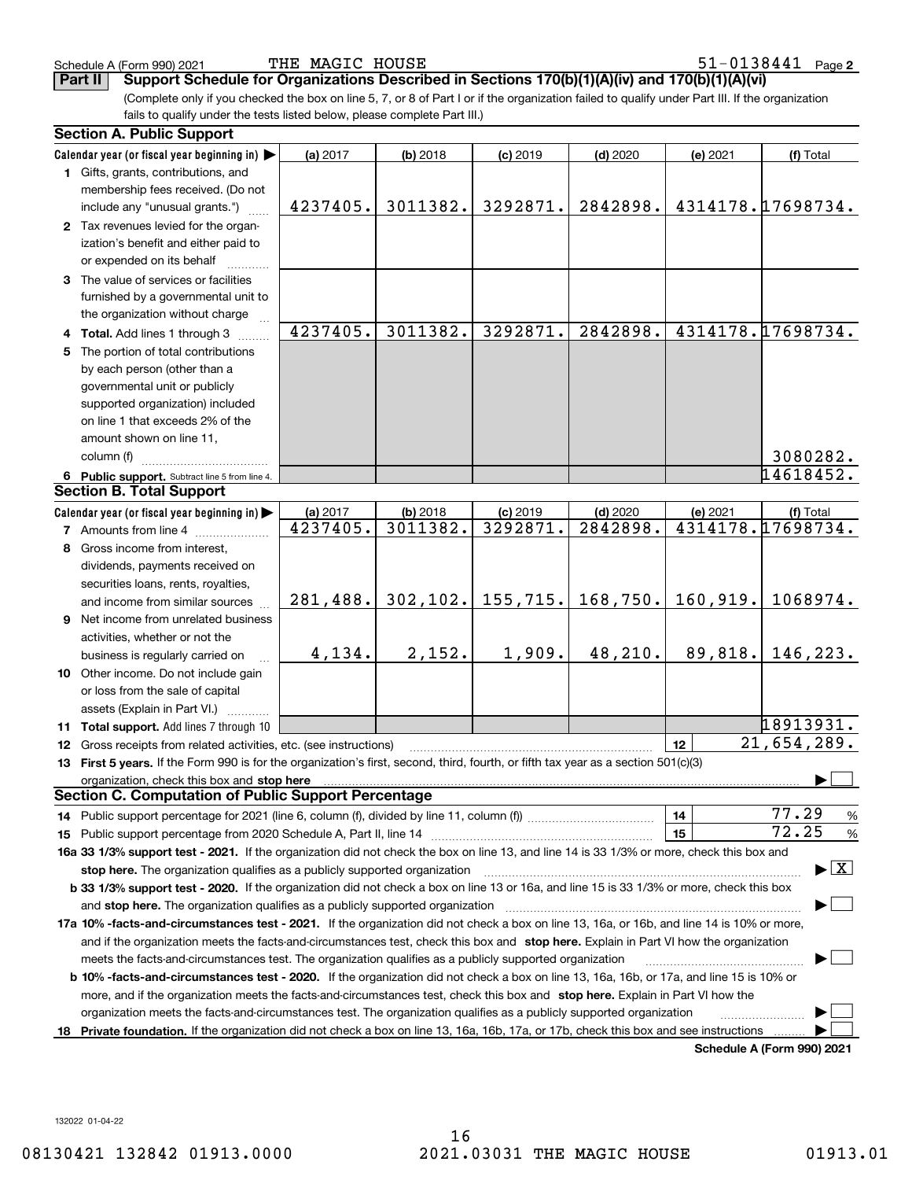Schedule A (Form 990) 2021 THE MAGIC HOUSE 51-0138441 Page 2

**Part II** **Support Schedule for Organizations Described in Sections 170(b)(1)(A)(iv) and 170(b)(1)(A)(vi)**

(Complete only if you checked the box on line 5, 7, or 8 of Part I or if the organization failed to qualify under Part III. If the organization fails to qualify under the tests listed below, please complete Part III.)

**Section A. Public Support**

| Calendar year (or fiscal year beginning in) | (a) 2017 | (b) 2018 | (c) 2019 | (d) 2020 | (e) 2021 | (f) Total |
|---|---|---|---|---|---|---|
| **1** Gifts, grants, contributions, and membership fees received. (Do not include any "unusual grants.") | 4237405. | 3011382. | 3292871. | 2842898. | 4314178. | 17698734. |
| **2** Tax revenues levied for the organization's benefit and either paid to or expended on its behalf | | | | | | |
| **3** The value of services or facilities furnished by a governmental unit to the organization without charge | | | | | | |
| **4 Total.** Add lines 1 through 3 | 4237405. | 3011382. | 3292871. | 2842898. | 4314178. | 17698734. |
| **5** The portion of total contributions by each person (other than a governmental unit or publicly supported organization) included on line 1 that exceeds 2% of the amount shown on line 11, column (f) | | | | | | 3080282. |
| **6 Public support.** Subtract line 5 from line 4. | | | | | | 14618452. |

**Section B. Total Support**

| Calendar year (or fiscal year beginning in) | (a) 2017 | (b) 2018 | (c) 2019 | (d) 2020 | (e) 2021 | (f) Total |
|---|---|---|---|---|---|---|
| **7** Amounts from line 4 | 4237405. | 3011382. | 3292871. | 2842898. | 4314178. | 17698734. |
| **8** Gross income from interest, dividends, payments received on securities loans, rents, royalties, and income from similar sources | 281,488. | 302,102. | 155,715. | 168,750. | 160,919. | 1068974. |
| **9** Net income from unrelated business activities, whether or not the business is regularly carried on | 4,134. | 2,152. | 1,909. | 48,210. | 89,818. | 146,223. |
| **10** Other income. Do not include gain or loss from the sale of capital assets (Explain in Part VI.) | | | | | | |
| **11 Total support.** Add lines 7 through 10 | | | | | | 18913931. |

**12** Gross receipts from related activities, etc. (see instructions) — **12** — 21,654,289.

**13 First 5 years.** If the Form 990 is for the organization's first, second, third, fourth, or fifth tax year as a section 501(c)(3) organization, check this box and **stop here** ☐

**Section C. Computation of Public Support Percentage**

**14** Public support percentage for 2021 (line 6, column (f), divided by line 11, column (f)) — **14** — 77.29 %

**15** Public support percentage from 2020 Schedule A, Part II, line 14 — **15** — 72.25 %

**16a 33 1/3% support test - 2021.** If the organization did not check the box on line 13, and line 14 is 33 1/3% or more, check this box and **stop here.** The organization qualifies as a publicly supported organization ☒

**b 33 1/3% support test - 2020.** If the organization did not check a box on line 13 or 16a, and line 15 is 33 1/3% or more, check this box and **stop here.** The organization qualifies as a publicly supported organization ☐

**17a 10% -facts-and-circumstances test - 2021.** If the organization did not check a box on line 13, 16a, or 16b, and line 14 is 10% or more, and if the organization meets the facts-and-circumstances test, check this box and **stop here.** Explain in Part VI how the organization meets the facts-and-circumstances test. The organization qualifies as a publicly supported organization ☐

**b 10% -facts-and-circumstances test - 2020.** If the organization did not check a box on line 13, 16a, 16b, or 17a, and line 15 is 10% or more, and if the organization meets the facts-and-circumstances test, check this box and **stop here.** Explain in Part VI how the organization meets the facts-and-circumstances test. The organization qualifies as a publicly supported organization ☐

**18 Private foundation.** If the organization did not check a box on line 13, 16a, 16b, 17a, or 17b, check this box and see instructions ☐

**Schedule A (Form 990) 2021**

132022 01-04-22

08130421 132842 01913.0000 2021.03031 THE MAGIC HOUSE 01913.01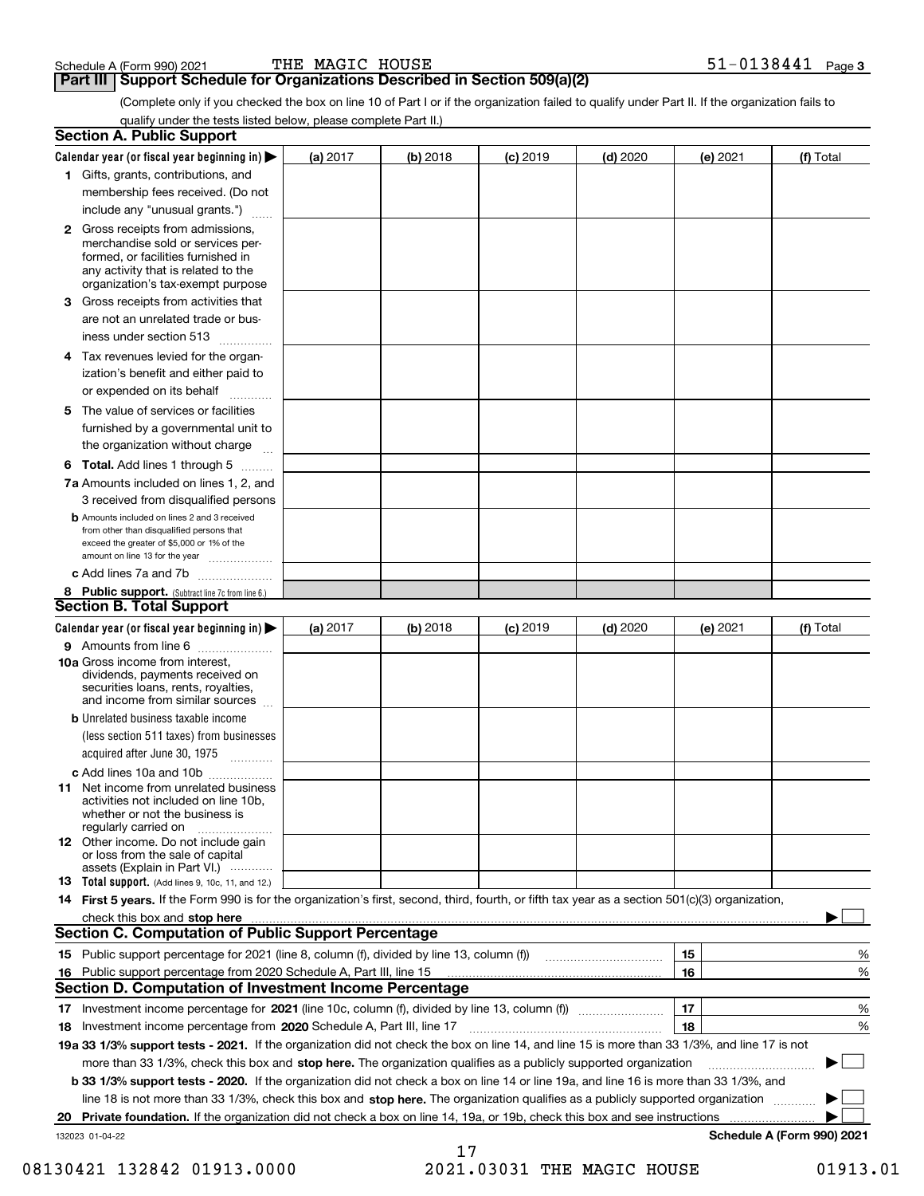Schedule A (Form 990) 2021 THE MAGIC HOUSE 51-0138441 Page 3

## Part III Support Schedule for Organizations Described in Section 509(a)(2)

(Complete only if you checked the box on line 10 of Part I or if the organization failed to qualify under Part II. If the organization fails to qualify under the tests listed below, please complete Part II.)

### Section A. Public Support

| Calendar year (or fiscal year beginning in) ▶ | (a) 2017 | (b) 2018 | (c) 2019 | (d) 2020 | (e) 2021 | (f) Total |
|---|---|---|---|---|---|---|
| 1 Gifts, grants, contributions, and membership fees received. (Do not include any "unusual grants.") | | | | | | |
| 2 Gross receipts from admissions, merchandise sold or services performed, or facilities furnished in any activity that is related to the organization's tax-exempt purpose | | | | | | |
| 3 Gross receipts from activities that are not an unrelated trade or business under section 513 | | | | | | |
| 4 Tax revenues levied for the organization's benefit and either paid to or expended on its behalf | | | | | | |
| 5 The value of services or facilities furnished by a governmental unit to the organization without charge | | | | | | |
| 6 **Total.** Add lines 1 through 5 | | | | | | |
| 7a Amounts included on lines 1, 2, and 3 received from disqualified persons | | | | | | |
| b Amounts included on lines 2 and 3 received from other than disqualified persons that exceed the greater of $5,000 or 1% of the amount on line 13 for the year | | | | | | |
| c Add lines 7a and 7b | | | | | | |
| 8 **Public support.** (Subtract line 7c from line 6.) | | | | | | |

### Section B. Total Support

| Calendar year (or fiscal year beginning in) ▶ | (a) 2017 | (b) 2018 | (c) 2019 | (d) 2020 | (e) 2021 | (f) Total |
|---|---|---|---|---|---|---|
| 9 Amounts from line 6 | | | | | | |
| 10a Gross income from interest, dividends, payments received on securities loans, rents, royalties, and income from similar sources | | | | | | |
| b Unrelated business taxable income (less section 511 taxes) from businesses acquired after June 30, 1975 | | | | | | |
| c Add lines 10a and 10b | | | | | | |
| 11 Net income from unrelated business activities not included on line 10b, whether or not the business is regularly carried on | | | | | | |
| 12 Other income. Do not include gain or loss from the sale of capital assets (Explain in Part VI.) | | | | | | |
| 13 **Total support.** (Add lines 9, 10c, 11, and 12.) | | | | | | |

14 **First 5 years.** If the Form 990 is for the organization's first, second, third, fourth, or fifth tax year as a section 501(c)(3) organization, check this box and **stop here** ▶ ☐

### Section C. Computation of Public Support Percentage

| | | | |
|---|---|---|---|
| 15 | Public support percentage for 2021 (line 8, column (f), divided by line 13, column (f)) | 15 | % |
| 16 | Public support percentage from 2020 Schedule A, Part III, line 15 | 16 | % |

### Section D. Computation of Investment Income Percentage

| | | | |
|---|---|---|---|
| 17 | Investment income percentage for **2021** (line 10c, column (f), divided by line 13, column (f)) | 17 | % |
| 18 | Investment income percentage from **2020** Schedule A, Part III, line 17 | 18 | % |

**19a 33 1/3% support tests - 2021.** If the organization did not check the box on line 14, and line 15 is more than 33 1/3%, and line 17 is not more than 33 1/3%, check this box and **stop here.** The organization qualifies as a publicly supported organization ▶ ☐

**b 33 1/3% support tests - 2020.** If the organization did not check a box on line 14 or line 19a, and line 16 is more than 33 1/3%, and line 18 is not more than 33 1/3%, check this box and **stop here.** The organization qualifies as a publicly supported organization ▶ ☐

**20 Private foundation.** If the organization did not check a box on line 14, 19a, or 19b, check this box and see instructions ▶ ☐

132023 01-04-22 **Schedule A (Form 990) 2021**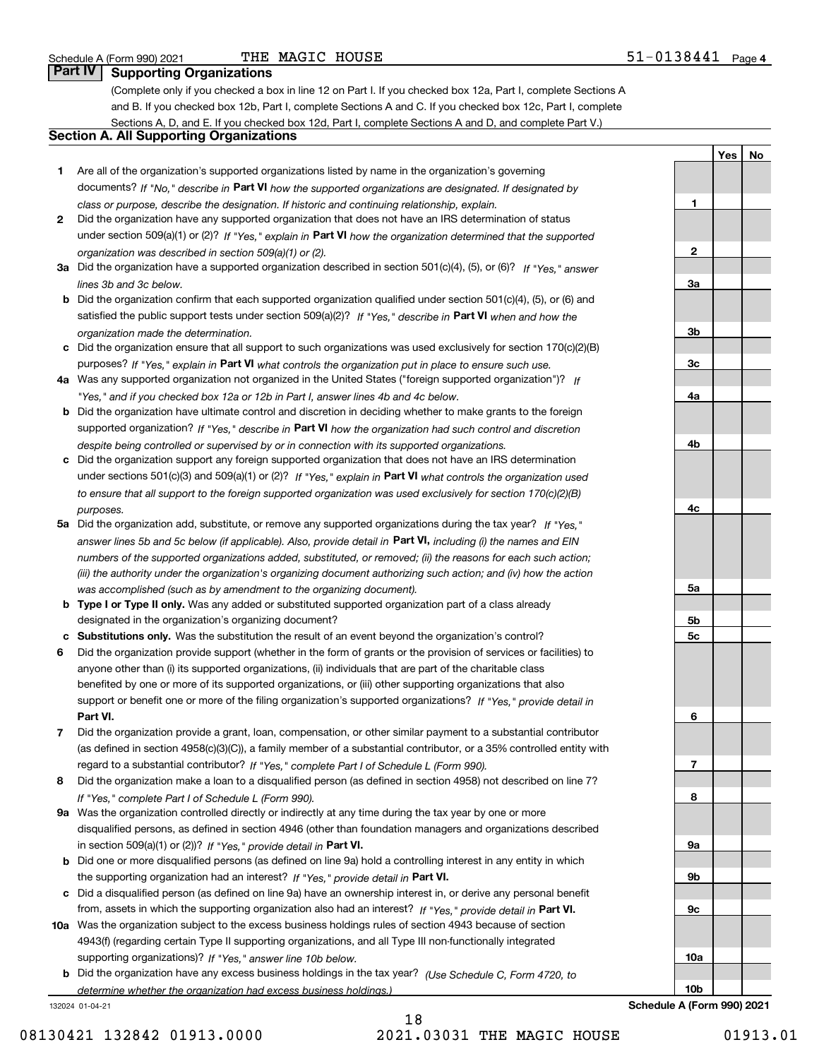Schedule A (Form 990) 2021 THE MAGIC HOUSE 51-0138441 Page 4

## Part IV Supporting Organizations

(Complete only if you checked a box in line 12 on Part I. If you checked box 12a, Part I, complete Sections A and B. If you checked box 12b, Part I, complete Sections A and C. If you checked box 12c, Part I, complete Sections A, D, and E. If you checked box 12d, Part I, complete Sections A and D, and complete Part V.)

### Section A. All Supporting Organizations

| | | Line | Yes | No |
|---|---|---|---|---|
| **1** | Are all of the organization's supported organizations listed by name in the organization's governing documents? *If "No," describe in* **Part VI** *how the supported organizations are designated. If designated by class or purpose, describe the designation. If historic and continuing relationship, explain.* | 1 | | |
| **2** | Did the organization have any supported organization that does not have an IRS determination of status under section 509(a)(1) or (2)? *If "Yes," explain in* **Part VI** *how the organization determined that the supported organization was described in section 509(a)(1) or (2).* | 2 | | |
| **3a** | Did the organization have a supported organization described in section 501(c)(4), (5), or (6)? *If "Yes," answer lines 3b and 3c below.* | 3a | | |
| **b** | Did the organization confirm that each supported organization qualified under section 501(c)(4), (5), or (6) and satisfied the public support tests under section 509(a)(2)? *If "Yes," describe in* **Part VI** *when and how the organization made the determination.* | 3b | | |
| **c** | Did the organization ensure that all support to such organizations was used exclusively for section 170(c)(2)(B) purposes? *If "Yes," explain in* **Part VI** *what controls the organization put in place to ensure such use.* | 3c | | |
| **4a** | Was any supported organization not organized in the United States ("foreign supported organization")? *If "Yes," and if you checked box 12a or 12b in Part I, answer lines 4b and 4c below.* | 4a | | |
| **b** | Did the organization have ultimate control and discretion in deciding whether to make grants to the foreign supported organization? *If "Yes," describe in* **Part VI** *how the organization had such control and discretion despite being controlled or supervised by or in connection with its supported organizations.* | 4b | | |
| **c** | Did the organization support any foreign supported organization that does not have an IRS determination under sections 501(c)(3) and 509(a)(1) or (2)? *If "Yes," explain in* **Part VI** *what controls the organization used to ensure that all support to the foreign supported organization was used exclusively for section 170(c)(2)(B) purposes.* | 4c | | |
| **5a** | Did the organization add, substitute, or remove any supported organizations during the tax year? *If "Yes," answer lines 5b and 5c below (if applicable). Also, provide detail in* **Part VI,** *including (i) the names and EIN numbers of the supported organizations added, substituted, or removed; (ii) the reasons for each such action; (iii) the authority under the organization's organizing document authorizing such action; and (iv) how the action was accomplished (such as by amendment to the organizing document).* | 5a | | |
| **b** | **Type I or Type II only.** Was any added or substituted supported organization part of a class already designated in the organization's organizing document? | 5b | | |
| **c** | **Substitutions only.** Was the substitution the result of an event beyond the organization's control? | 5c | | |
| **6** | Did the organization provide support (whether in the form of grants or the provision of services or facilities) to anyone other than (i) its supported organizations, (ii) individuals that are part of the charitable class benefited by one or more of its supported organizations, or (iii) other supporting organizations that also support or benefit one or more of the filing organization's supported organizations? *If "Yes," provide detail in* **Part VI.** | 6 | | |
| **7** | Did the organization provide a grant, loan, compensation, or other similar payment to a substantial contributor (as defined in section 4958(c)(3)(C)), a family member of a substantial contributor, or a 35% controlled entity with regard to a substantial contributor? *If "Yes," complete Part I of Schedule L (Form 990).* | 7 | | |
| **8** | Did the organization make a loan to a disqualified person (as defined in section 4958) not described on line 7? *If "Yes," complete Part I of Schedule L (Form 990).* | 8 | | |
| **9a** | Was the organization controlled directly or indirectly at any time during the tax year by one or more disqualified persons, as defined in section 4946 (other than foundation managers and organizations described in section 509(a)(1) or (2))? *If "Yes," provide detail in* **Part VI.** | 9a | | |
| **b** | Did one or more disqualified persons (as defined on line 9a) hold a controlling interest in any entity in which the supporting organization had an interest? *If "Yes," provide detail in* **Part VI.** | 9b | | |
| **c** | Did a disqualified person (as defined on line 9a) have an ownership interest in, or derive any personal benefit from, assets in which the supporting organization also had an interest? *If "Yes," provide detail in* **Part VI.** | 9c | | |
| **10a** | Was the organization subject to the excess business holdings rules of section 4943 because of section 4943(f) (regarding certain Type II supporting organizations, and all Type III non-functionally integrated supporting organizations)? *If "Yes," answer line 10b below.* | 10a | | |
| **b** | Did the organization have any excess business holdings in the tax year? *(Use Schedule C, Form 4720, to determine whether the organization had excess business holdings.)* | 10b | | |

132024 01-04-21 **Schedule A (Form 990) 2021**

08130421 132842 01913.0000 2021.03031 THE MAGIC HOUSE 01913.01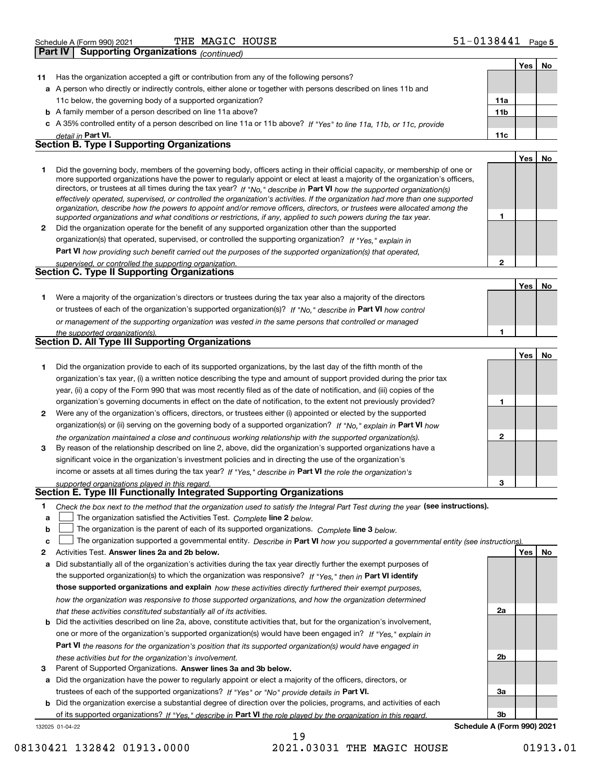Schedule A (Form 990) 2021 THE MAGIC HOUSE 51-0138441 Page 5

**Part IV | Supporting Organizations** *(continued)*

| | | | Yes | No |
|---|---|---|---|---|
| **11** | Has the organization accepted a gift or contribution from any of the following persons? | | | |
| **a** | A person who directly or indirectly controls, either alone or together with persons described on lines 11b and 11c below, the governing body of a supported organization? | **11a** | | |
| **b** | A family member of a person described on line 11a above? | **11b** | | |
| **c** | A 35% controlled entity of a person described on line 11a or 11b above? *If "Yes" to line 11a, 11b, or 11c, provide detail in* **Part VI.** | **11c** | | |

## Section B. Type I Supporting Organizations

| | | | Yes | No |
|---|---|---|---|---|
| **1** | Did the governing body, members of the governing body, officers acting in their official capacity, or membership of one or more supported organizations have the power to regularly appoint or elect at least a majority of the organization's officers, directors, or trustees at all times during the tax year? *If "No," describe in* **Part VI** *how the supported organization(s) effectively operated, supervised, or controlled the organization's activities. If the organization had more than one supported organization, describe how the powers to appoint and/or remove officers, directors, or trustees were allocated among the supported organizations and what conditions or restrictions, if any, applied to such powers during the tax year.* | **1** | | |
| **2** | Did the organization operate for the benefit of any supported organization other than the supported organization(s) that operated, supervised, or controlled the supporting organization? *If "Yes," explain in* **Part VI** *how providing such benefit carried out the purposes of the supported organization(s) that operated, supervised, or controlled the supporting organization.* | **2** | | |

## Section C. Type II Supporting Organizations

| | | | Yes | No |
|---|---|---|---|---|
| **1** | Were a majority of the organization's directors or trustees during the tax year also a majority of the directors or trustees of each of the organization's supported organization(s)? *If "No," describe in* **Part VI** *how control or management of the supporting organization was vested in the same persons that controlled or managed the supported organization(s).* | **1** | | |

## Section D. All Type III Supporting Organizations

| | | | Yes | No |
|---|---|---|---|---|
| **1** | Did the organization provide to each of its supported organizations, by the last day of the fifth month of the organization's tax year, (i) a written notice describing the type and amount of support provided during the prior tax year, (ii) a copy of the Form 990 that was most recently filed as of the date of notification, and (iii) copies of the organization's governing documents in effect on the date of notification, to the extent not previously provided? | **1** | | |
| **2** | Were any of the organization's officers, directors, or trustees either (i) appointed or elected by the supported organization(s) or (ii) serving on the governing body of a supported organization? *If "No," explain in* **Part VI** *how the organization maintained a close and continuous working relationship with the supported organization(s).* | **2** | | |
| **3** | By reason of the relationship described on line 2, above, did the organization's supported organizations have a significant voice in the organization's investment policies and in directing the use of the organization's income or assets at all times during the tax year? *If "Yes," describe in* **Part VI** *the role the organization's supported organizations played in this regard.* | **3** | | |

## Section E. Type III Functionally Integrated Supporting Organizations

**1** *Check the box next to the method that the organization used to satisfy the Integral Part Test during the year* **(see instructions).**

**a** ☐ The organization satisfied the Activities Test. *Complete* **line 2** *below.*

**b** ☐ The organization is the parent of each of its supported organizations. *Complete* **line 3** *below.*

**c** ☐ The organization supported a governmental entity. *Describe in* **Part VI** *how you supported a governmental entity (see instructions).*

| | | | Yes | No |
|---|---|---|---|---|
| **2** | Activities Test. **Answer lines 2a and 2b below.** | | | |
| **a** | Did substantially all of the organization's activities during the tax year directly further the exempt purposes of the supported organization(s) to which the organization was responsive? *If "Yes," then in* **Part VI identify those supported organizations and explain** *how these activities directly furthered their exempt purposes, how the organization was responsive to those supported organizations, and how the organization determined that these activities constituted substantially all of its activities.* | **2a** | | |
| **b** | Did the activities described on line 2a, above, constitute activities that, but for the organization's involvement, one or more of the organization's supported organization(s) would have been engaged in? *If "Yes," explain in* **Part VI** *the reasons for the organization's position that its supported organization(s) would have engaged in these activities but for the organization's involvement.* | **2b** | | |
| **3** | Parent of Supported Organizations. **Answer lines 3a and 3b below.** | | | |
| **a** | Did the organization have the power to regularly appoint or elect a majority of the officers, directors, or trustees of each of the supported organizations? *If "Yes" or "No" provide details in* **Part VI.** | **3a** | | |
| **b** | Did the organization exercise a substantial degree of direction over the policies, programs, and activities of each of its supported organizations? *If "Yes," describe in* **Part VI** *the role played by the organization in this regard.* | **3b** | | |

132025 01-04-22 **Schedule A (Form 990) 2021**

08130421 132842 01913.0000 2021.03031 THE MAGIC HOUSE 01913.01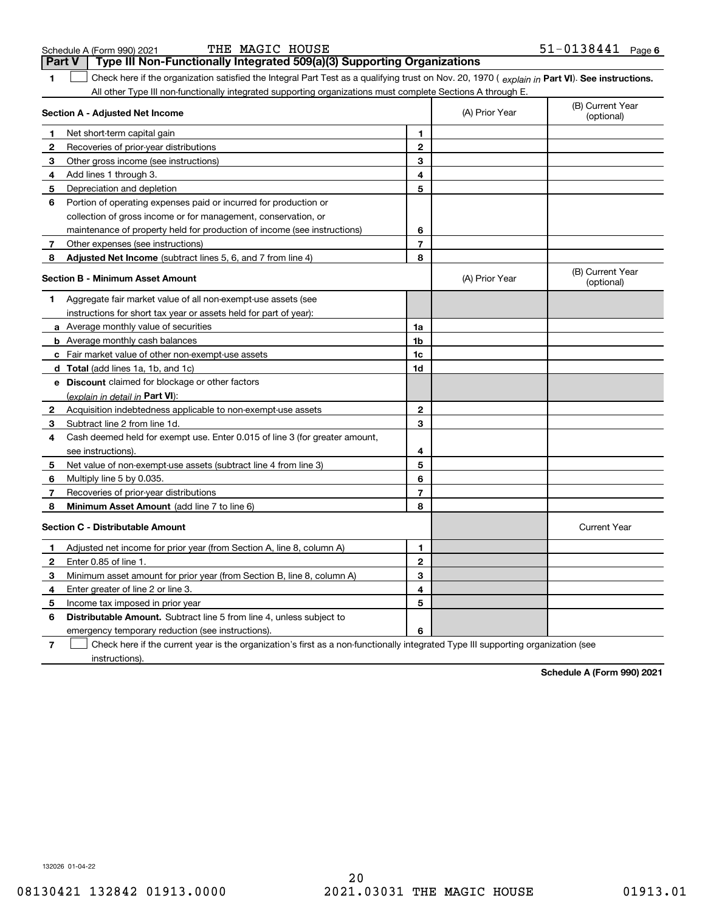## Part V — Type III Non-Functionally Integrated 509(a)(3) Supporting Organizations

**1** ☐ Check here if the organization satisfied the Integral Part Test as a qualifying trust on Nov. 20, 1970 ( *explain in* **Part VI**). **See instructions.** All other Type III non-functionally integrated supporting organizations must complete Sections A through E.

| **Section A - Adjusted Net Income** | | | (A) Prior Year | (B) Current Year (optional) |
|---|---|---|---|---|
| 1 | Net short-term capital gain | 1 | | |
| 2 | Recoveries of prior-year distributions | 2 | | |
| 3 | Other gross income (see instructions) | 3 | | |
| 4 | Add lines 1 through 3. | 4 | | |
| 5 | Depreciation and depletion | 5 | | |
| 6 | Portion of operating expenses paid or incurred for production or collection of gross income or for management, conservation, or maintenance of property held for production of income (see instructions) | 6 | | |
| 7 | Other expenses (see instructions) | 7 | | |
| 8 | **Adjusted Net Income** (subtract lines 5, 6, and 7 from line 4) | 8 | | |

| **Section B - Minimum Asset Amount** | | | (A) Prior Year | (B) Current Year (optional) |
|---|---|---|---|---|
| 1 | Aggregate fair market value of all non-exempt-use assets (see instructions for short tax year or assets held for part of year): | | | |
| a | Average monthly value of securities | 1a | | |
| b | Average monthly cash balances | 1b | | |
| c | Fair market value of other non-exempt-use assets | 1c | | |
| d | **Total** (add lines 1a, 1b, and 1c) | 1d | | |
| e | **Discount** claimed for blockage or other factors (*explain in detail in* **Part VI**): | | | |
| 2 | Acquisition indebtedness applicable to non-exempt-use assets | 2 | | |
| 3 | Subtract line 2 from line 1d. | 3 | | |
| 4 | Cash deemed held for exempt use. Enter 0.015 of line 3 (for greater amount, see instructions). | 4 | | |
| 5 | Net value of non-exempt-use assets (subtract line 4 from line 3) | 5 | | |
| 6 | Multiply line 5 by 0.035. | 6 | | |
| 7 | Recoveries of prior-year distributions | 7 | | |
| 8 | **Minimum Asset Amount** (add line 7 to line 6) | 8 | | |

| **Section C - Distributable Amount** | | | | Current Year |
|---|---|---|---|---|
| 1 | Adjusted net income for prior year (from Section A, line 8, column A) | 1 | | |
| 2 | Enter 0.85 of line 1. | 2 | | |
| 3 | Minimum asset amount for prior year (from Section B, line 8, column A) | 3 | | |
| 4 | Enter greater of line 2 or line 3. | 4 | | |
| 5 | Income tax imposed in prior year | 5 | | |
| 6 | **Distributable Amount.** Subtract line 5 from line 4, unless subject to emergency temporary reduction (see instructions). | 6 | | |

**7** ☐ Check here if the current year is the organization's first as a non-functionally integrated Type III supporting organization (see instructions).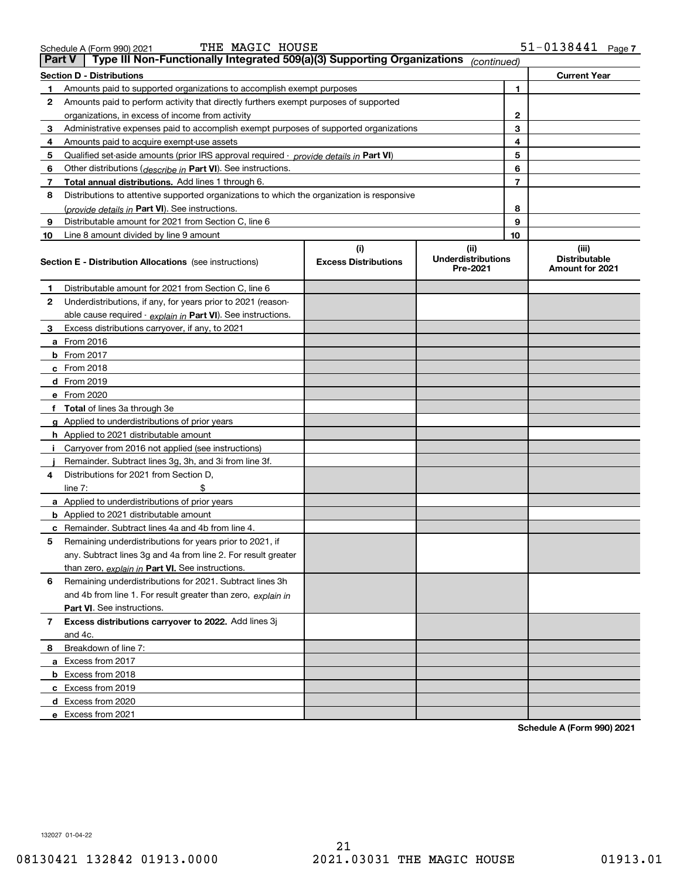Schedule A (Form 990) 2021 THE MAGIC HOUSE 51-0138441 Page 7

## Part V | Type III Non-Functionally Integrated 509(a)(3) Supporting Organizations *(continued)*

| Section D - Distributions | | Current Year |
|---|---|---|
| 1 Amounts paid to supported organizations to accomplish exempt purposes | 1 | |
| 2 Amounts paid to perform activity that directly furthers exempt purposes of supported organizations, in excess of income from activity | 2 | |
| 3 Administrative expenses paid to accomplish exempt purposes of supported organizations | 3 | |
| 4 Amounts paid to acquire exempt-use assets | 4 | |
| 5 Qualified set-aside amounts (prior IRS approval required - *provide details in* **Part VI**) | 5 | |
| 6 Other distributions (*describe in* **Part VI**). See instructions. | 6 | |
| 7 **Total annual distributions.** Add lines 1 through 6. | 7 | |
| 8 Distributions to attentive supported organizations to which the organization is responsive (*provide details in* **Part VI**). See instructions. | 8 | |
| 9 Distributable amount for 2021 from Section C, line 6 | 9 | |
| 10 Line 8 amount divided by line 9 amount | 10 | |

| Section E - Distribution Allocations (see instructions) | (i) Excess Distributions | (ii) Underdistributions Pre-2021 | (iii) Distributable Amount for 2021 |
|---|---|---|---|
| 1 Distributable amount for 2021 from Section C, line 6 | | | |
| 2 Underdistributions, if any, for years prior to 2021 (reasonable cause required - *explain in* **Part VI**). See instructions. | | | |
| 3 Excess distributions carryover, if any, to 2021 | | | |
| a From 2016 | | | |
| b From 2017 | | | |
| c From 2018 | | | |
| d From 2019 | | | |
| e From 2020 | | | |
| f **Total** of lines 3a through 3e | | | |
| g Applied to underdistributions of prior years | | | |
| h Applied to 2021 distributable amount | | | |
| i Carryover from 2016 not applied (see instructions) | | | |
| j Remainder. Subtract lines 3g, 3h, and 3i from line 3f. | | | |
| 4 Distributions for 2021 from Section D, line 7: $ | | | |
| a Applied to underdistributions of prior years | | | |
| b Applied to 2021 distributable amount | | | |
| c Remainder. Subtract lines 4a and 4b from line 4. | | | |
| 5 Remaining underdistributions for years prior to 2021, if any. Subtract lines 3g and 4a from line 2. For result greater than zero, *explain in* **Part VI.** See instructions. | | | |
| 6 Remaining underdistributions for 2021. Subtract lines 3h and 4b from line 1. For result greater than zero, *explain in* **Part VI**. See instructions. | | | |
| 7 **Excess distributions carryover to 2022.** Add lines 3j and 4c. | | | |
| 8 Breakdown of line 7: | | | |
| a Excess from 2017 | | | |
| b Excess from 2018 | | | |
| c Excess from 2019 | | | |
| d Excess from 2020 | | | |
| e Excess from 2021 | | | |

**Schedule A (Form 990) 2021**

132027 01-04-22

08130421 132842 01913.0000 2021.03031 THE MAGIC HOUSE 01913.01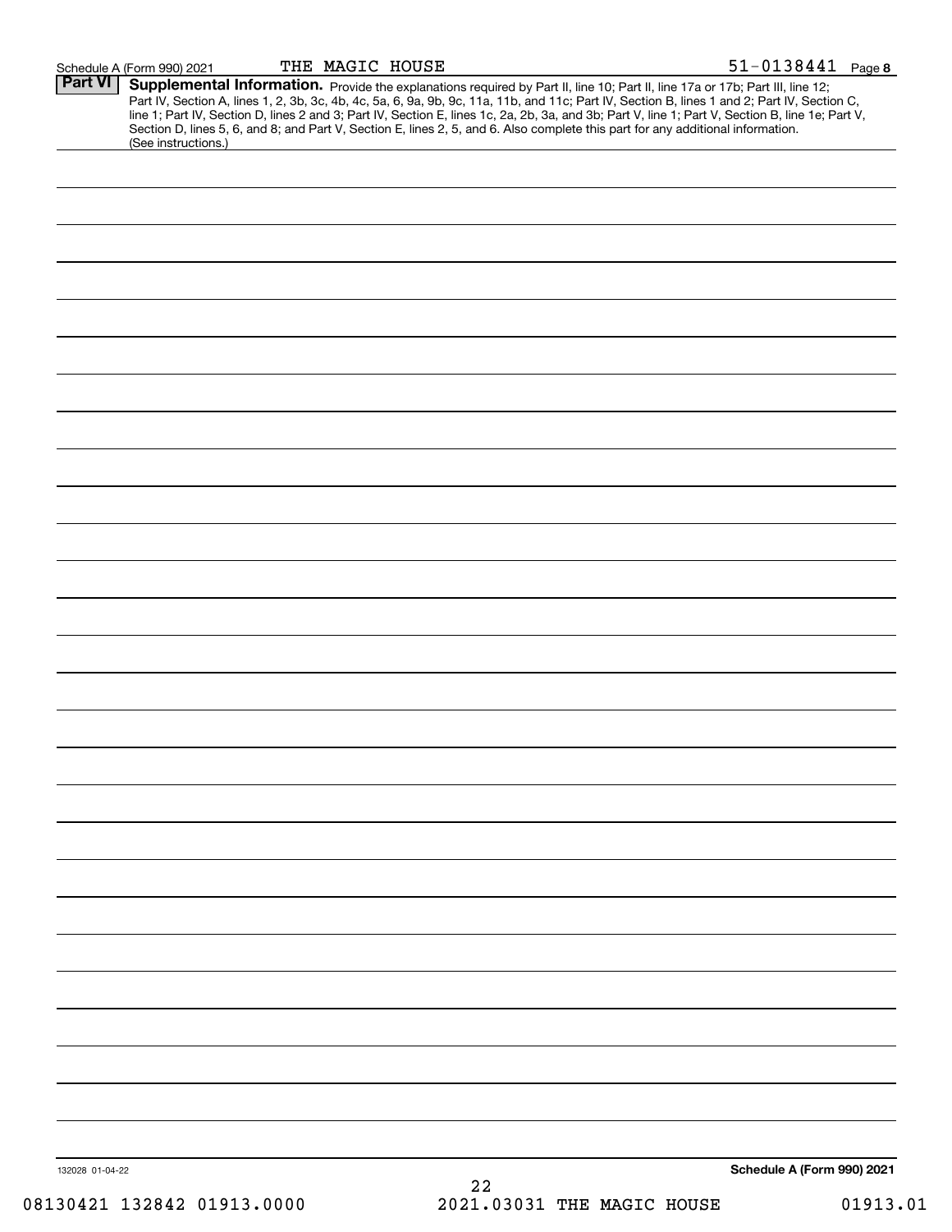Schedule A (Form 990) 2021 THE MAGIC HOUSE 51-0138441 Page 8

**Part VI** **Supplemental Information.** Provide the explanations required by Part II, line 10; Part II, line 17a or 17b; Part III, line 12; Part IV, Section A, lines 1, 2, 3b, 3c, 4b, 4c, 5a, 6, 9a, 9b, 9c, 11a, 11b, and 11c; Part IV, Section B, lines 1 and 2; Part IV, Section C, line 1; Part IV, Section D, lines 2 and 3; Part IV, Section E, lines 1c, 2a, 2b, 3a, and 3b; Part V, line 1; Part V, Section B, line 1e; Part V, Section D, lines 5, 6, and 8; and Part V, Section E, lines 2, 5, and 6. Also complete this part for any additional information. (See instructions.)

132028 01-04-22 **Schedule A (Form 990) 2021**

08130421 132842 01913.0000 2021.03031 THE MAGIC HOUSE 01913.01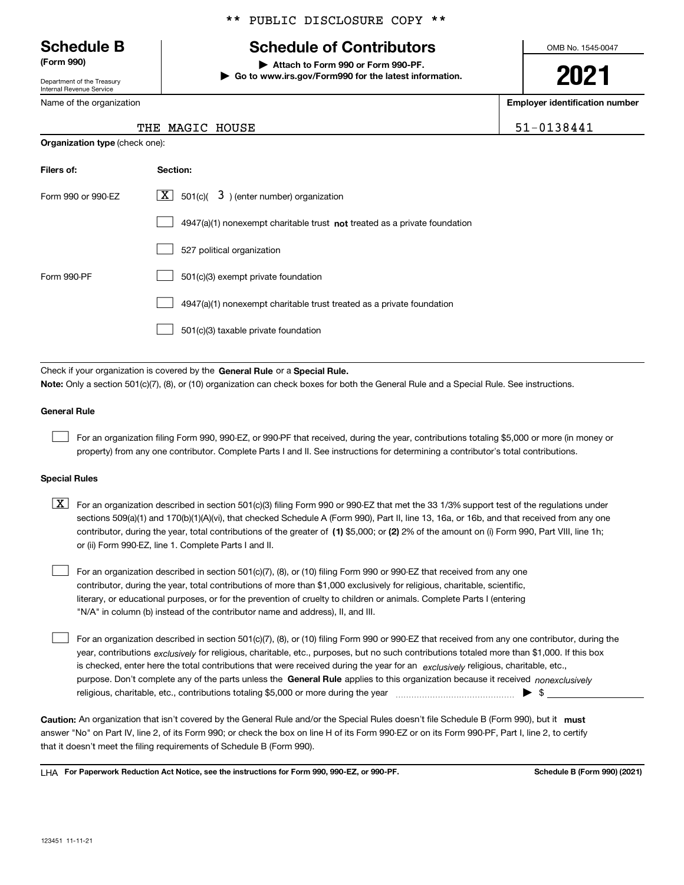\*\* PUBLIC DISCLOSURE COPY \*\*

# Schedule B

**(Form 990)**

Department of the Treasury
Internal Revenue Service

## Schedule of Contributors

▶ **Attach to Form 990 or Form 990-PF.**
▶ **Go to www.irs.gov/Form990 for the latest information.**

OMB No. 1545-0047

**2021**

| Name of the organization | Employer identification number |
|---|---|
| THE MAGIC HOUSE | 51-0138441 |

**Organization type** (check one):

| Filers of: | Section: |
|---|---|
| Form 990 or 990-EZ | [X] 501(c)( 3 ) (enter number) organization |
| | [ ] 4947(a)(1) nonexempt charitable trust **not** treated as a private foundation |
| | [ ] 527 political organization |
| Form 990-PF | [ ] 501(c)(3) exempt private foundation |
| | [ ] 4947(a)(1) nonexempt charitable trust treated as a private foundation |
| | [ ] 501(c)(3) taxable private foundation |

Check if your organization is covered by the **General Rule** or a **Special Rule.**

**Note:** Only a section 501(c)(7), (8), or (10) organization can check boxes for both the General Rule and a Special Rule. See instructions.

**General Rule**

[ ] For an organization filing Form 990, 990-EZ, or 990-PF that received, during the year, contributions totaling $5,000 or more (in money or property) from any one contributor. Complete Parts I and II. See instructions for determining a contributor's total contributions.

**Special Rules**

[X] For an organization described in section 501(c)(3) filing Form 990 or 990-EZ that met the 33 1/3% support test of the regulations under sections 509(a)(1) and 170(b)(1)(A)(vi), that checked Schedule A (Form 990), Part II, line 13, 16a, or 16b, and that received from any one contributor, during the year, total contributions of the greater of **(1)** $5,000; or **(2)** 2% of the amount on (i) Form 990, Part VIII, line 1h; or (ii) Form 990-EZ, line 1. Complete Parts I and II.

[ ] For an organization described in section 501(c)(7), (8), or (10) filing Form 990 or 990-EZ that received from any one contributor, during the year, total contributions of more than $1,000 exclusively for religious, charitable, scientific, literary, or educational purposes, or for the prevention of cruelty to children or animals. Complete Parts I (entering "N/A" in column (b) instead of the contributor name and address), II, and III.

[ ] For an organization described in section 501(c)(7), (8), or (10) filing Form 990 or 990-EZ that received from any one contributor, during the year, contributions *exclusively* for religious, charitable, etc., purposes, but no such contributions totaled more than $1,000. If this box is checked, enter here the total contributions that were received during the year for an *exclusively* religious, charitable, etc., purpose. Don't complete any of the parts unless the **General Rule** applies to this organization because it received *nonexclusively* religious, charitable, etc., contributions totaling $5,000 or more during the year ▶ $

**Caution:** An organization that isn't covered by the General Rule and/or the Special Rules doesn't file Schedule B (Form 990), but it **must** answer "No" on Part IV, line 2, of its Form 990; or check the box on line H of its Form 990-EZ or on its Form 990-PF, Part I, line 2, to certify that it doesn't meet the filing requirements of Schedule B (Form 990).

LHA **For Paperwork Reduction Act Notice, see the instructions for Form 990, 990-EZ, or 990-PF.** **Schedule B (Form 990) (2021)**

123451 11-11-21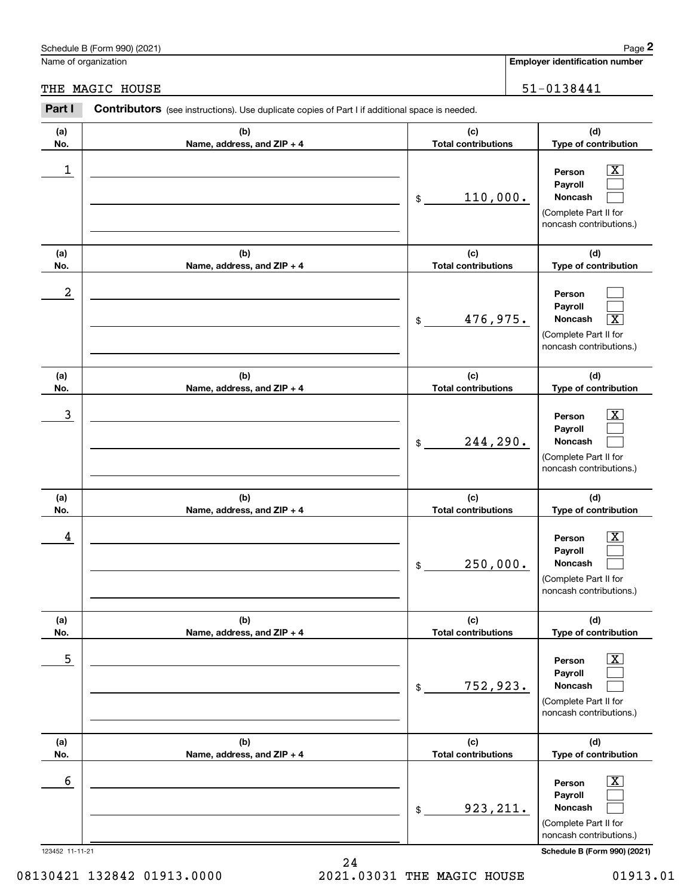Schedule B (Form 990) (2021)

Name of organization: THE MAGIC HOUSE

Employer identification number: 51-0138441

**Part I** **Contributors** (see instructions). Use duplicate copies of Part I if additional space is needed.

| (a) No. | (b) Name, address, and ZIP + 4 | (c) Total contributions | (d) Type of contribution |
|---|---|---|---|
| 1 | | $ 110,000. | Person [X] Payroll [ ] Noncash [ ] (Complete Part II for noncash contributions.) |
| 2 | | $ 476,975. | Person [ ] Payroll [ ] Noncash [X] (Complete Part II for noncash contributions.) |
| 3 | | $ 244,290. | Person [X] Payroll [ ] Noncash [ ] (Complete Part II for noncash contributions.) |
| 4 | | $ 250,000. | Person [X] Payroll [ ] Noncash [ ] (Complete Part II for noncash contributions.) |
| 5 | | $ 752,923. | Person [X] Payroll [ ] Noncash [ ] (Complete Part II for noncash contributions.) |
| 6 | | $ 923,211. | Person [X] Payroll [ ] Noncash [ ] (Complete Part II for noncash contributions.) |

123452 11-11-21 Schedule B (Form 990) (2021)

08130421 132842 01913.0000 2021.03031 THE MAGIC HOUSE 01913.01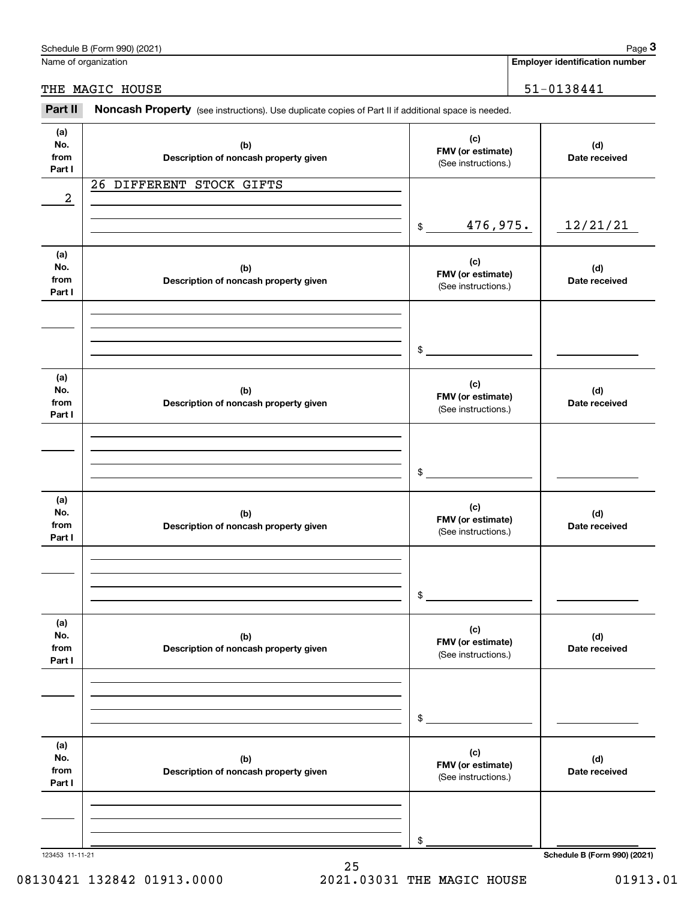Schedule B (Form 990) (2021) Page **3**

Name of organization: THE MAGIC HOUSE

**Employer identification number:** 51-0138441

**Part II** **Noncash Property** (see instructions). Use duplicate copies of Part II if additional space is needed.

| (a) No. from Part I | (b) Description of noncash property given | (c) FMV (or estimate) (See instructions.) | (d) Date received |
|---|---|---|---|
| 2 | 26 DIFFERENT STOCK GIFTS | $ 476,975. | 12/21/21 |
| | | $ | |
| | | $ | |
| | | $ | |
| | | $ | |
| | | $ | |

123453 11-11-21

Schedule B (Form 990) (2021)

08130421 132842 01913.0000 2021.03031 THE MAGIC HOUSE 01913.01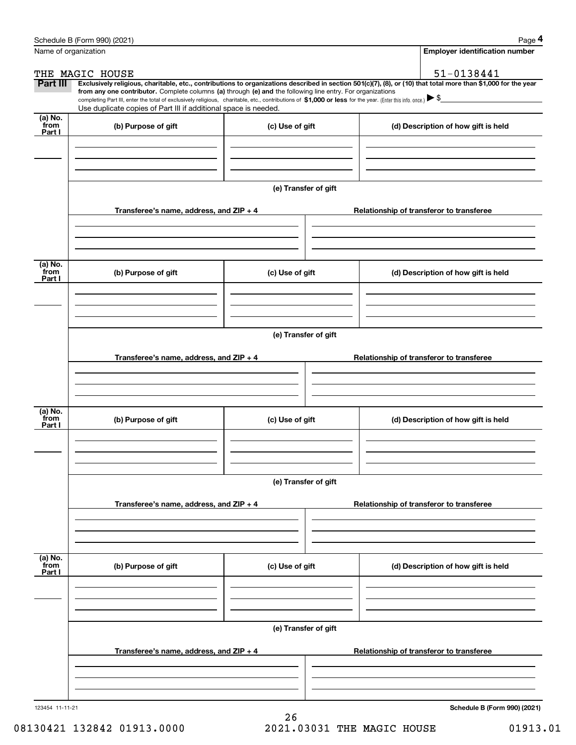Schedule B (Form 990) (2021) Page **4**

Name of organization: THE MAGIC HOUSE

**Employer identification number**: 51-0138441

**Part III** **Exclusively religious, charitable, etc., contributions to organizations described in section 501(c)(7), (8), or (10) that total more than $1,000 for the year from any one contributor.** Complete columns **(a)** through **(e) and** the following line entry. For organizations completing Part III, enter the total of exclusively religious, charitable, etc., contributions of **$1,000 or less** for the year. (Enter this info. once.) ▶ $

Use duplicate copies of Part III if additional space is needed.

| (a) No. from Part I | (b) Purpose of gift | (c) Use of gift | (d) Description of how gift is held |
|---|---|---|---|
| | | | |

**(e) Transfer of gift**

| Transferee's name, address, and ZIP + 4 | Relationship of transferor to transferee |
|---|---|
| | |

| (a) No. from Part I | (b) Purpose of gift | (c) Use of gift | (d) Description of how gift is held |
|---|---|---|---|
| | | | |

**(e) Transfer of gift**

| Transferee's name, address, and ZIP + 4 | Relationship of transferor to transferee |
|---|---|
| | |

| (a) No. from Part I | (b) Purpose of gift | (c) Use of gift | (d) Description of how gift is held |
|---|---|---|---|
| | | | |

**(e) Transfer of gift**

| Transferee's name, address, and ZIP + 4 | Relationship of transferor to transferee |
|---|---|
| | |

| (a) No. from Part I | (b) Purpose of gift | (c) Use of gift | (d) Description of how gift is held |
|---|---|---|---|
| | | | |

**(e) Transfer of gift**

| Transferee's name, address, and ZIP + 4 | Relationship of transferor to transferee |
|---|---|
| | |

123454 11-11-21 **Schedule B (Form 990) (2021)**

08130421 132842 01913.0000 2021.03031 THE MAGIC HOUSE 01913.01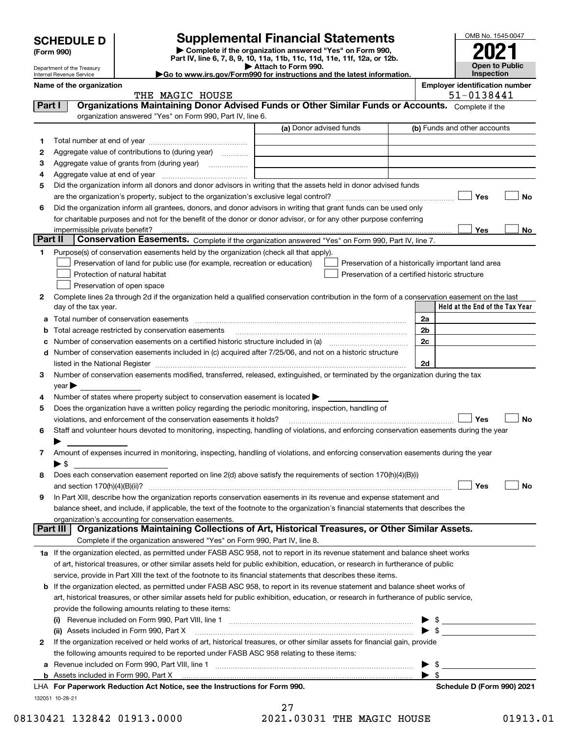# SCHEDULE D (Form 990)

Department of the Treasury
Internal Revenue Service

## Supplemental Financial Statements

▶ Complete if the organization answered "Yes" on Form 990, Part IV, line 6, 7, 8, 9, 10, 11a, 11b, 11c, 11d, 11e, 11f, 12a, or 12b.
▶ Attach to Form 990.
▶Go to www.irs.gov/Form990 for instructions and the latest information.

OMB No. 1545-0047

**2021**

**Open to Public Inspection**

**Name of the organization:** THE MAGIC HOUSE

**Employer identification number:** 51-0138441

### Part I — Organizations Maintaining Donor Advised Funds or Other Similar Funds or Accounts.
Complete if the organization answered "Yes" on Form 990, Part IV, line 6.

| | | (a) Donor advised funds | (b) Funds and other accounts |
|---|---|---|---|
| 1 | Total number at end of year | | |
| 2 | Aggregate value of contributions to (during year) | | |
| 3 | Aggregate value of grants from (during year) | | |
| 4 | Aggregate value at end of year | | |

5 Did the organization inform all donors and donor advisors in writing that the assets held in donor advised funds are the organization's property, subject to the organization's exclusive legal control? ☐ Yes ☐ No

6 Did the organization inform all grantees, donors, and donor advisors in writing that grant funds can be used only for charitable purposes and not for the benefit of the donor or donor advisor, or for any other purpose conferring impermissible private benefit? ☐ Yes ☐ No

### Part II — Conservation Easements.
Complete if the organization answered "Yes" on Form 990, Part IV, line 7.

1 Purpose(s) of conservation easements held by the organization (check all that apply).

- ☐ Preservation of land for public use (for example, recreation or education)
- ☐ Preservation of a historically important land area
- ☐ Protection of natural habitat
- ☐ Preservation of a certified historic structure
- ☐ Preservation of open space

2 Complete lines 2a through 2d if the organization held a qualified conservation contribution in the form of a conservation easement on the last day of the tax year.

| | | | Held at the End of the Tax Year |
|---|---|---|---|
| a | Total number of conservation easements | 2a | |
| b | Total acreage restricted by conservation easements | 2b | |
| c | Number of conservation easements on a certified historic structure included in (a) | 2c | |
| d | Number of conservation easements included in (c) acquired after 7/25/06, and not on a historic structure listed in the National Register | 2d | |

3 Number of conservation easements modified, transferred, released, extinguished, or terminated by the organization during the tax year ▶

4 Number of states where property subject to conservation easement is located ▶

5 Does the organization have a written policy regarding the periodic monitoring, inspection, handling of violations, and enforcement of the conservation easements it holds? ☐ Yes ☐ No

6 Staff and volunteer hours devoted to monitoring, inspecting, handling of violations, and enforcing conservation easements during the year ▶

7 Amount of expenses incurred in monitoring, inspecting, handling of violations, and enforcing conservation easements during the year ▶ $

8 Does each conservation easement reported on line 2(d) above satisfy the requirements of section 170(h)(4)(B)(i) and section 170(h)(4)(B)(ii)? ☐ Yes ☐ No

9 In Part XIII, describe how the organization reports conservation easements in its revenue and expense statement and balance sheet, and include, if applicable, the text of the footnote to the organization's financial statements that describes the organization's accounting for conservation easements.

### Part III — Organizations Maintaining Collections of Art, Historical Treasures, or Other Similar Assets.
Complete if the organization answered "Yes" on Form 990, Part IV, line 8.

1a If the organization elected, as permitted under FASB ASC 958, not to report in its revenue statement and balance sheet works of art, historical treasures, or other similar assets held for public exhibition, education, or research in furtherance of public service, provide in Part XIII the text of the footnote to its financial statements that describes these items.

b If the organization elected, as permitted under FASB ASC 958, to report in its revenue statement and balance sheet works of art, historical treasures, or other similar assets held for public exhibition, education, or research in furtherance of public service, provide the following amounts relating to these items:

(i) Revenue included on Form 990, Part VIII, line 1 ▶ $

(ii) Assets included in Form 990, Part X ▶ $

2 If the organization received or held works of art, historical treasures, or other similar assets for financial gain, provide the following amounts required to be reported under FASB ASC 958 relating to these items:

a Revenue included on Form 990, Part VIII, line 1 ▶ $

b Assets included in Form 990, Part X ▶ $

LHA For Paperwork Reduction Act Notice, see the Instructions for Form 990. Schedule D (Form 990) 2021

132051 10-28-21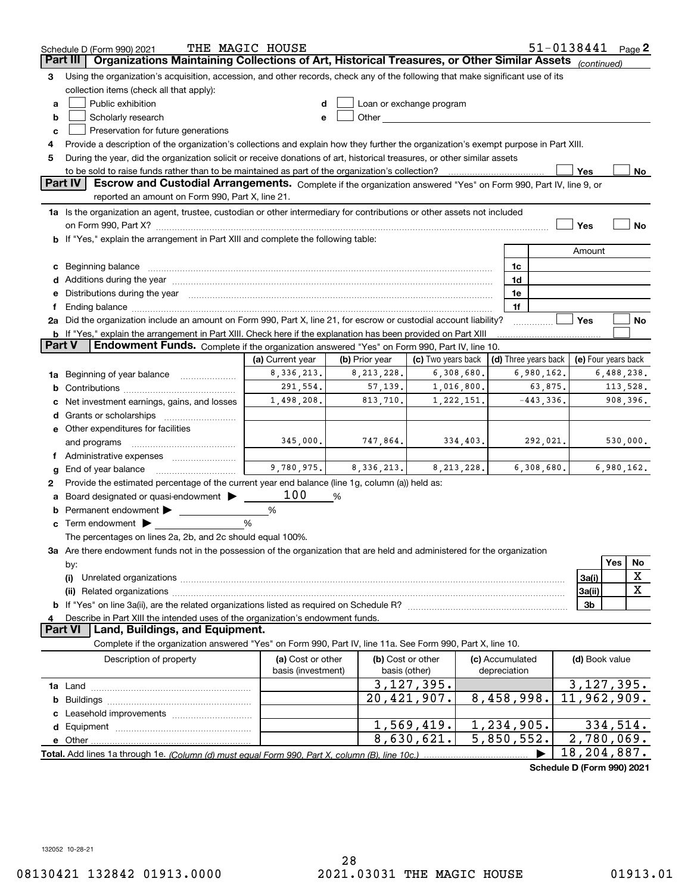Schedule D (Form 990) 2021 THE MAGIC HOUSE 51-0138441 Page 2

## Part III | Organizations Maintaining Collections of Art, Historical Treasures, or Other Similar Assets *(continued)*

**3** Using the organization's acquisition, accession, and other records, check any of the following that make significant use of its collection items (check all that apply):

- **a** ☐ Public exhibition
- **b** ☐ Scholarly research
- **c** ☐ Preservation for future generations
- **d** ☐ Loan or exchange program
- **e** ☐ Other

**4** Provide a description of the organization's collections and explain how they further the organization's exempt purpose in Part XIII.

**5** During the year, did the organization solicit or receive donations of art, historical treasures, or other similar assets to be sold to raise funds rather than to be maintained as part of the organization's collection? ☐ Yes ☐ No

## Part IV | Escrow and Custodial Arrangements.

Complete if the organization answered "Yes" on Form 990, Part IV, line 9, or reported an amount on Form 990, Part X, line 21.

**1a** Is the organization an agent, trustee, custodian or other intermediary for contributions or other assets not included on Form 990, Part X? ☐ Yes ☐ No

**b** If "Yes," explain the arrangement in Part XIII and complete the following table:

| | | Amount |
|---|---|---|
| **c** Beginning balance | 1c | |
| **d** Additions during the year | 1d | |
| **e** Distributions during the year | 1e | |
| **f** Ending balance | 1f | |

**2a** Did the organization include an amount on Form 990, Part X, line 21, for escrow or custodial account liability? ☐ Yes ☐ No

**b** If "Yes," explain the arrangement in Part XIII. Check here if the explanation has been provided on Part XIII ☐

## Part V | Endowment Funds.

Complete if the organization answered "Yes" on Form 990, Part IV, line 10.

| | (a) Current year | (b) Prior year | (c) Two years back | (d) Three years back | (e) Four years back |
|---|---|---|---|---|---|
| **1a** Beginning of year balance | 8,336,213. | 8,213,228. | 6,308,680. | 6,980,162. | 6,488,238. |
| **b** Contributions | 291,554. | 57,139. | 1,016,800. | 63,875. | 113,528. |
| **c** Net investment earnings, gains, and losses | 1,498,208. | 813,710. | 1,222,151. | -443,336. | 908,396. |
| **d** Grants or scholarships | | | | | |
| **e** Other expenditures for facilities and programs | 345,000. | 747,864. | 334,403. | 292,021. | 530,000. |
| **f** Administrative expenses | | | | | |
| **g** End of year balance | 9,780,975. | 8,336,213. | 8,213,228. | 6,308,680. | 6,980,162. |

**2** Provide the estimated percentage of the current year end balance (line 1g, column (a)) held as:

- **a** Board designated or quasi-endowment ▶ 100 %
- **b** Permanent endowment ▶ %
- **c** Term endowment ▶ %

The percentages on lines 2a, 2b, and 2c should equal 100%.

**3a** Are there endowment funds not in the possession of the organization that are held and administered for the organization by:

| | | Yes | No |
|---|---|---|---|
| **(i)** Unrelated organizations | 3a(i) | | X |
| **(ii)** Related organizations | 3a(ii) | | X |
| **b** If "Yes" on line 3a(ii), are the related organizations listed as required on Schedule R? | 3b | | |

**4** Describe in Part XIII the intended uses of the organization's endowment funds.

## Part VI | Land, Buildings, and Equipment.

Complete if the organization answered "Yes" on Form 990, Part IV, line 11a. See Form 990, Part X, line 10.

| Description of property | (a) Cost or other basis (investment) | (b) Cost or other basis (other) | (c) Accumulated depreciation | (d) Book value |
|---|---|---|---|---|
| **1a** Land | | 3,127,395. | | 3,127,395. |
| **b** Buildings | | 20,421,907. | 8,458,998. | 11,962,909. |
| **c** Leasehold improvements | | | | |
| **d** Equipment | | 1,569,419. | 1,234,905. | 334,514. |
| **e** Other | | 8,630,621. | 5,850,552. | 2,780,069. |
| **Total.** Add lines 1a through 1e. *(Column (d) must equal Form 990, Part X, column (B), line 10c.)* ▶ | | | | 18,204,887. |

**Schedule D (Form 990) 2021**

132052 10-28-21

08130421 132842 01913.0000 2021.03031 THE MAGIC HOUSE 01913.01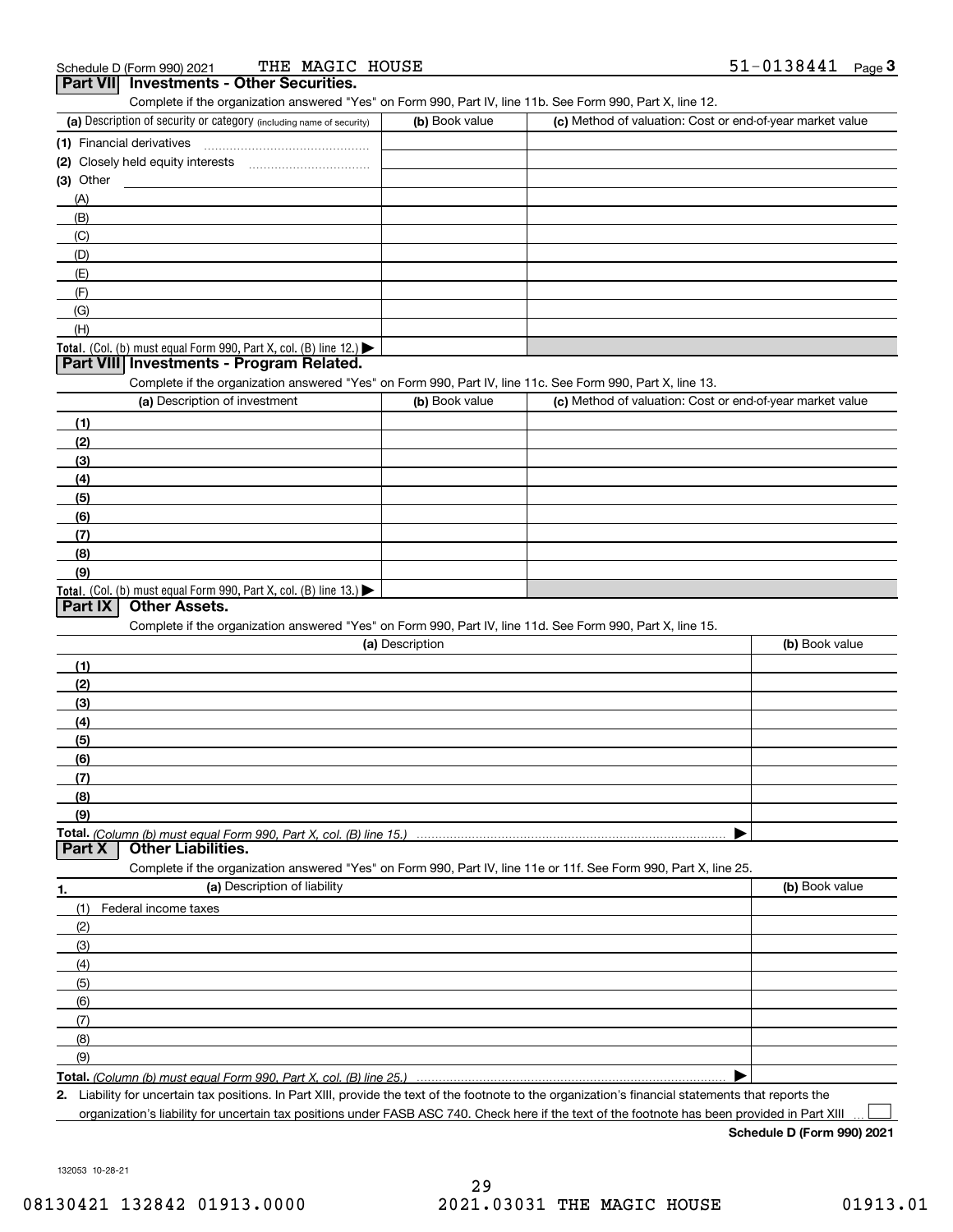Schedule D (Form 990) 2021 THE MAGIC HOUSE 51-0138441

## Part VII Investments - Other Securities.

Complete if the organization answered "Yes" on Form 990, Part IV, line 11b. See Form 990, Part X, line 12.

| (a) Description of security or category (including name of security) | (b) Book value | (c) Method of valuation: Cost or end-of-year market value |
|---|---|---|
| (1) Financial derivatives | | |
| (2) Closely held equity interests | | |
| (3) Other | | |
| (A) | | |
| (B) | | |
| (C) | | |
| (D) | | |
| (E) | | |
| (F) | | |
| (G) | | |
| (H) | | |
| **Total.** (Col. (b) must equal Form 990, Part X, col. (B) line 12.) | | |

## Part VIII Investments - Program Related.

Complete if the organization answered "Yes" on Form 990, Part IV, line 11c. See Form 990, Part X, line 13.

| (a) Description of investment | (b) Book value | (c) Method of valuation: Cost or end-of-year market value |
|---|---|---|
| (1) | | |
| (2) | | |
| (3) | | |
| (4) | | |
| (5) | | |
| (6) | | |
| (7) | | |
| (8) | | |
| (9) | | |
| **Total.** (Col. (b) must equal Form 990, Part X, col. (B) line 13.) | | |

## Part IX Other Assets.

Complete if the organization answered "Yes" on Form 990, Part IV, line 11d. See Form 990, Part X, line 15.

| (a) Description | (b) Book value |
|---|---|
| (1) | |
| (2) | |
| (3) | |
| (4) | |
| (5) | |
| (6) | |
| (7) | |
| (8) | |
| (9) | |
| **Total.** *(Column (b) must equal Form 990, Part X, col. (B) line 15.)* | |

## Part X Other Liabilities.

Complete if the organization answered "Yes" on Form 990, Part IV, line 11e or 11f. See Form 990, Part X, line 25.

| 1. (a) Description of liability | (b) Book value |
|---|---|
| (1) Federal income taxes | |
| (2) | |
| (3) | |
| (4) | |
| (5) | |
| (6) | |
| (7) | |
| (8) | |
| (9) | |
| **Total.** *(Column (b) must equal Form 990, Part X, col. (B) line 25.)* | |

2. Liability for uncertain tax positions. In Part XIII, provide the text of the footnote to the organization's financial statements that reports the organization's liability for uncertain tax positions under FASB ASC 740. Check here if the text of the footnote has been provided in Part XIII ☐

**Schedule D (Form 990) 2021**

132053 10-28-21

08130421 132842 01913.0000 2021.03031 THE MAGIC HOUSE 01913.01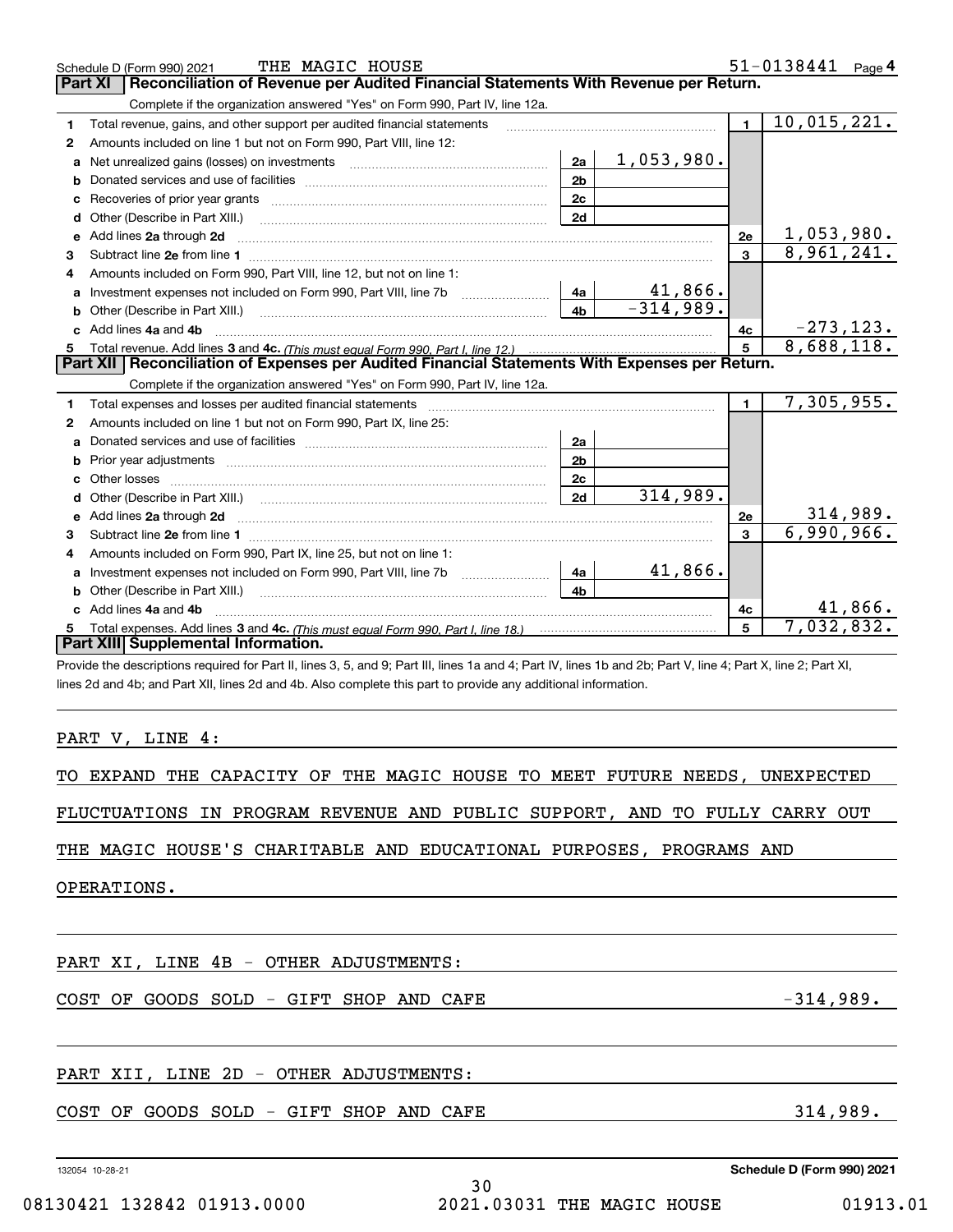Schedule D (Form 990) 2021 THE MAGIC HOUSE 51-0138441 Page 4

## Part XI Reconciliation of Revenue per Audited Financial Statements With Revenue per Return.

Complete if the organization answered "Yes" on Form 990, Part IV, line 12a.

| | | | | | |
|---|---|---|---|---|---|
| 1 | Total revenue, gains, and other support per audited financial statements | | | 1 | 10,015,221. |
| 2 | Amounts included on line 1 but not on Form 990, Part VIII, line 12: | | | | |
| a | Net unrealized gains (losses) on investments | 2a | 1,053,980. | | |
| b | Donated services and use of facilities | 2b | | | |
| c | Recoveries of prior year grants | 2c | | | |
| d | Other (Describe in Part XIII.) | 2d | | | |
| e | Add lines 2a through 2d | | | 2e | 1,053,980. |
| 3 | Subtract line 2e from line 1 | | | 3 | 8,961,241. |
| 4 | Amounts included on Form 990, Part VIII, line 12, but not on line 1: | | | | |
| a | Investment expenses not included on Form 990, Part VIII, line 7b | 4a | 41,866. | | |
| b | Other (Describe in Part XIII.) | 4b | -314,989. | | |
| c | Add lines 4a and 4b | | | 4c | -273,123. |
| 5 | Total revenue. Add lines 3 and 4c. *(This must equal Form 990, Part I, line 12.)* | | | 5 | 8,688,118. |

## Part XII Reconciliation of Expenses per Audited Financial Statements With Expenses per Return.

Complete if the organization answered "Yes" on Form 990, Part IV, line 12a.

| | | | | | |
|---|---|---|---|---|---|
| 1 | Total expenses and losses per audited financial statements | | | 1 | 7,305,955. |
| 2 | Amounts included on line 1 but not on Form 990, Part IX, line 25: | | | | |
| a | Donated services and use of facilities | 2a | | | |
| b | Prior year adjustments | 2b | | | |
| c | Other losses | 2c | | | |
| d | Other (Describe in Part XIII.) | 2d | 314,989. | | |
| e | Add lines 2a through 2d | | | 2e | 314,989. |
| 3 | Subtract line 2e from line 1 | | | 3 | 6,990,966. |
| 4 | Amounts included on Form 990, Part IX, line 25, but not on line 1: | | | | |
| a | Investment expenses not included on Form 990, Part VIII, line 7b | 4a | 41,866. | | |
| b | Other (Describe in Part XIII.) | 4b | | | |
| c | Add lines 4a and 4b | | | 4c | 41,866. |
| 5 | Total expenses. Add lines 3 and 4c. *(This must equal Form 990, Part I, line 18.)* | | | 5 | 7,032,832. |

## Part XIII Supplemental Information.

Provide the descriptions required for Part II, lines 3, 5, and 9; Part III, lines 1a and 4; Part IV, lines 1b and 2b; Part V, line 4; Part X, line 2; Part XI, lines 2d and 4b; and Part XII, lines 2d and 4b. Also complete this part to provide any additional information.

PART V, LINE 4:

TO EXPAND THE CAPACITY OF THE MAGIC HOUSE TO MEET FUTURE NEEDS, UNEXPECTED FLUCTUATIONS IN PROGRAM REVENUE AND PUBLIC SUPPORT, AND TO FULLY CARRY OUT THE MAGIC HOUSE'S CHARITABLE AND EDUCATIONAL PURPOSES, PROGRAMS AND OPERATIONS.

PART XI, LINE 4B - OTHER ADJUSTMENTS:

COST OF GOODS SOLD - GIFT SHOP AND CAFE -314,989.

PART XII, LINE 2D - OTHER ADJUSTMENTS:

COST OF GOODS SOLD - GIFT SHOP AND CAFE 314,989.

132054 10-28-21 Schedule D (Form 990) 2021

08130421 132842 01913.0000 2021.03031 THE MAGIC HOUSE 01913.01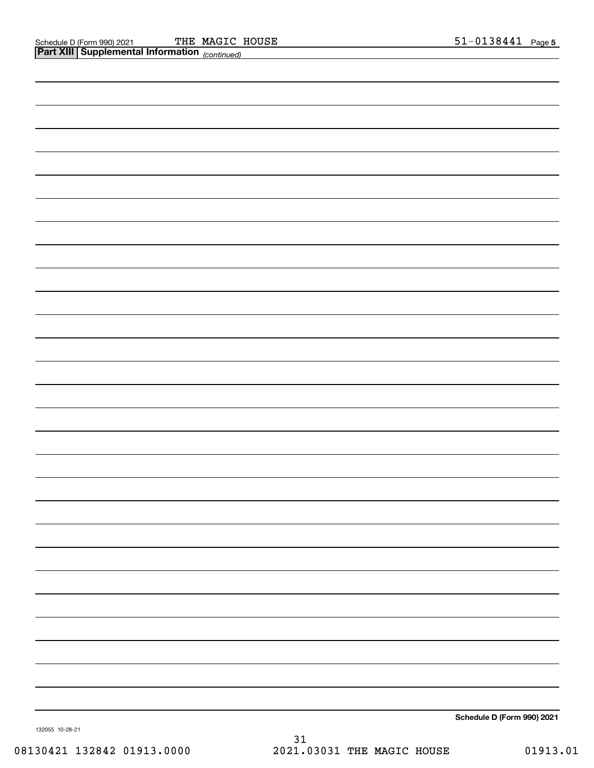Schedule D (Form 990) 2021 THE MAGIC HOUSE 51-0138441 Page **5**

**Part XIII | Supplemental Information** *(continued)*

**Schedule D (Form 990) 2021**

132055 10-28-21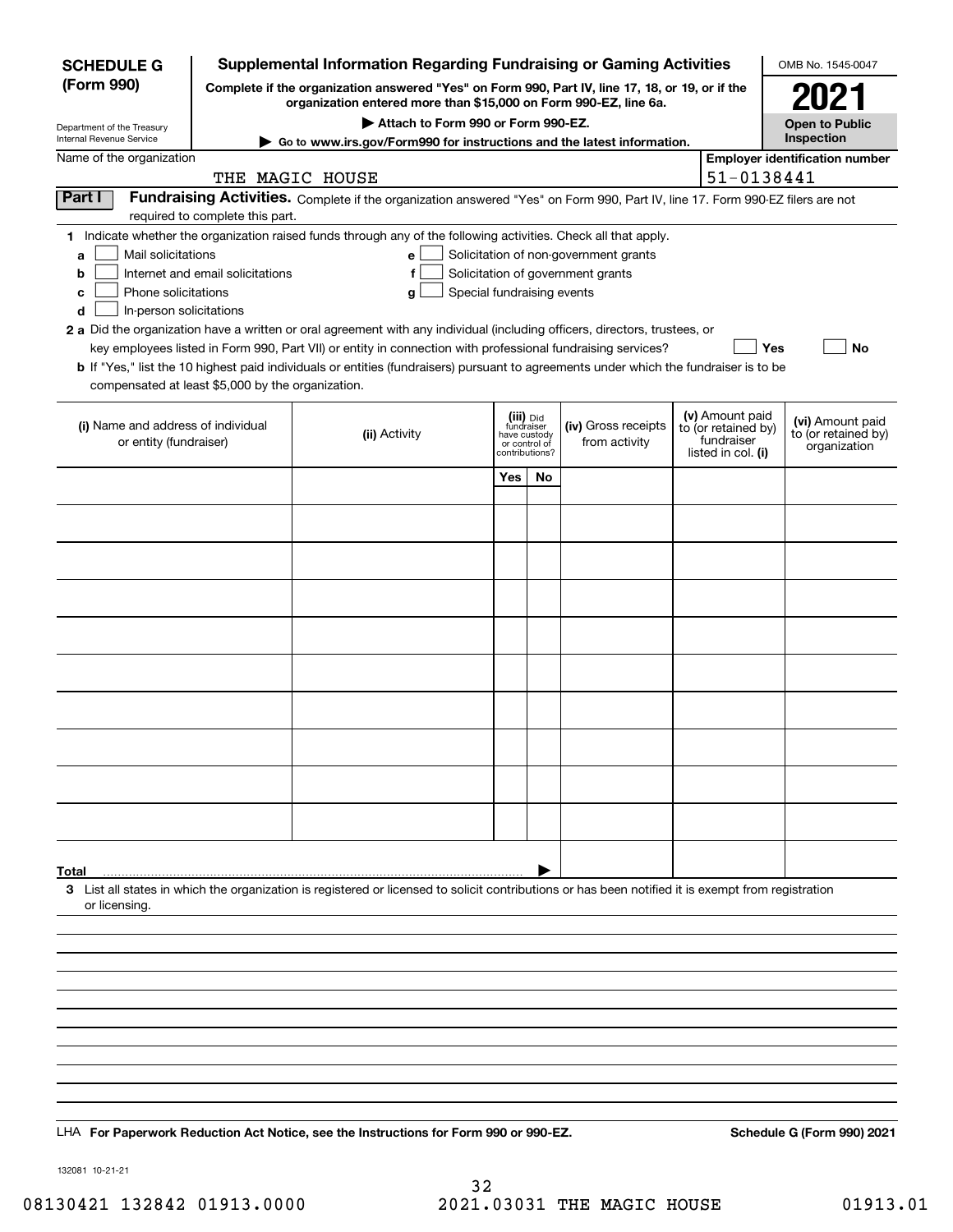**SCHEDULE G (Form 990)**

Department of the Treasury
Internal Revenue Service

# Supplemental Information Regarding Fundraising or Gaming Activities

**Complete if the organization answered "Yes" on Form 990, Part IV, line 17, 18, or 19, or if the organization entered more than $15,000 on Form 990-EZ, line 6a.**

**▶ Attach to Form 990 or Form 990-EZ.**

**▶ Go to www.irs.gov/Form990 for instructions and the latest information.**

OMB No. 1545-0047

**2021**

**Open to Public Inspection**

Name of the organization: THE MAGIC HOUSE

**Employer identification number:** 51-0138441

## Part I — Fundraising Activities.

Complete if the organization answered "Yes" on Form 990, Part IV, line 17. Form 990-EZ filers are not required to complete this part.

**1** Indicate whether the organization raised funds through any of the following activities. Check all that apply.

- **a** ☐ Mail solicitations
- **b** ☐ Internet and email solicitations
- **c** ☐ Phone solicitations
- **d** ☐ In-person solicitations
- **e** ☐ Solicitation of non-government grants
- **f** ☐ Solicitation of government grants
- **g** ☐ Special fundraising events

**2 a** Did the organization have a written or oral agreement with any individual (including officers, directors, trustees, or key employees listed in Form 990, Part VII) or entity in connection with professional fundraising services? ☐ Yes ☐ No

**b** If "Yes," list the 10 highest paid individuals or entities (fundraisers) pursuant to agreements under which the fundraiser is to be compensated at least $5,000 by the organization.

| (i) Name and address of individual or entity (fundraiser) | (ii) Activity | (iii) Did fundraiser have custody or control of contributions? Yes | No | (iv) Gross receipts from activity | (v) Amount paid to (or retained by) fundraiser listed in col. (i) | (vi) Amount paid to (or retained by) organization |
|---|---|---|---|---|---|---|
| | | | | | | |
| | | | | | | |
| | | | | | | |
| | | | | | | |
| | | | | | | |
| | | | | | | |
| | | | | | | |
| | | | | | | |
| | | | | | | |
| | | | | | | |
| **Total** ▶ | | | | | | |

**3** List all states in which the organization is registered or licensed to solicit contributions or has been notified it is exempt from registration or licensing.

LHA **For Paperwork Reduction Act Notice, see the Instructions for Form 990 or 990-EZ.**

**Schedule G (Form 990) 2021**

132081 10-21-21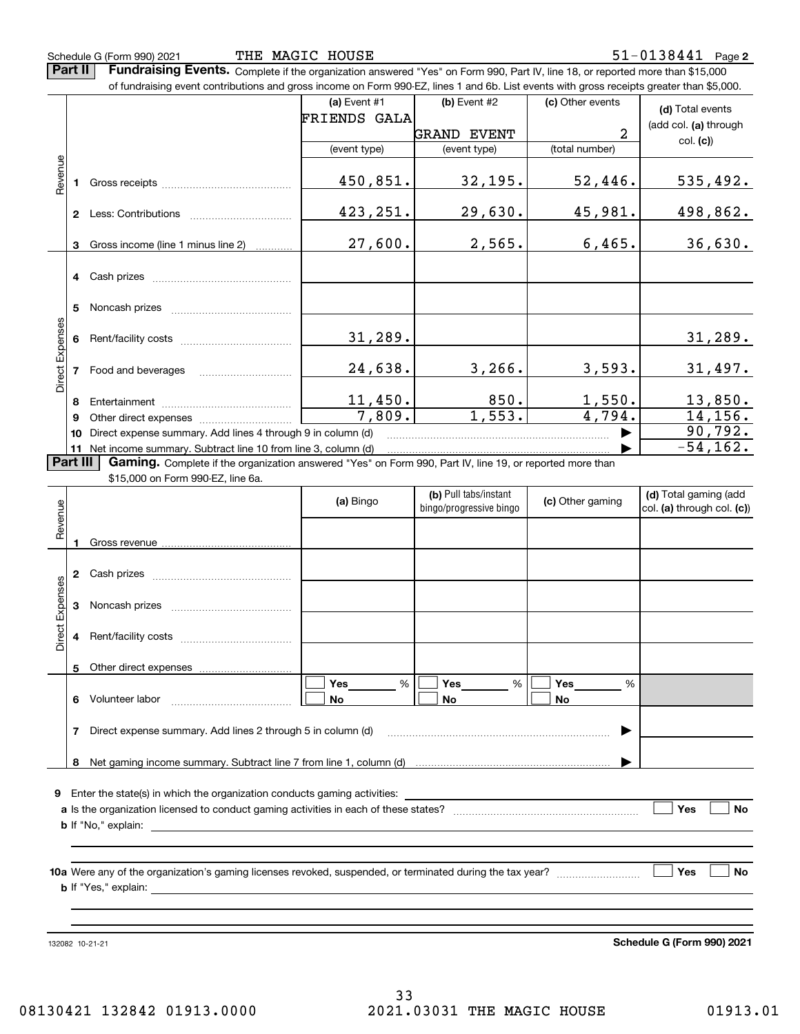Schedule G (Form 990) 2021 THE MAGIC HOUSE 51-0138441 Page **2**

**Part II** **Fundraising Events.** Complete if the organization answered "Yes" on Form 990, Part IV, line 18, or reported more than $15,000 of fundraising event contributions and gross income on Form 990-EZ, lines 1 and 6b. List events with gross receipts greater than $5,000.

| | | (a) Event #1 | (b) Event #2 | (c) Other events | (d) Total events (add col. (a) through col. (c)) |
|---|---|---|---|---|---|
| | | FRIENDS GALA | GRAND EVENT | 2 | |
| | | (event type) | (event type) | (total number) | |
| Revenue | 1 Gross receipts | 450,851. | 32,195. | 52,446. | 535,492. |
| | 2 Less: Contributions | 423,251. | 29,630. | 45,981. | 498,862. |
| | 3 Gross income (line 1 minus line 2) | 27,600. | 2,565. | 6,465. | 36,630. |
| Direct Expenses | 4 Cash prizes | | | | |
| | 5 Noncash prizes | | | | |
| | 6 Rent/facility costs | 31,289. | | | 31,289. |
| | 7 Food and beverages | 24,638. | 3,266. | 3,593. | 31,497. |
| | 8 Entertainment | 11,450. | 850. | 1,550. | 13,850. |
| | 9 Other direct expenses | 7,809. | 1,553. | 4,794. | 14,156. |
| | 10 Direct expense summary. Add lines 4 through 9 in column (d) | | | | 90,792. |
| | 11 Net income summary. Subtract line 10 from line 3, column (d) | | | | -54,162. |

**Part III** **Gaming.** Complete if the organization answered "Yes" on Form 990, Part IV, line 19, or reported more than $15,000 on Form 990-EZ, line 6a.

| | | (a) Bingo | (b) Pull tabs/instant bingo/progressive bingo | (c) Other gaming | (d) Total gaming (add col. (a) through col. (c)) |
|---|---|---|---|---|---|
| Revenue | 1 Gross revenue | | | | |
| Direct Expenses | 2 Cash prizes | | | | |
| | 3 Noncash prizes | | | | |
| | 4 Rent/facility costs | | | | |
| | 5 Other direct expenses | | | | |
| | 6 Volunteer labor | Yes ____ % / No | Yes ____ % / No | Yes ____ % / No | |
| | 7 Direct expense summary. Add lines 2 through 5 in column (d) | | | | |
| | 8 Net gaming income summary. Subtract line 7 from line 1, column (d) | | | | |

**9** Enter the state(s) in which the organization conducts gaming activities:

**a** Is the organization licensed to conduct gaming activities in each of these states? ☐ Yes ☐ No

**b** If "No," explain:

**10a** Were any of the organization's gaming licenses revoked, suspended, or terminated during the tax year? ☐ Yes ☐ No

**b** If "Yes," explain:

132082 10-21-21 **Schedule G (Form 990) 2021**

08130421 132842 01913.0000 2021.03031 THE MAGIC HOUSE 01913.01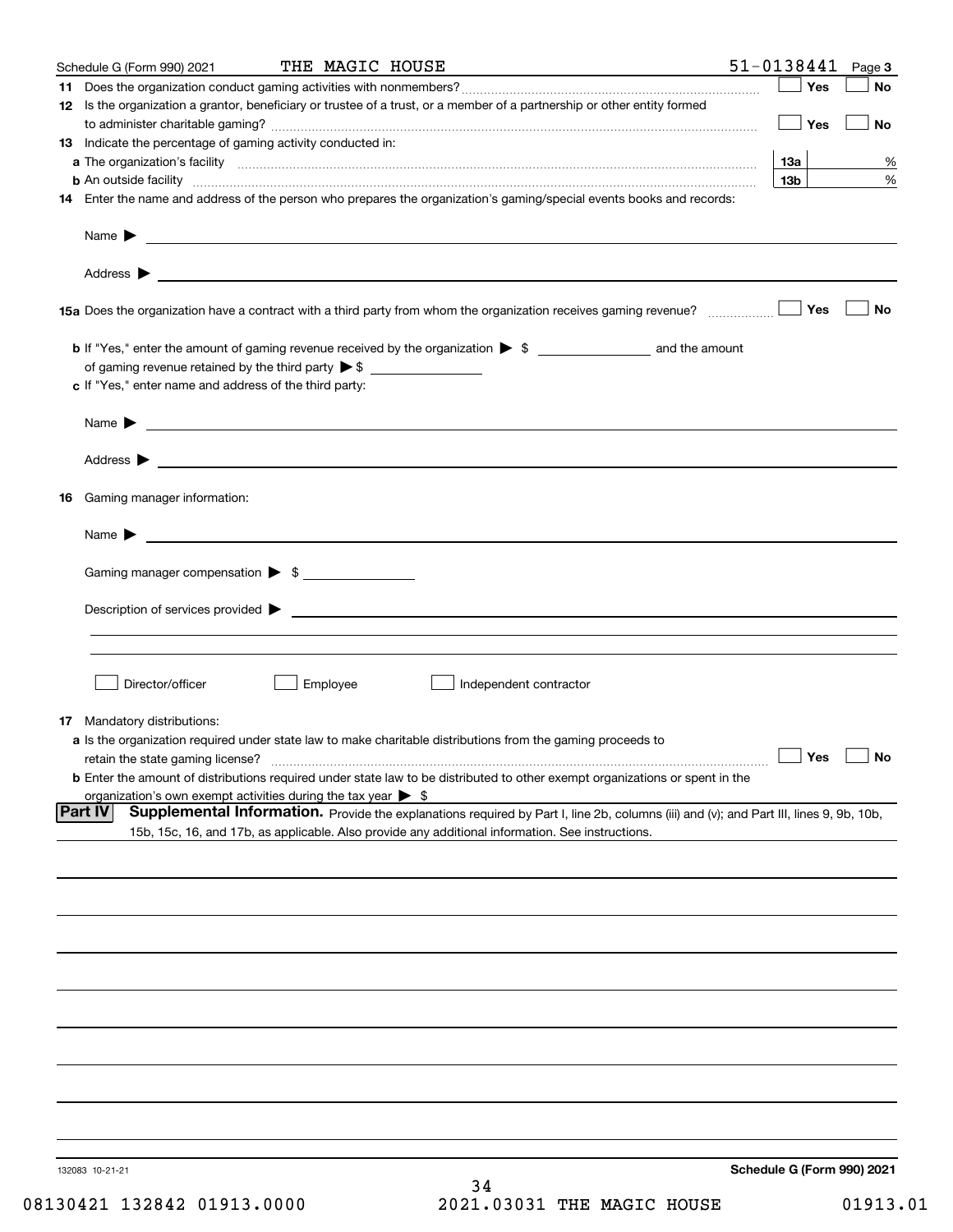Schedule G (Form 990) 2021 THE MAGIC HOUSE 51-0138441 Page 3

**11** Does the organization conduct gaming activities with nonmembers? ☐ Yes ☐ No

**12** Is the organization a grantor, beneficiary or trustee of a trust, or a member of a partnership or other entity formed to administer charitable gaming? ☐ Yes ☐ No

**13** Indicate the percentage of gaming activity conducted in:

**a** The organization's facility | 13a | %

**b** An outside facility | 13b | %

**14** Enter the name and address of the person who prepares the organization's gaming/special events books and records:

Name ▶

Address ▶

**15a** Does the organization have a contract with a third party from whom the organization receives gaming revenue? ☐ Yes ☐ No

**b** If "Yes," enter the amount of gaming revenue received by the organization ▶ $ ______ and the amount of gaming revenue retained by the third party ▶ $ ______

**c** If "Yes," enter name and address of the third party:

Name ▶

Address ▶

**16** Gaming manager information:

Name ▶

Gaming manager compensation ▶ $

Description of services provided ▶

☐ Director/officer ☐ Employee ☐ Independent contractor

**17** Mandatory distributions:

**a** Is the organization required under state law to make charitable distributions from the gaming proceeds to retain the state gaming license? ☐ Yes ☐ No

**b** Enter the amount of distributions required under state law to be distributed to other exempt organizations or spent in the organization's own exempt activities during the tax year ▶ $

**Part IV** **Supplemental Information.** Provide the explanations required by Part I, line 2b, columns (iii) and (v); and Part III, lines 9, 9b, 10b, 15b, 15c, 16, and 17b, as applicable. Also provide any additional information. See instructions.

132083 10-21-21 **Schedule G (Form 990) 2021**

08130421 132842 01913.0000 2021.03031 THE MAGIC HOUSE 01913.01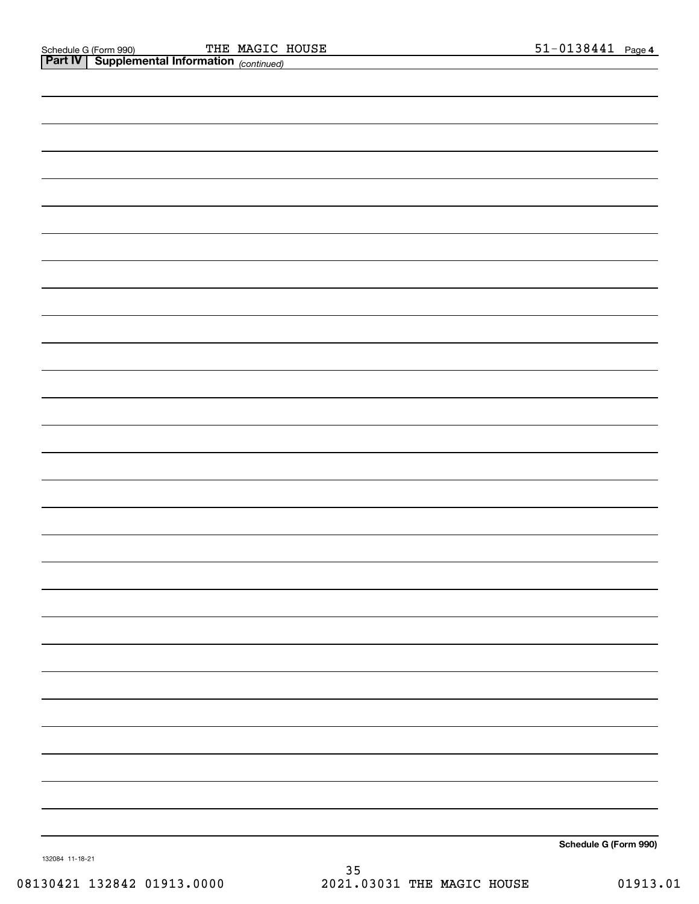Schedule G (Form 990)     THE MAGIC HOUSE     51-0138441 Page 4

**Part IV | Supplemental Information** *(continued)*

**Schedule G (Form 990)**

132084 11-18-21

08130421 132842 01913.0000     2021.03031 THE MAGIC HOUSE     01913.01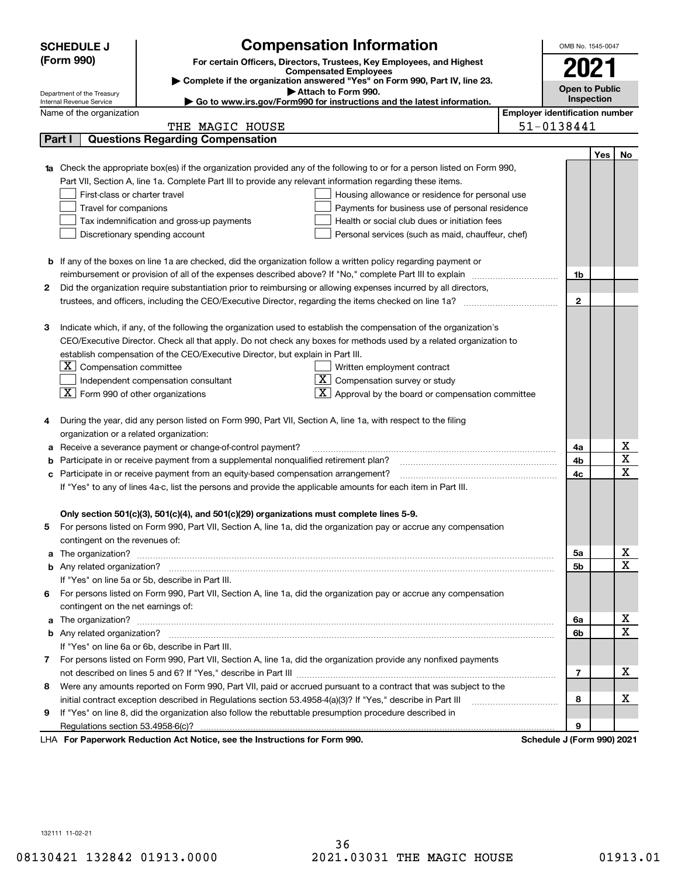**SCHEDULE J (Form 990)**

# Compensation Information

**For certain Officers, Directors, Trustees, Key Employees, and Highest Compensated Employees**

▶ Complete if the organization answered "Yes" on Form 990, Part IV, line 23.
▶ Attach to Form 990.
▶ Go to www.irs.gov/Form990 for instructions and the latest information.

Department of the Treasury
Internal Revenue Service

OMB No. 1545-0047

**2021**

**Open to Public Inspection**

Name of the organization: THE MAGIC HOUSE

Employer identification number: 51-0138441

## Part I Questions Regarding Compensation

| | | | Yes | No |
|---|---|---|---|---|
| **1a** | Check the appropriate box(es) if the organization provided any of the following to or for a person listed on Form 990, Part VII, Section A, line 1a. Complete Part III to provide any relevant information regarding these items.<br>☐ First-class or charter travel ☐ Housing allowance or residence for personal use<br>☐ Travel for companions ☐ Payments for business use of personal residence<br>☐ Tax indemnification and gross-up payments ☐ Health or social club dues or initiation fees<br>☐ Discretionary spending account ☐ Personal services (such as maid, chauffeur, chef) | | | |
| **b** | If any of the boxes on line 1a are checked, did the organization follow a written policy regarding payment or reimbursement or provision of all of the expenses described above? If "No," complete Part III to explain | 1b | | |
| **2** | Did the organization require substantiation prior to reimbursing or allowing expenses incurred by all directors, trustees, and officers, including the CEO/Executive Director, regarding the items checked on line 1a? | 2 | | |
| **3** | Indicate which, if any, of the following the organization used to establish the compensation of the organization's CEO/Executive Director. Check all that apply. Do not check any boxes for methods used by a related organization to establish compensation of the CEO/Executive Director, but explain in Part III.<br>☒ Compensation committee ☐ Written employment contract<br>☐ Independent compensation consultant ☒ Compensation survey or study<br>☒ Form 990 of other organizations ☒ Approval by the board or compensation committee | | | |
| **4** | During the year, did any person listed on Form 990, Part VII, Section A, line 1a, with respect to the filing organization or a related organization: | | | |
| **a** | Receive a severance payment or change-of-control payment? | 4a | | X |
| **b** | Participate in or receive payment from a supplemental nonqualified retirement plan? | 4b | | X |
| **c** | Participate in or receive payment from an equity-based compensation arrangement? | 4c | | X |
| | If "Yes" to any of lines 4a-c, list the persons and provide the applicable amounts for each item in Part III. | | | |
| | **Only section 501(c)(3), 501(c)(4), and 501(c)(29) organizations must complete lines 5-9.** | | | |
| **5** | For persons listed on Form 990, Part VII, Section A, line 1a, did the organization pay or accrue any compensation contingent on the revenues of: | | | |
| **a** | The organization? | 5a | | X |
| **b** | Any related organization? | 5b | | X |
| | If "Yes" on line 5a or 5b, describe in Part III. | | | |
| **6** | For persons listed on Form 990, Part VII, Section A, line 1a, did the organization pay or accrue any compensation contingent on the net earnings of: | | | |
| **a** | The organization? | 6a | | X |
| **b** | Any related organization? | 6b | | X |
| | If "Yes" on line 6a or 6b, describe in Part III. | | | |
| **7** | For persons listed on Form 990, Part VII, Section A, line 1a, did the organization provide any nonfixed payments not described on lines 5 and 6? If "Yes," describe in Part III | 7 | | X |
| **8** | Were any amounts reported on Form 990, Part VII, paid or accrued pursuant to a contract that was subject to the initial contract exception described in Regulations section 53.4958-4(a)(3)? If "Yes," describe in Part III | 8 | | X |
| **9** | If "Yes" on line 8, did the organization also follow the rebuttable presumption procedure described in Regulations section 53.4958-6(c)? | 9 | | |

LHA **For Paperwork Reduction Act Notice, see the Instructions for Form 990.** **Schedule J (Form 990) 2021**

132111 11-02-21

08130421 132842 01913.0000 2021.03031 THE MAGIC HOUSE 01913.01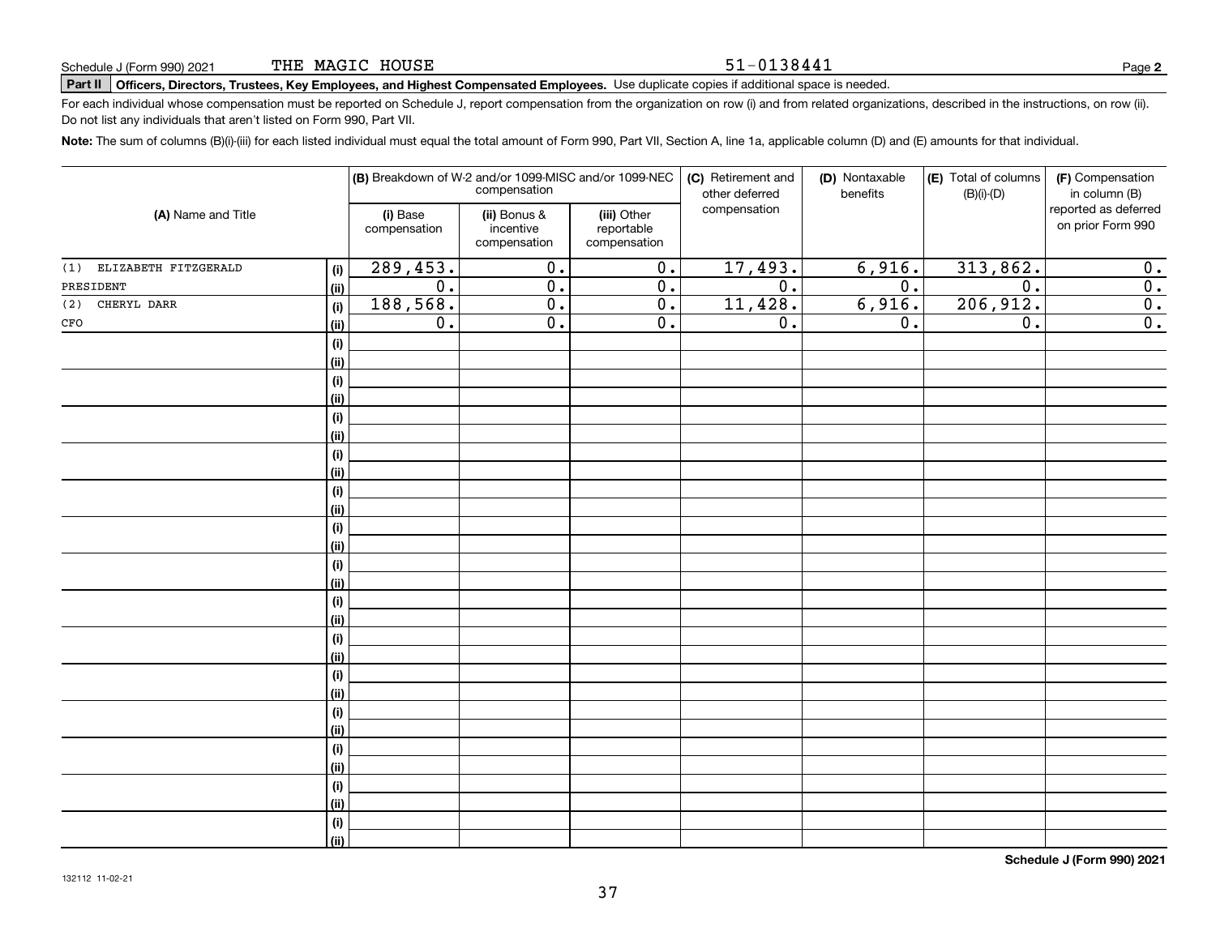Schedule J (Form 990) 2021 THE MAGIC HOUSE 51-0138441

**Part II** **Officers, Directors, Trustees, Key Employees, and Highest Compensated Employees.** Use duplicate copies if additional space is needed.

For each individual whose compensation must be reported on Schedule J, report compensation from the organization on row (i) and from related organizations, described in the instructions, on row (ii). Do not list any individuals that aren't listed on Form 990, Part VII.

**Note:** The sum of columns (B)(i)-(iii) for each listed individual must equal the total amount of Form 990, Part VII, Section A, line 1a, applicable column (D) and (E) amounts for that individual.

| (A) Name and Title | | (B) Breakdown of W-2 and/or 1099-MISC and/or 1099-NEC compensation | | | (C) Retirement and other deferred compensation | (D) Nontaxable benefits | (E) Total of columns (B)(i)-(D) | (F) Compensation in column (B) reported as deferred on prior Form 990 |
|---|---|---|---|---|---|---|---|---|
| | | (i) Base compensation | (ii) Bonus & incentive compensation | (iii) Other reportable compensation | | | | |
| (1) ELIZABETH FITZGERALD | (i) | 289,453. | 0. | 0. | 17,493. | 6,916. | 313,862. | 0. |
| PRESIDENT | (ii) | 0. | 0. | 0. | 0. | 0. | 0. | 0. |
| (2) CHERYL DARR | (i) | 188,568. | 0. | 0. | 11,428. | 6,916. | 206,912. | 0. |
| CFO | (ii) | 0. | 0. | 0. | 0. | 0. | 0. | 0. |

**Schedule J (Form 990) 2021**

132112 11-02-21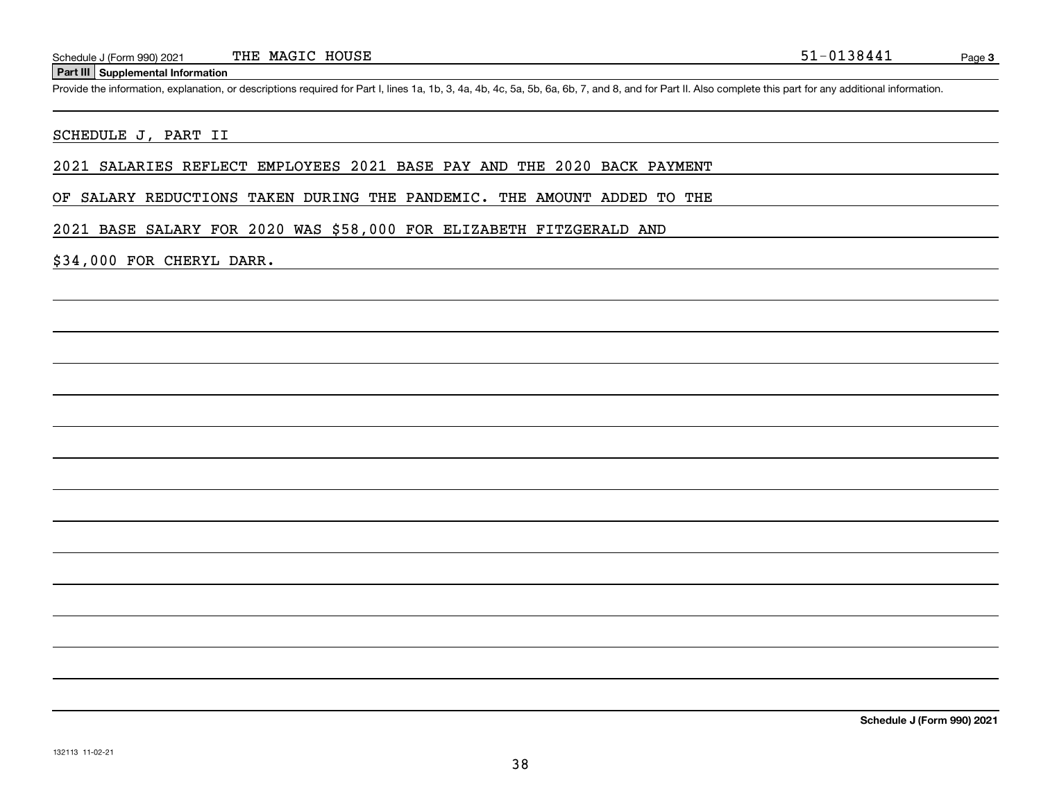**Part III Supplemental Information**

Provide the information, explanation, or descriptions required for Part I, lines 1a, 1b, 3, 4a, 4b, 4c, 5a, 5b, 6a, 6b, 7, and 8, and for Part II. Also complete this part for any additional information.

SCHEDULE J, PART II

2021 SALARIES REFLECT EMPLOYEES 2021 BASE PAY AND THE 2020 BACK PAYMENT OF SALARY REDUCTIONS TAKEN DURING THE PANDEMIC. THE AMOUNT ADDED TO THE 2021 BASE SALARY FOR 2020 WAS $58,000 FOR ELIZABETH FITZGERALD AND $34,000 FOR CHERYL DARR.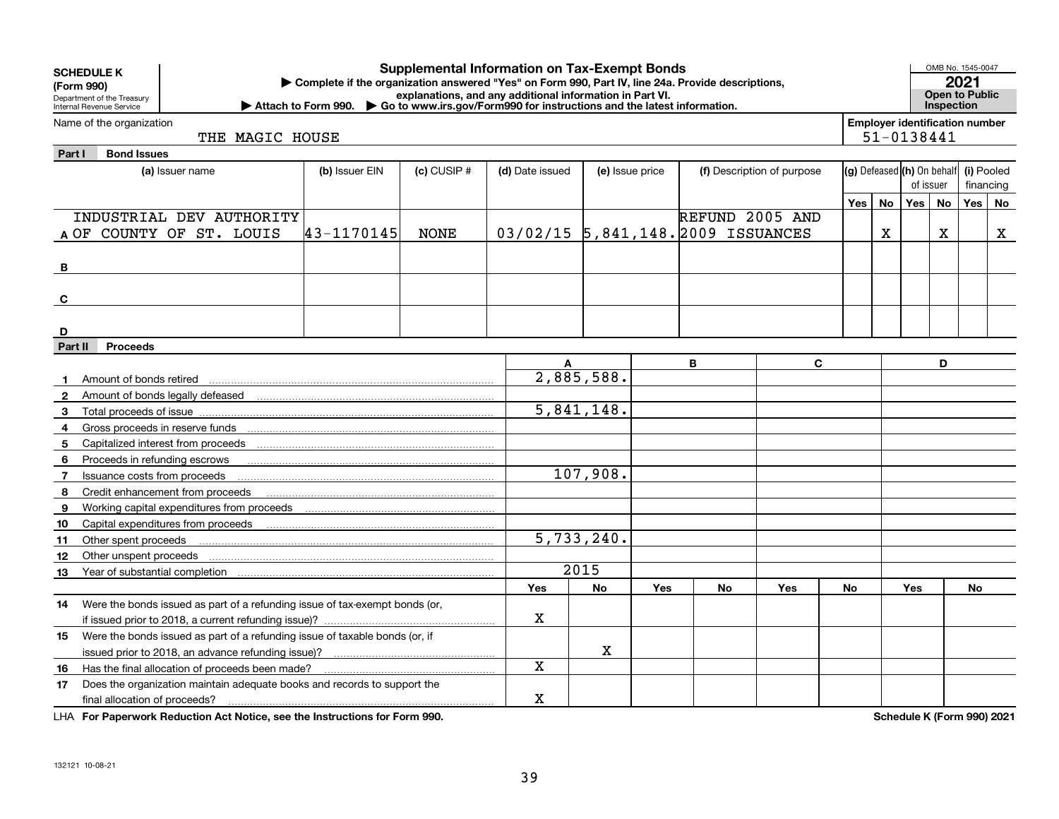**SCHEDULE K**
**(Form 990)**
Department of the Treasury
Internal Revenue Service

# Supplemental Information on Tax-Exempt Bonds

▶ Complete if the organization answered "Yes" on Form 990, Part IV, line 24a. Provide descriptions, explanations, and any additional information in Part VI.
▶ Attach to Form 990. ▶ Go to www.irs.gov/Form990 for instructions and the latest information.

OMB No. 1545-0047
**2021**
**Open to Public Inspection**

Name of the organization: THE MAGIC HOUSE

**Employer identification number:** 51-0138441

## Part I Bond Issues

| | (a) Issuer name | (b) Issuer EIN | (c) CUSIP # | (d) Date issued | (e) Issue price | (f) Description of purpose | (g) Defeased Yes | (g) Defeased No | (h) On behalf of issuer Yes | (h) On behalf of issuer No | (i) Pooled financing Yes | (i) Pooled financing No |
|---|---|---|---|---|---|---|---|---|---|---|---|---|
| A | INDUSTRIAL DEV AUTHORITY OF COUNTY OF ST. LOUIS | 43-1170145 | NONE | 03/02/15 | 5,841,148. | REFUND 2005 AND 2009 ISSUANCES | | X | | X | | X |
| B | | | | | | | | | | | | |
| C | | | | | | | | | | | | |
| D | | | | | | | | | | | | |

## Part II Proceeds

| | | A | B | C | D |
|---|---|---|---|---|---|
| 1 | Amount of bonds retired | 2,885,588. | | | |
| 2 | Amount of bonds legally defeased | | | | |
| 3 | Total proceeds of issue | 5,841,148. | | | |
| 4 | Gross proceeds in reserve funds | | | | |
| 5 | Capitalized interest from proceeds | | | | |
| 6 | Proceeds in refunding escrows | | | | |
| 7 | Issuance costs from proceeds | 107,908. | | | |
| 8 | Credit enhancement from proceeds | | | | |
| 9 | Working capital expenditures from proceeds | | | | |
| 10 | Capital expenditures from proceeds | | | | |
| 11 | Other spent proceeds | 5,733,240. | | | |
| 12 | Other unspent proceeds | | | | |
| 13 | Year of substantial completion | 2015 | | | |

| | | A Yes | A No | B Yes | B No | C Yes | C No | D Yes | D No |
|---|---|---|---|---|---|---|---|---|---|
| 14 | Were the bonds issued as part of a refunding issue of tax-exempt bonds (or, if issued prior to 2018, a current refunding issue)? | X | | | | | | | |
| 15 | Were the bonds issued as part of a refunding issue of taxable bonds (or, if issued prior to 2018, an advance refunding issue)? | | X | | | | | | |
| 16 | Has the final allocation of proceeds been made? | X | | | | | | | |
| 17 | Does the organization maintain adequate books and records to support the final allocation of proceeds? | X | | | | | | | |

LHA **For Paperwork Reduction Act Notice, see the Instructions for Form 990.** **Schedule K (Form 990) 2021**

132121 10-08-21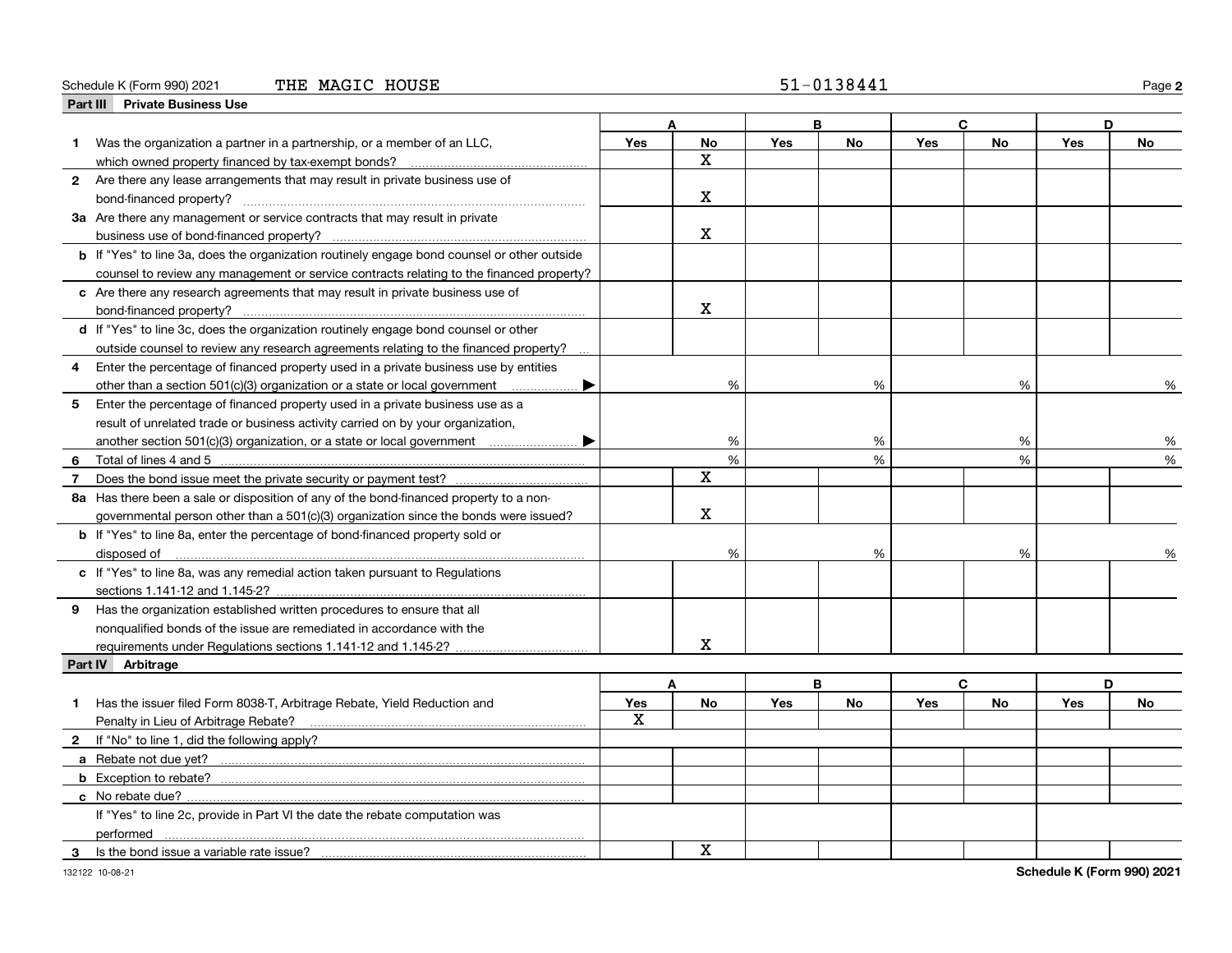Schedule K (Form 990) 2021 THE MAGIC HOUSE 51-0138441

## Part III Private Business Use

| | A | | B | | C | | D | |
|---|---|---|---|---|---|---|---|---|
| | Yes | No | Yes | No | Yes | No | Yes | No |
| **1** Was the organization a partner in a partnership, or a member of an LLC, which owned property financed by tax-exempt bonds? | | X | | | | | | |
| **2** Are there any lease arrangements that may result in private business use of bond-financed property? | | X | | | | | | |
| **3a** Are there any management or service contracts that may result in private business use of bond-financed property? | | X | | | | | | |
| **b** If "Yes" to line 3a, does the organization routinely engage bond counsel or other outside counsel to review any management or service contracts relating to the financed property? | | | | | | | | |
| **c** Are there any research agreements that may result in private business use of bond-financed property? | | X | | | | | | |
| **d** If "Yes" to line 3c, does the organization routinely engage bond counsel or other outside counsel to review any research agreements relating to the financed property? | | | | | | | | |
| **4** Enter the percentage of financed property used in a private business use by entities other than a section 501(c)(3) organization or a state or local government ▶ | | % | | % | | % | | % |
| **5** Enter the percentage of financed property used in a private business use as a result of unrelated trade or business activity carried on by your organization, another section 501(c)(3) organization, or a state or local government ▶ | | % | | % | | % | | % |
| **6** Total of lines 4 and 5 | | % | | % | | % | | % |
| **7** Does the bond issue meet the private security or payment test? | | X | | | | | | |
| **8a** Has there been a sale or disposition of any of the bond-financed property to a non-governmental person other than a 501(c)(3) organization since the bonds were issued? | | X | | | | | | |
| **b** If "Yes" to line 8a, enter the percentage of bond-financed property sold or disposed of | | % | | % | | % | | % |
| **c** If "Yes" to line 8a, was any remedial action taken pursuant to Regulations sections 1.141-12 and 1.145-2? | | | | | | | | |
| **9** Has the organization established written procedures to ensure that all nonqualified bonds of the issue are remediated in accordance with the requirements under Regulations sections 1.141-12 and 1.145-2? | | X | | | | | | |

## Part IV Arbitrage

| | A | | B | | C | | D | |
|---|---|---|---|---|---|---|---|---|
| | Yes | No | Yes | No | Yes | No | Yes | No |
| **1** Has the issuer filed Form 8038-T, Arbitrage Rebate, Yield Reduction and Penalty in Lieu of Arbitrage Rebate? | X | | | | | | | |
| **2** If "No" to line 1, did the following apply? | | | | | | | | |
| **a** Rebate not due yet? | | | | | | | | |
| **b** Exception to rebate? | | | | | | | | |
| **c** No rebate due? | | | | | | | | |
| If "Yes" to line 2c, provide in Part VI the date the rebate computation was performed | | | | | | | | |
| **3** Is the bond issue a variable rate issue? | | X | | | | | | |

132122 10-08-21 Schedule K (Form 990) 2021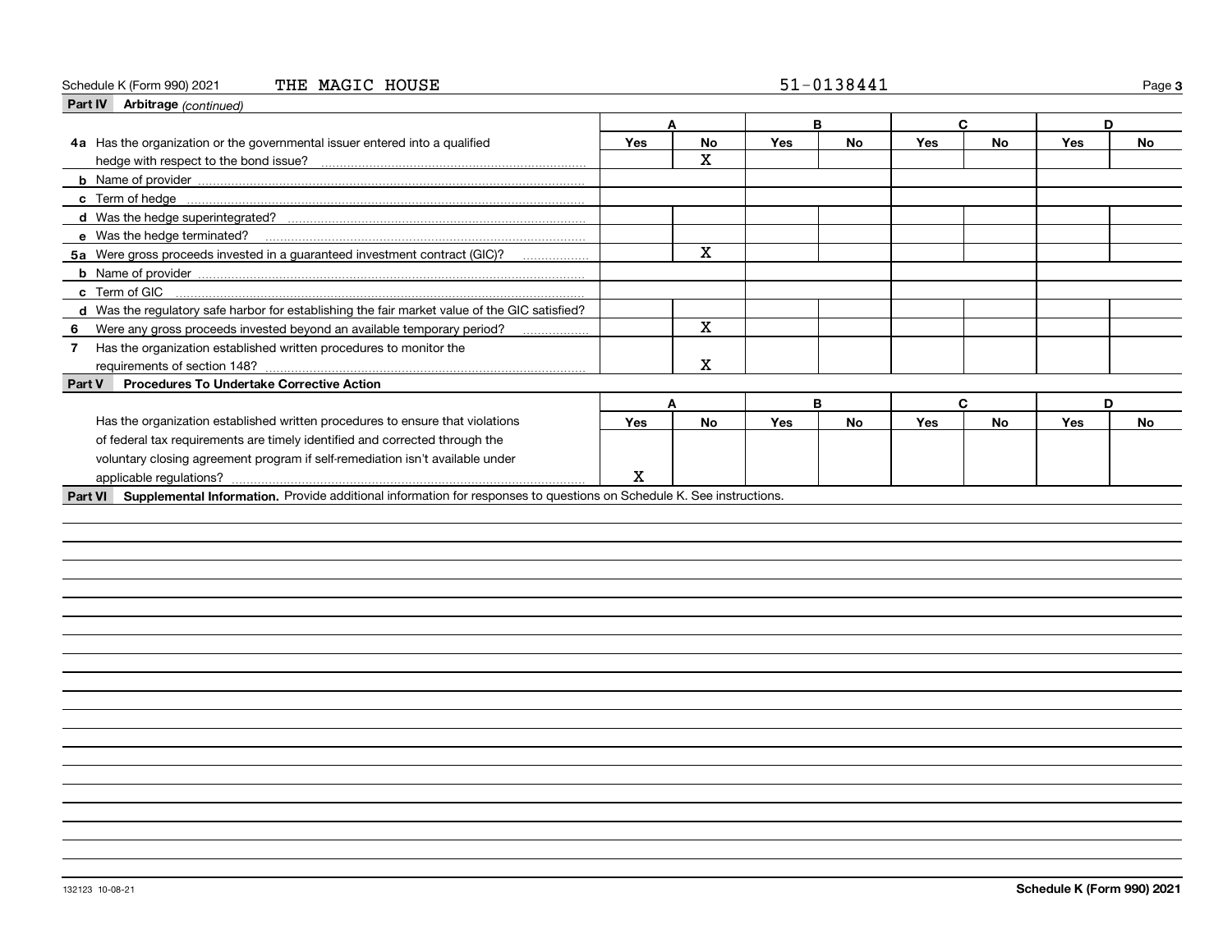Schedule K (Form 990) 2021 THE MAGIC HOUSE 51-0138441

**Part IV Arbitrage** *(continued)*

| | A | | B | | C | | D | |
|---|---|---|---|---|---|---|---|---|
| | Yes | No | Yes | No | Yes | No | Yes | No |
| **4a** Has the organization or the governmental issuer entered into a qualified hedge with respect to the bond issue? | | X | | | | | | |
| **b** Name of provider | | | | | | | | |
| **c** Term of hedge | | | | | | | | |
| **d** Was the hedge superintegrated? | | | | | | | | |
| **e** Was the hedge terminated? | | | | | | | | |
| **5a** Were gross proceeds invested in a guaranteed investment contract (GIC)? | | X | | | | | | |
| **b** Name of provider | | | | | | | | |
| **c** Term of GIC | | | | | | | | |
| **d** Was the regulatory safe harbor for establishing the fair market value of the GIC satisfied? | | | | | | | | |
| **6** Were any gross proceeds invested beyond an available temporary period? | | X | | | | | | |
| **7** Has the organization established written procedures to monitor the requirements of section 148? | | X | | | | | | |

**Part V Procedures To Undertake Corrective Action**

| | A | | B | | C | | D | |
|---|---|---|---|---|---|---|---|---|
| | Yes | No | Yes | No | Yes | No | Yes | No |
| Has the organization established written procedures to ensure that violations of federal tax requirements are timely identified and corrected through the voluntary closing agreement program if self-remediation isn't available under applicable regulations? | X | | | | | | | |

**Part VI Supplemental Information.** Provide additional information for responses to questions on Schedule K. See instructions.

132123 10-08-21

**Schedule K (Form 990) 2021**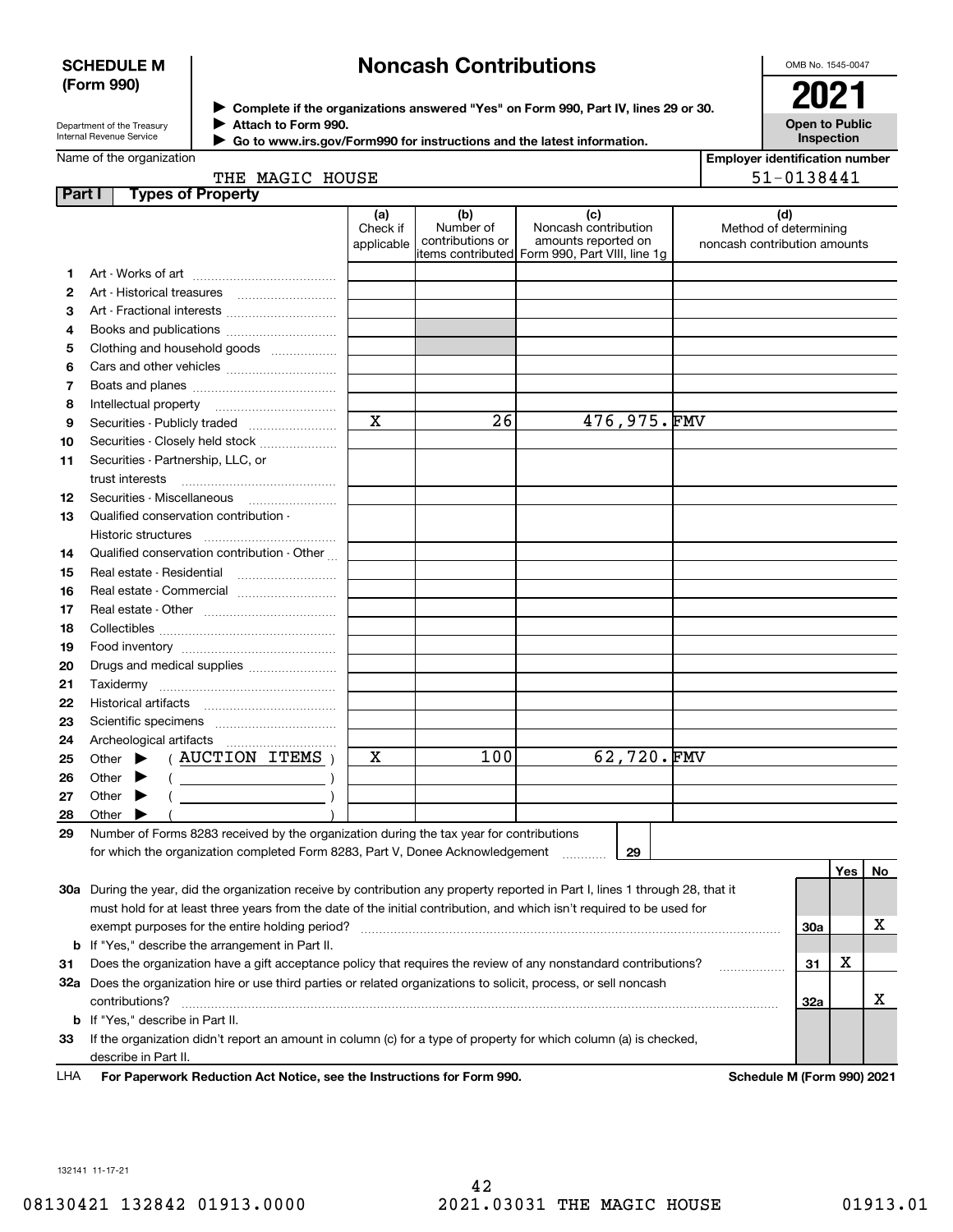**SCHEDULE M (Form 990)**

Department of the Treasury
Internal Revenue Service

# Noncash Contributions

▶ Complete if the organizations answered "Yes" on Form 990, Part IV, lines 29 or 30.
▶ Attach to Form 990.
▶ Go to www.irs.gov/Form990 for instructions and the latest information.

OMB No. 1545-0047

**2021**

**Open to Public Inspection**

Name of the organization: THE MAGIC HOUSE

Employer identification number: 51-0138441

**Part I Types of Property**

| | | (a) Check if applicable | (b) Number of contributions or items contributed | (c) Noncash contribution amounts reported on Form 990, Part VIII, line 1g | (d) Method of determining noncash contribution amounts |
|---|---|---|---|---|---|
| 1 | Art - Works of art | | | | |
| 2 | Art - Historical treasures | | | | |
| 3 | Art - Fractional interests | | | | |
| 4 | Books and publications | | | | |
| 5 | Clothing and household goods | | | | |
| 6 | Cars and other vehicles | | | | |
| 7 | Boats and planes | | | | |
| 8 | Intellectual property | | | | |
| 9 | Securities - Publicly traded | X | 26 | 476,975. | FMV |
| 10 | Securities - Closely held stock | | | | |
| 11 | Securities - Partnership, LLC, or trust interests | | | | |
| 12 | Securities - Miscellaneous | | | | |
| 13 | Qualified conservation contribution - Historic structures | | | | |
| 14 | Qualified conservation contribution - Other | | | | |
| 15 | Real estate - Residential | | | | |
| 16 | Real estate - Commercial | | | | |
| 17 | Real estate - Other | | | | |
| 18 | Collectibles | | | | |
| 19 | Food inventory | | | | |
| 20 | Drugs and medical supplies | | | | |
| 21 | Taxidermy | | | | |
| 22 | Historical artifacts | | | | |
| 23 | Scientific specimens | | | | |
| 24 | Archeological artifacts | | | | |
| 25 | Other ▶ ( AUCTION ITEMS ) | X | 100 | 62,720. | FMV |
| 26 | Other ▶ ( ) | | | | |
| 27 | Other ▶ ( ) | | | | |
| 28 | Other ▶ ( ) | | | | |

29 Number of Forms 8283 received by the organization during the tax year for contributions for which the organization completed Form 8283, Part V, Donee Acknowledgement ..... 29

| | | | Yes | No |
|---|---|---|---|---|
| 30a | During the year, did the organization receive by contribution any property reported in Part I, lines 1 through 28, that it must hold for at least three years from the date of the initial contribution, and which isn't required to be used for exempt purposes for the entire holding period? | 30a | | X |
| b | If "Yes," describe the arrangement in Part II. | | | |
| 31 | Does the organization have a gift acceptance policy that requires the review of any nonstandard contributions? | 31 | X | |
| 32a | Does the organization hire or use third parties or related organizations to solicit, process, or sell noncash contributions? | 32a | | X |
| b | If "Yes," describe in Part II. | | | |
| 33 | If the organization didn't report an amount in column (c) for a type of property for which column (a) is checked, describe in Part II. | | | |

LHA For Paperwork Reduction Act Notice, see the Instructions for Form 990. Schedule M (Form 990) 2021

132141 11-17-21

08130421 132842 01913.0000 2021.03031 THE MAGIC HOUSE 01913.01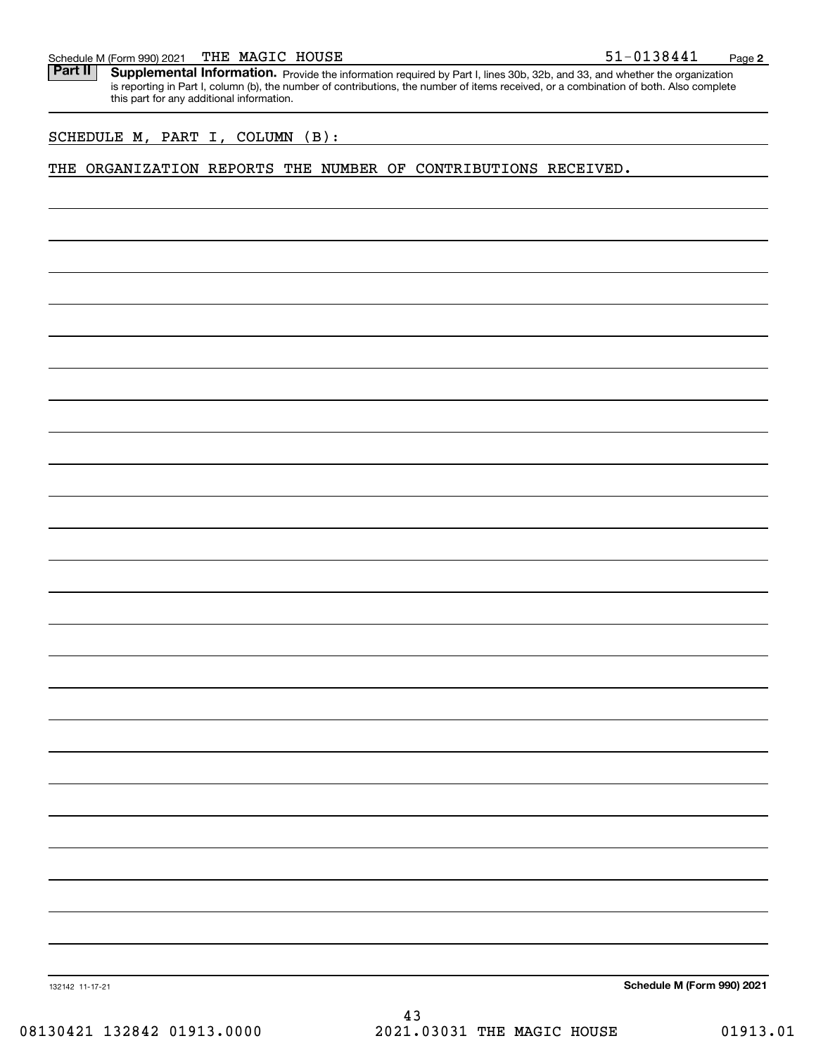Schedule M (Form 990) 2021 THE MAGIC HOUSE 51-0138441 Page **2**

**Part II** **Supplemental Information.** Provide the information required by Part I, lines 30b, 32b, and 33, and whether the organization is reporting in Part I, column (b), the number of contributions, the number of items received, or a combination of both. Also complete this part for any additional information.

SCHEDULE M, PART I, COLUMN (B):

THE ORGANIZATION REPORTS THE NUMBER OF CONTRIBUTIONS RECEIVED.

132142 11-17-21 **Schedule M (Form 990) 2021**

08130421 132842 01913.0000 2021.03031 THE MAGIC HOUSE 01913.01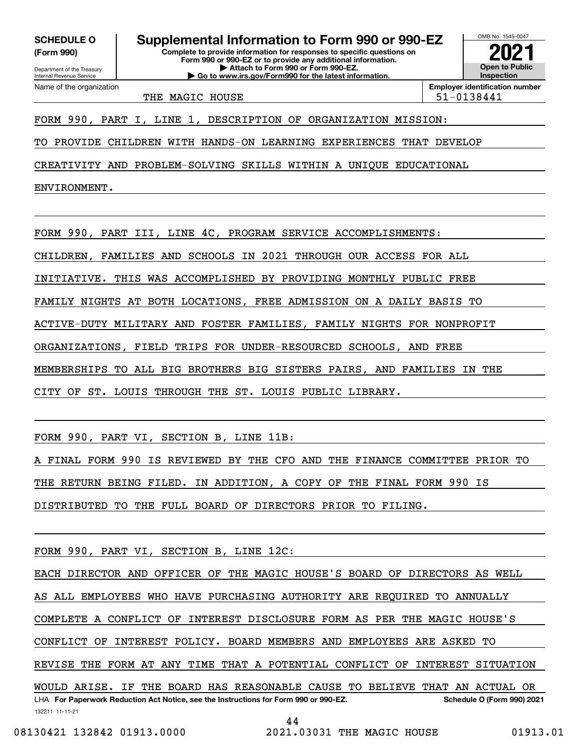**SCHEDULE O (Form 990)**

Department of the Treasury
Internal Revenue Service

# Supplemental Information to Form 990 or 990-EZ

**Complete to provide information for responses to specific questions on Form 990 or 990-EZ or to provide any additional information.**
**▶ Attach to Form 990 or Form 990-EZ.**
**▶ Go to www.irs.gov/Form990 for the latest information.**

OMB No. 1545-0047

**2021**

**Open to Public Inspection**

Name of the organization: THE MAGIC HOUSE

**Employer identification number**: 51-0138441

FORM 990, PART I, LINE 1, DESCRIPTION OF ORGANIZATION MISSION:

TO PROVIDE CHILDREN WITH HANDS-ON LEARNING EXPERIENCES THAT DEVELOP CREATIVITY AND PROBLEM-SOLVING SKILLS WITHIN A UNIQUE EDUCATIONAL ENVIRONMENT.

FORM 990, PART III, LINE 4C, PROGRAM SERVICE ACCOMPLISHMENTS:

CHILDREN, FAMILIES AND SCHOOLS IN 2021 THROUGH OUR ACCESS FOR ALL INITIATIVE. THIS WAS ACCOMPLISHED BY PROVIDING MONTHLY PUBLIC FREE FAMILY NIGHTS AT BOTH LOCATIONS, FREE ADMISSION ON A DAILY BASIS TO ACTIVE-DUTY MILITARY AND FOSTER FAMILIES, FAMILY NIGHTS FOR NONPROFIT ORGANIZATIONS, FIELD TRIPS FOR UNDER-RESOURCED SCHOOLS, AND FREE MEMBERSHIPS TO ALL BIG BROTHERS BIG SISTERS PAIRS, AND FAMILIES IN THE CITY OF ST. LOUIS THROUGH THE ST. LOUIS PUBLIC LIBRARY.

FORM 990, PART VI, SECTION B, LINE 11B:

A FINAL FORM 990 IS REVIEWED BY THE CFO AND THE FINANCE COMMITTEE PRIOR TO THE RETURN BEING FILED. IN ADDITION, A COPY OF THE FINAL FORM 990 IS DISTRIBUTED TO THE FULL BOARD OF DIRECTORS PRIOR TO FILING.

FORM 990, PART VI, SECTION B, LINE 12C:

EACH DIRECTOR AND OFFICER OF THE MAGIC HOUSE'S BOARD OF DIRECTORS AS WELL AS ALL EMPLOYEES WHO HAVE PURCHASING AUTHORITY ARE REQUIRED TO ANNUALLY COMPLETE A CONFLICT OF INTEREST DISCLOSURE FORM AS PER THE MAGIC HOUSE'S CONFLICT OF INTEREST POLICY. BOARD MEMBERS AND EMPLOYEES ARE ASKED TO REVISE THE FORM AT ANY TIME THAT A POTENTIAL CONFLICT OF INTEREST SITUATION WOULD ARISE. IF THE BOARD HAS REASONABLE CAUSE TO BELIEVE THAT AN ACTUAL OR

LHA **For Paperwork Reduction Act Notice, see the Instructions for Form 990 or 990-EZ.** **Schedule O (Form 990) 2021**

132211 11-11-21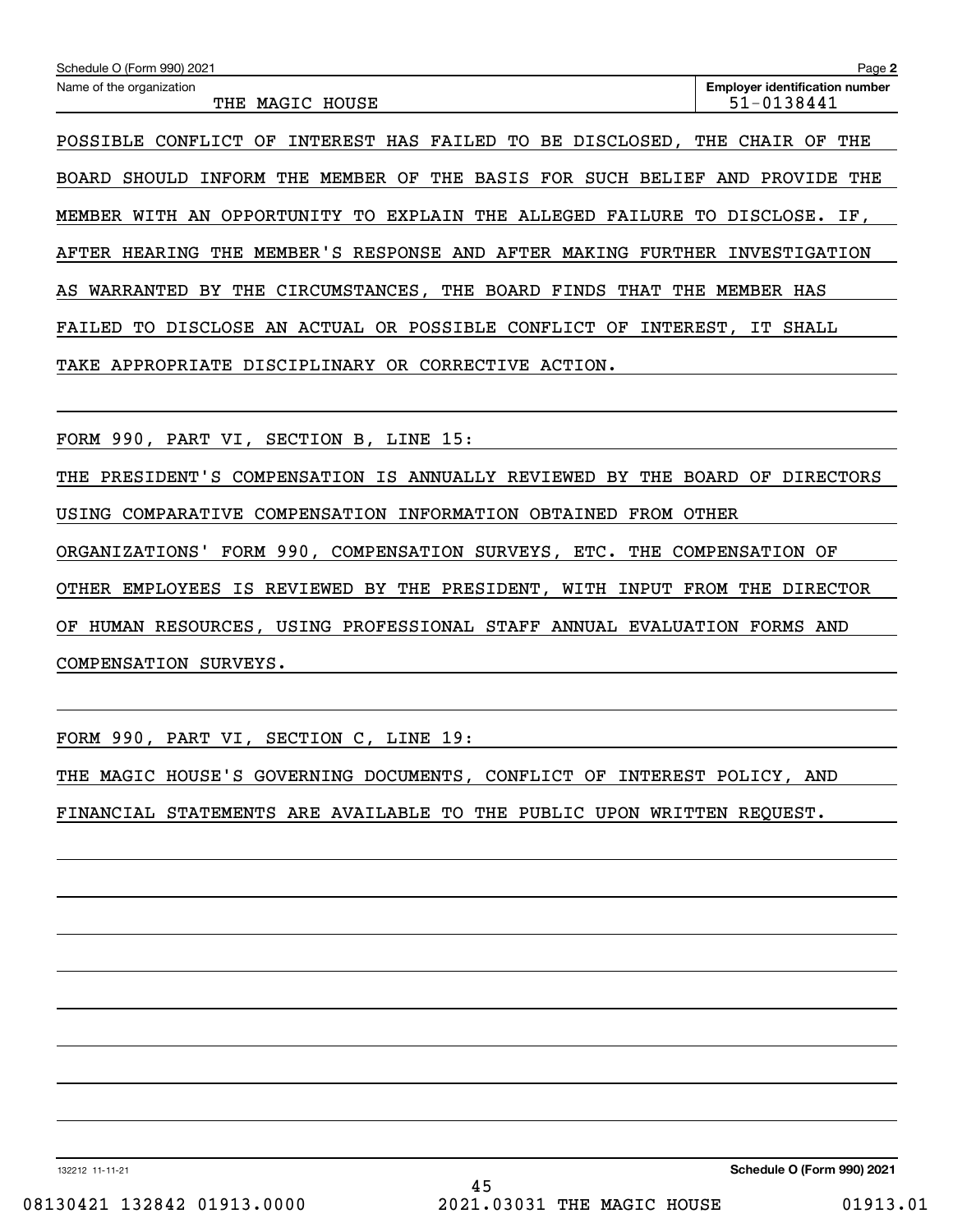Schedule O (Form 990) 2021 Page **2**

Name of the organization: THE MAGIC HOUSE

**Employer identification number:** 51-0138441

POSSIBLE CONFLICT OF INTEREST HAS FAILED TO BE DISCLOSED, THE CHAIR OF THE BOARD SHOULD INFORM THE MEMBER OF THE BASIS FOR SUCH BELIEF AND PROVIDE THE MEMBER WITH AN OPPORTUNITY TO EXPLAIN THE ALLEGED FAILURE TO DISCLOSE. IF, AFTER HEARING THE MEMBER'S RESPONSE AND AFTER MAKING FURTHER INVESTIGATION AS WARRANTED BY THE CIRCUMSTANCES, THE BOARD FINDS THAT THE MEMBER HAS FAILED TO DISCLOSE AN ACTUAL OR POSSIBLE CONFLICT OF INTEREST, IT SHALL TAKE APPROPRIATE DISCIPLINARY OR CORRECTIVE ACTION.

FORM 990, PART VI, SECTION B, LINE 15:

THE PRESIDENT'S COMPENSATION IS ANNUALLY REVIEWED BY THE BOARD OF DIRECTORS USING COMPARATIVE COMPENSATION INFORMATION OBTAINED FROM OTHER ORGANIZATIONS' FORM 990, COMPENSATION SURVEYS, ETC. THE COMPENSATION OF OTHER EMPLOYEES IS REVIEWED BY THE PRESIDENT, WITH INPUT FROM THE DIRECTOR OF HUMAN RESOURCES, USING PROFESSIONAL STAFF ANNUAL EVALUATION FORMS AND COMPENSATION SURVEYS.

FORM 990, PART VI, SECTION C, LINE 19:

THE MAGIC HOUSE'S GOVERNING DOCUMENTS, CONFLICT OF INTEREST POLICY, AND FINANCIAL STATEMENTS ARE AVAILABLE TO THE PUBLIC UPON WRITTEN REQUEST.

132212 11-11-21 **Schedule O (Form 990) 2021**

08130421 132842 01913.0000 2021.03031 THE MAGIC HOUSE 01913.01